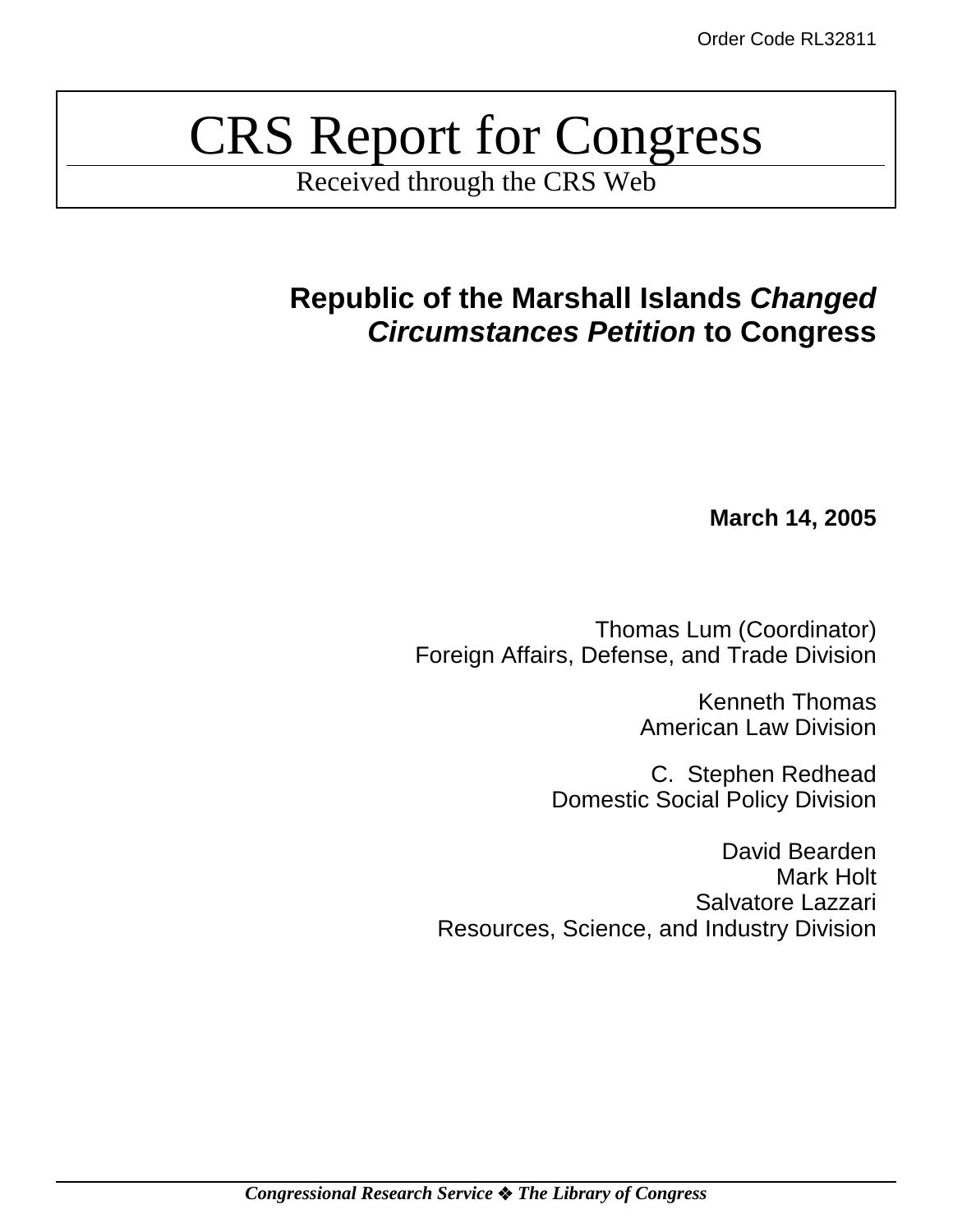Order Code RL32811

# CRS Report for Congress

Received through the CRS Web

## Republic of the Marshall Islands *Changed Circumstances Petition* to Congress

**March 14, 2005**

Thomas Lum (Coordinator)
Foreign Affairs, Defense, and Trade Division

Kenneth Thomas
American Law Division

C. Stephen Redhead
Domestic Social Policy Division

David Bearden
Mark Holt
Salvatore Lazzari
Resources, Science, and Industry Division

***Congressional Research Service ❖ The Library of Congress***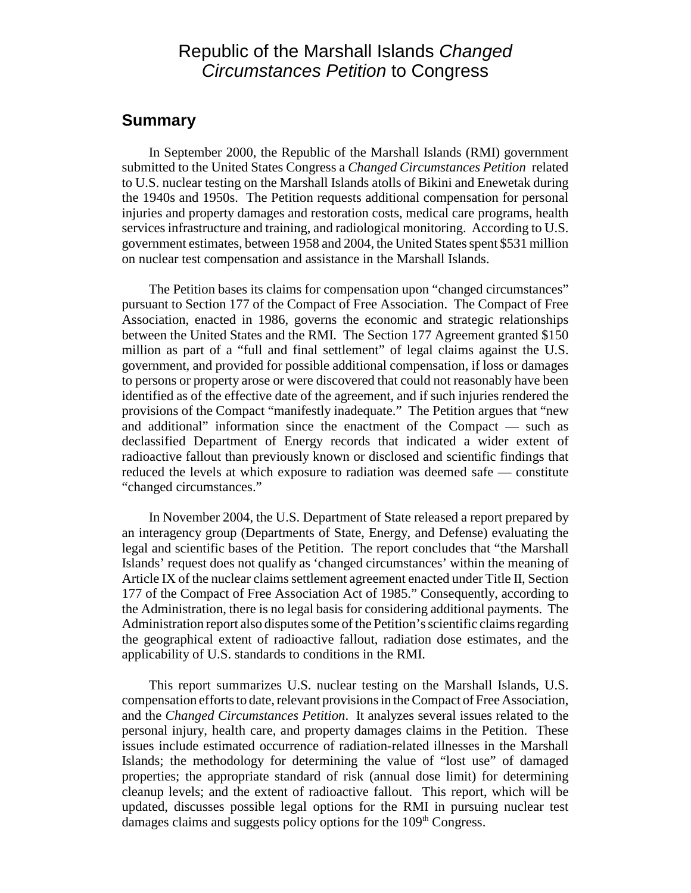# Republic of the Marshall Islands *Changed Circumstances Petition* to Congress

## Summary

In September 2000, the Republic of the Marshall Islands (RMI) government submitted to the United States Congress a *Changed Circumstances Petition* related to U.S. nuclear testing on the Marshall Islands atolls of Bikini and Enewetak during the 1940s and 1950s. The Petition requests additional compensation for personal injuries and property damages and restoration costs, medical care programs, health services infrastructure and training, and radiological monitoring. According to U.S. government estimates, between 1958 and 2004, the United States spent \$531 million on nuclear test compensation and assistance in the Marshall Islands.

The Petition bases its claims for compensation upon "changed circumstances" pursuant to Section 177 of the Compact of Free Association. The Compact of Free Association, enacted in 1986, governs the economic and strategic relationships between the United States and the RMI. The Section 177 Agreement granted \$150 million as part of a "full and final settlement" of legal claims against the U.S. government, and provided for possible additional compensation, if loss or damages to persons or property arose or were discovered that could not reasonably have been identified as of the effective date of the agreement, and if such injuries rendered the provisions of the Compact "manifestly inadequate." The Petition argues that "new and additional" information since the enactment of the Compact — such as declassified Department of Energy records that indicated a wider extent of radioactive fallout than previously known or disclosed and scientific findings that reduced the levels at which exposure to radiation was deemed safe — constitute "changed circumstances."

In November 2004, the U.S. Department of State released a report prepared by an interagency group (Departments of State, Energy, and Defense) evaluating the legal and scientific bases of the Petition. The report concludes that "the Marshall Islands' request does not qualify as 'changed circumstances' within the meaning of Article IX of the nuclear claims settlement agreement enacted under Title II, Section 177 of the Compact of Free Association Act of 1985." Consequently, according to the Administration, there is no legal basis for considering additional payments. The Administration report also disputes some of the Petition's scientific claims regarding the geographical extent of radioactive fallout, radiation dose estimates, and the applicability of U.S. standards to conditions in the RMI.

This report summarizes U.S. nuclear testing on the Marshall Islands, U.S. compensation efforts to date, relevant provisions in the Compact of Free Association, and the *Changed Circumstances Petition*. It analyzes several issues related to the personal injury, health care, and property damages claims in the Petition. These issues include estimated occurrence of radiation-related illnesses in the Marshall Islands; the methodology for determining the value of "lost use" of damaged properties; the appropriate standard of risk (annual dose limit) for determining cleanup levels; and the extent of radioactive fallout. This report, which will be updated, discusses possible legal options for the RMI in pursuing nuclear test damages claims and suggests policy options for the 109th Congress.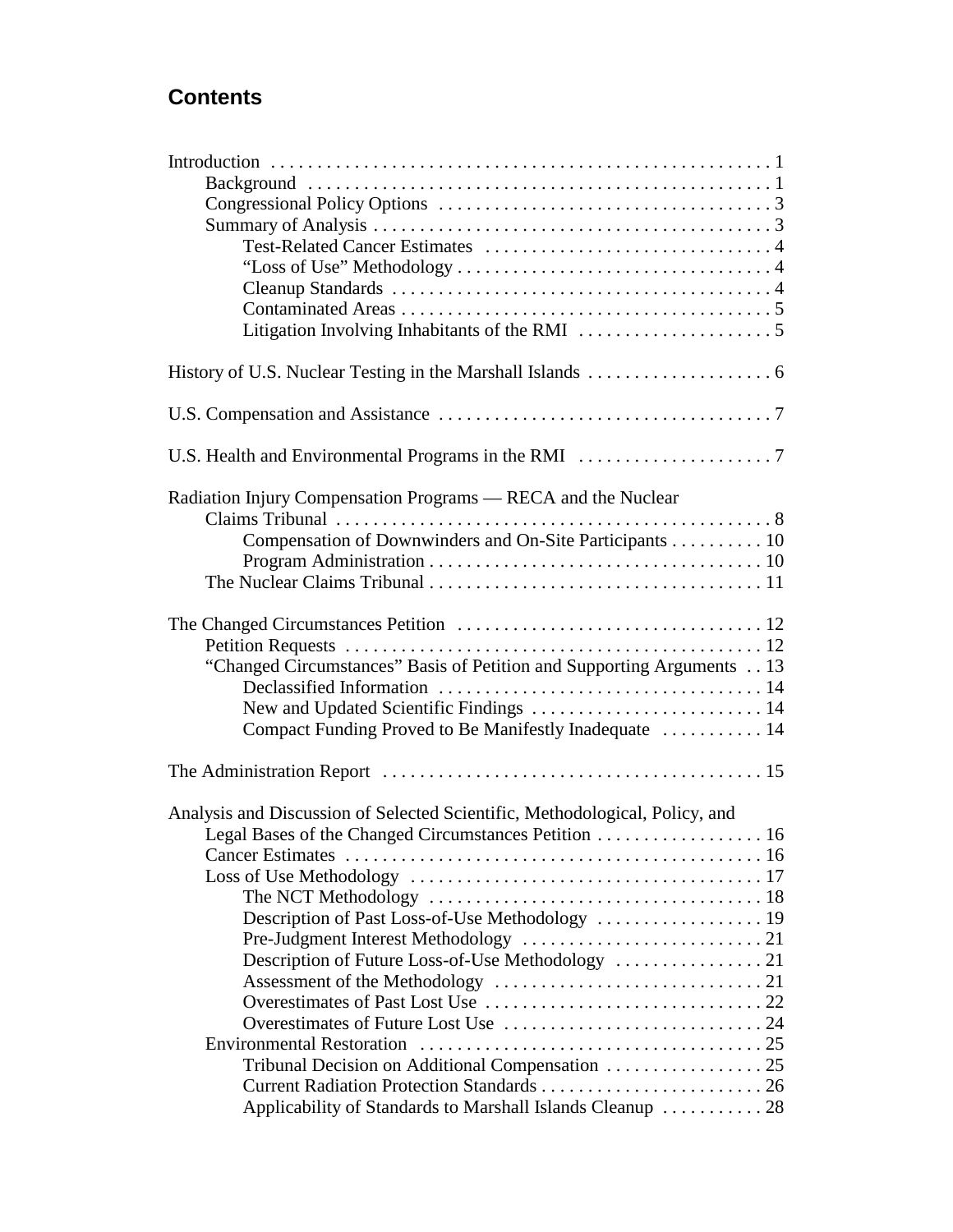## Contents

- Introduction . . . . . 1
  - Background . . . . . 1
  - Congressional Policy Options . . . . . 3
  - Summary of Analysis . . . . . 3
    - Test-Related Cancer Estimates . . . . . 4
    - “Loss of Use” Methodology . . . . . 4
    - Cleanup Standards . . . . . 4
    - Contaminated Areas . . . . . 5
    - Litigation Involving Inhabitants of the RMI . . . . . 5
- History of U.S. Nuclear Testing in the Marshall Islands . . . . . 6
- U.S. Compensation and Assistance . . . . . 7
- U.S. Health and Environmental Programs in the RMI . . . . . 7
- Radiation Injury Compensation Programs — RECA and the Nuclear Claims Tribunal . . . . . 8
    - Compensation of Downwinders and On-Site Participants . . . . . 10
    - Program Administration . . . . . 10
  - The Nuclear Claims Tribunal . . . . . 11
- The Changed Circumstances Petition . . . . . 12
  - Petition Requests . . . . . 12
  - “Changed Circumstances” Basis of Petition and Supporting Arguments . . 13
    - Declassified Information . . . . . 14
    - New and Updated Scientific Findings . . . . . 14
    - Compact Funding Proved to Be Manifestly Inadequate . . . . . 14
- The Administration Report . . . . . 15
- Analysis and Discussion of Selected Scientific, Methodological, Policy, and Legal Bases of the Changed Circumstances Petition . . . . . 16
  - Cancer Estimates . . . . . 16
  - Loss of Use Methodology . . . . . 17
    - The NCT Methodology . . . . . 18
    - Description of Past Loss-of-Use Methodology . . . . . 19
    - Pre-Judgment Interest Methodology . . . . . 21
    - Description of Future Loss-of-Use Methodology . . . . . 21
    - Assessment of the Methodology . . . . . 21
    - Overestimates of Past Lost Use . . . . . 22
    - Overestimates of Future Lost Use . . . . . 24
  - Environmental Restoration . . . . . 25
    - Tribunal Decision on Additional Compensation . . . . . 25
    - Current Radiation Protection Standards . . . . . 26
    - Applicability of Standards to Marshall Islands Cleanup . . . . . 28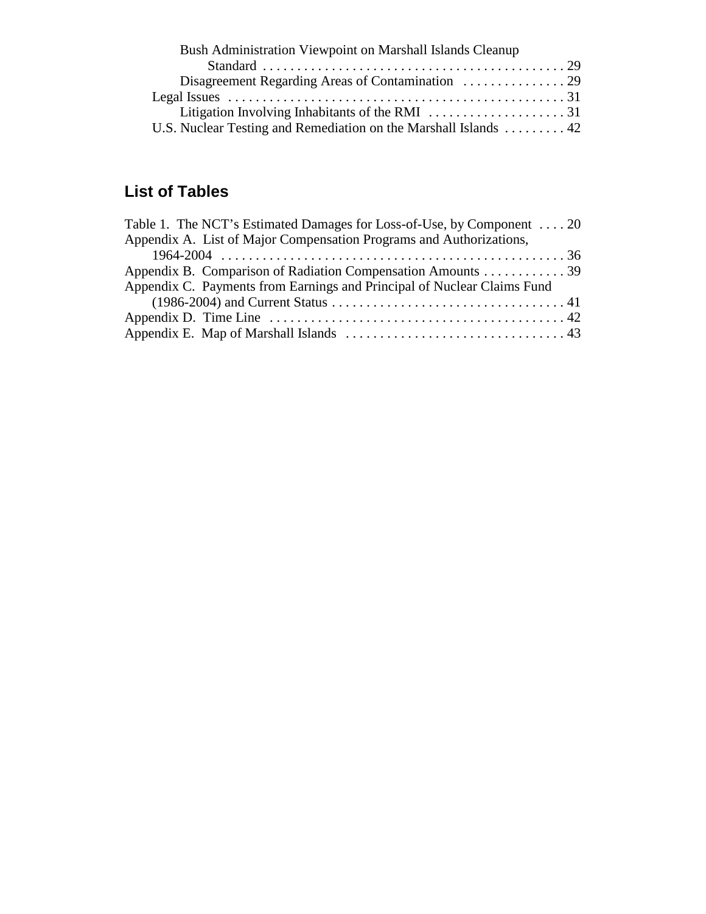Bush Administration Viewpoint on Marshall Islands Cleanup Standard . . . . . . . . . . . . . . . . . . . . . . . . . . . . . . . . . . . . . . . . . . . 29
Disagreement Regarding Areas of Contamination . . . . . . . . . . . . . . . 29
Legal Issues . . . . . . . . . . . . . . . . . . . . . . . . . . . . . . . . . . . . . . . . . . . . . . . . . 31
Litigation Involving Inhabitants of the RMI . . . . . . . . . . . . . . . . . . . . 31
U.S. Nuclear Testing and Remediation on the Marshall Islands . . . . . . . . . 42

## List of Tables

Table 1. The NCT's Estimated Damages for Loss-of-Use, by Component . . . . 20
Appendix A. List of Major Compensation Programs and Authorizations, 1964-2004 . . . . . . . . . . . . . . . . . . . . . . . . . . . . . . . . . . . . . . . . . . . . . . . . . . 36
Appendix B. Comparison of Radiation Compensation Amounts . . . . . . . . . . . . 39
Appendix C. Payments from Earnings and Principal of Nuclear Claims Fund (1986-2004) and Current Status . . . . . . . . . . . . . . . . . . . . . . . . . . . . . . . . . . 41
Appendix D. Time Line . . . . . . . . . . . . . . . . . . . . . . . . . . . . . . . . . . . . . . . . . . . 42
Appendix E. Map of Marshall Islands . . . . . . . . . . . . . . . . . . . . . . . . . . . . . . . . 43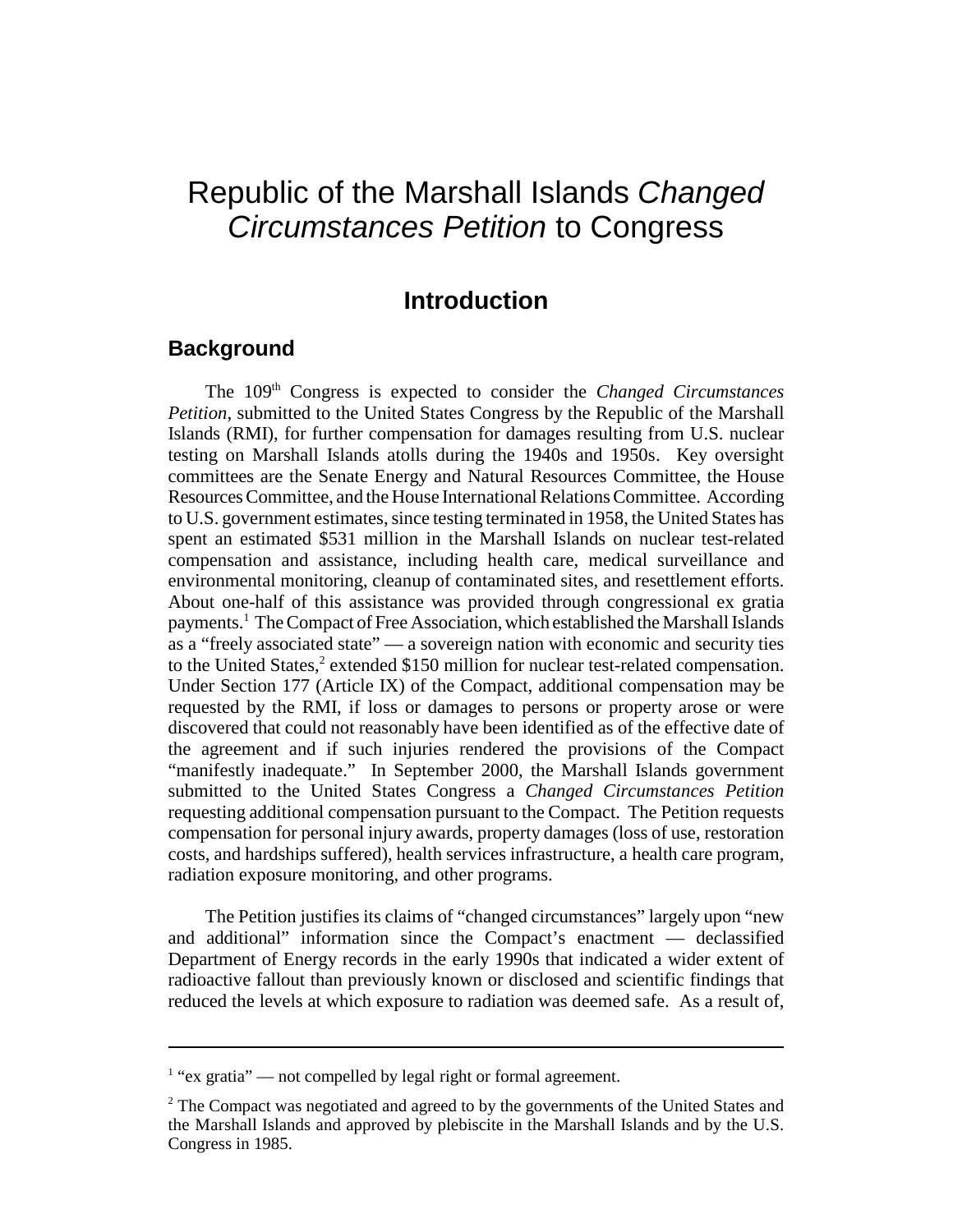# Republic of the Marshall Islands *Changed Circumstances Petition* to Congress

## Introduction

### Background

The 109th Congress is expected to consider the *Changed Circumstances Petition*, submitted to the United States Congress by the Republic of the Marshall Islands (RMI), for further compensation for damages resulting from U.S. nuclear testing on Marshall Islands atolls during the 1940s and 1950s. Key oversight committees are the Senate Energy and Natural Resources Committee, the House Resources Committee, and the House International Relations Committee. According to U.S. government estimates, since testing terminated in 1958, the United States has spent an estimated $531 million in the Marshall Islands on nuclear test-related compensation and assistance, including health care, medical surveillance and environmental monitoring, cleanup of contaminated sites, and resettlement efforts. About one-half of this assistance was provided through congressional ex gratia payments.[1] The Compact of Free Association, which established the Marshall Islands as a "freely associated state" — a sovereign nation with economic and security ties to the United States,[2] extended $150 million for nuclear test-related compensation. Under Section 177 (Article IX) of the Compact, additional compensation may be requested by the RMI, if loss or damages to persons or property arose or were discovered that could not reasonably have been identified as of the effective date of the agreement and if such injuries rendered the provisions of the Compact "manifestly inadequate." In September 2000, the Marshall Islands government submitted to the United States Congress a *Changed Circumstances Petition* requesting additional compensation pursuant to the Compact. The Petition requests compensation for personal injury awards, property damages (loss of use, restoration costs, and hardships suffered), health services infrastructure, a health care program, radiation exposure monitoring, and other programs.

The Petition justifies its claims of "changed circumstances" largely upon "new and additional" information since the Compact's enactment — declassified Department of Energy records in the early 1990s that indicated a wider extent of radioactive fallout than previously known or disclosed and scientific findings that reduced the levels at which exposure to radiation was deemed safe. As a result of,

---

[1] "ex gratia" — not compelled by legal right or formal agreement.

[2] The Compact was negotiated and agreed to by the governments of the United States and the Marshall Islands and approved by plebiscite in the Marshall Islands and by the U.S. Congress in 1985.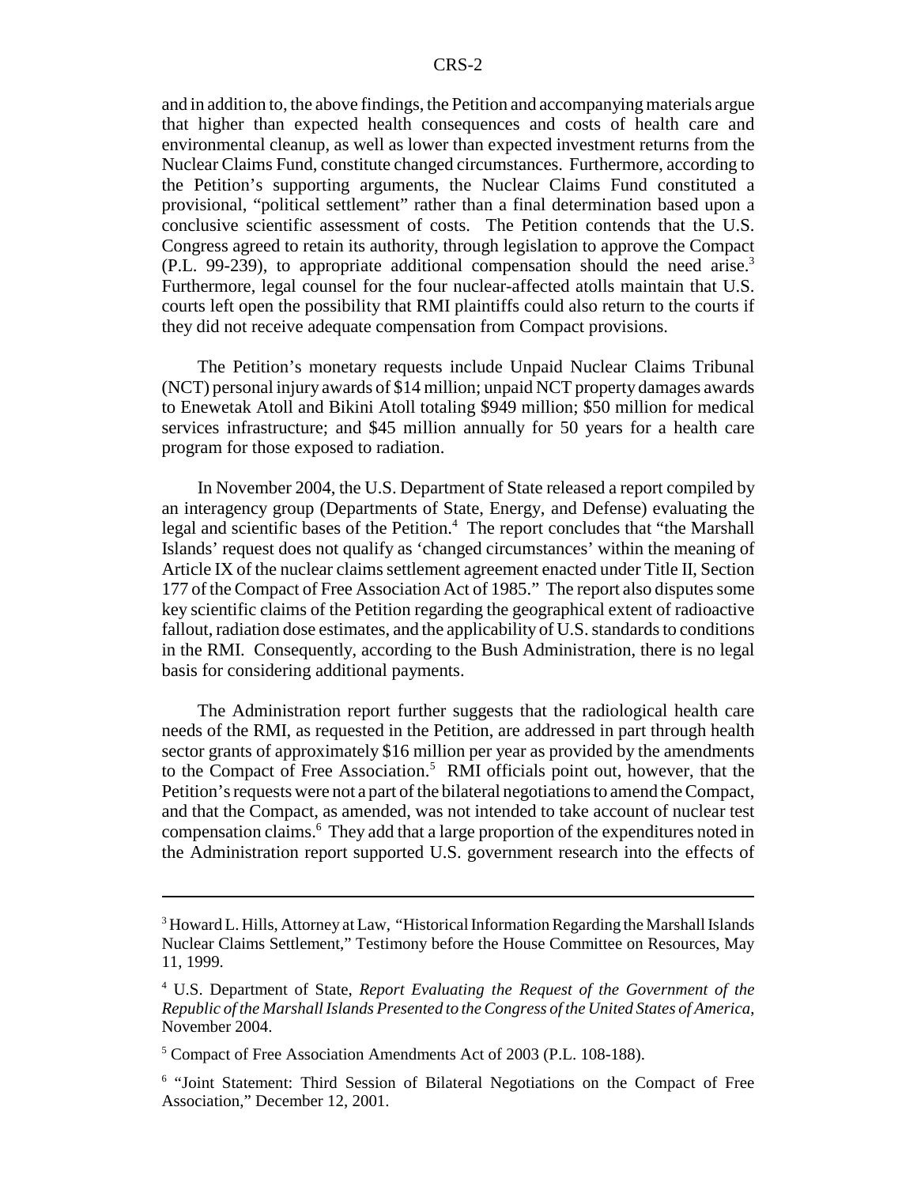and in addition to, the above findings, the Petition and accompanying materials argue that higher than expected health consequences and costs of health care and environmental cleanup, as well as lower than expected investment returns from the Nuclear Claims Fund, constitute changed circumstances. Furthermore, according to the Petition's supporting arguments, the Nuclear Claims Fund constituted a provisional, "political settlement" rather than a final determination based upon a conclusive scientific assessment of costs. The Petition contends that the U.S. Congress agreed to retain its authority, through legislation to approve the Compact (P.L. 99-239), to appropriate additional compensation should the need arise.[3] Furthermore, legal counsel for the four nuclear-affected atolls maintain that U.S. courts left open the possibility that RMI plaintiffs could also return to the courts if they did not receive adequate compensation from Compact provisions.

The Petition's monetary requests include Unpaid Nuclear Claims Tribunal (NCT) personal injury awards of $14 million; unpaid NCT property damages awards to Enewetak Atoll and Bikini Atoll totaling $949 million; $50 million for medical services infrastructure; and $45 million annually for 50 years for a health care program for those exposed to radiation.

In November 2004, the U.S. Department of State released a report compiled by an interagency group (Departments of State, Energy, and Defense) evaluating the legal and scientific bases of the Petition.[4] The report concludes that "the Marshall Islands' request does not qualify as 'changed circumstances' within the meaning of Article IX of the nuclear claims settlement agreement enacted under Title II, Section 177 of the Compact of Free Association Act of 1985." The report also disputes some key scientific claims of the Petition regarding the geographical extent of radioactive fallout, radiation dose estimates, and the applicability of U.S. standards to conditions in the RMI. Consequently, according to the Bush Administration, there is no legal basis for considering additional payments.

The Administration report further suggests that the radiological health care needs of the RMI, as requested in the Petition, are addressed in part through health sector grants of approximately $16 million per year as provided by the amendments to the Compact of Free Association.[5] RMI officials point out, however, that the Petition's requests were not a part of the bilateral negotiations to amend the Compact, and that the Compact, as amended, was not intended to take account of nuclear test compensation claims.[6] They add that a large proportion of the expenditures noted in the Administration report supported U.S. government research into the effects of

---

[3] Howard L. Hills, Attorney at Law, "Historical Information Regarding the Marshall Islands Nuclear Claims Settlement," Testimony before the House Committee on Resources, May 11, 1999.

[4] U.S. Department of State, *Report Evaluating the Request of the Government of the Republic of the Marshall Islands Presented to the Congress of the United States of America*, November 2004.

[5] Compact of Free Association Amendments Act of 2003 (P.L. 108-188).

[6] "Joint Statement: Third Session of Bilateral Negotiations on the Compact of Free Association," December 12, 2001.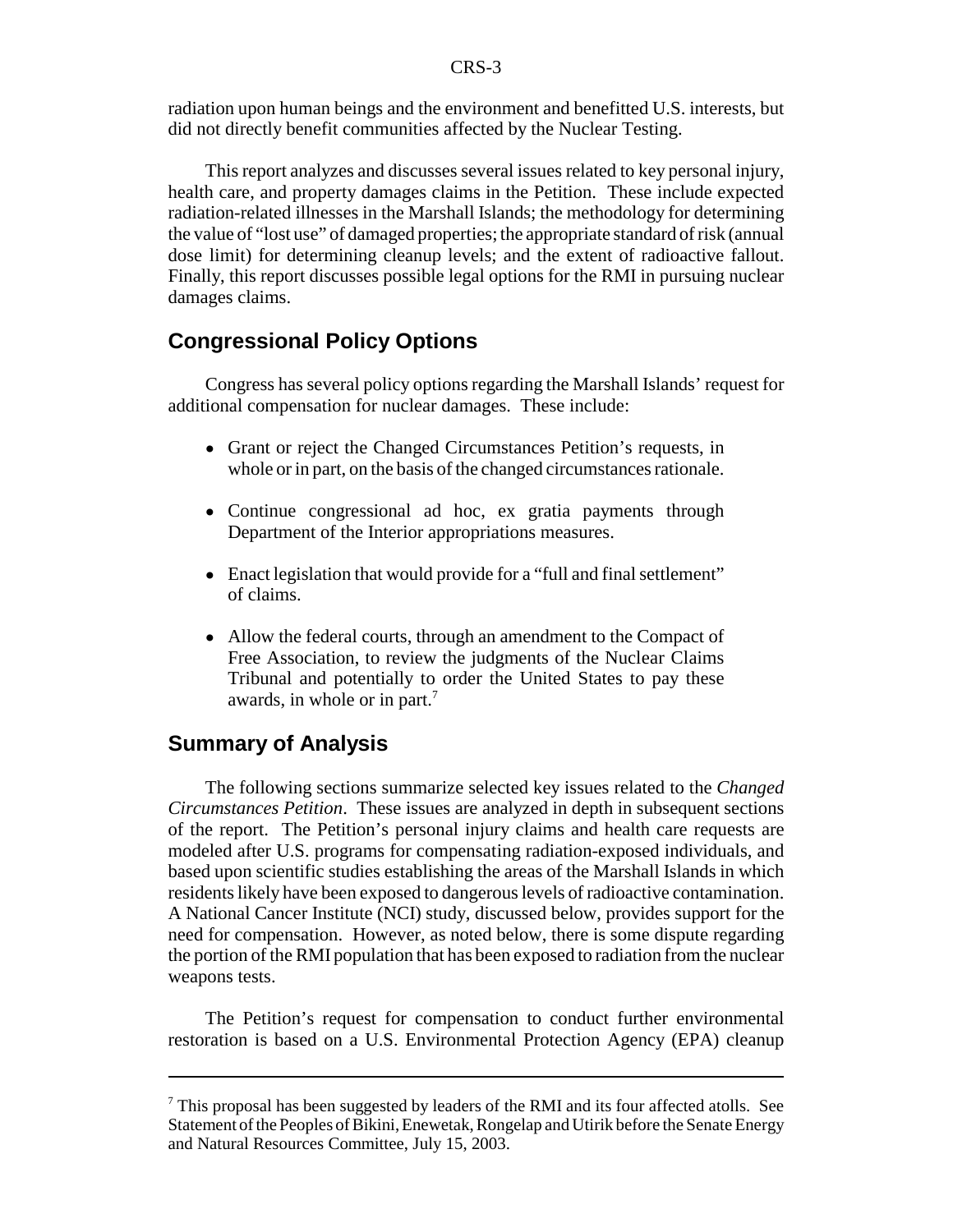radiation upon human beings and the environment and benefitted U.S. interests, but did not directly benefit communities affected by the Nuclear Testing.

This report analyzes and discusses several issues related to key personal injury, health care, and property damages claims in the Petition. These include expected radiation-related illnesses in the Marshall Islands; the methodology for determining the value of "lost use" of damaged properties; the appropriate standard of risk (annual dose limit) for determining cleanup levels; and the extent of radioactive fallout. Finally, this report discusses possible legal options for the RMI in pursuing nuclear damages claims.

## Congressional Policy Options

Congress has several policy options regarding the Marshall Islands' request for additional compensation for nuclear damages. These include:

- Grant or reject the Changed Circumstances Petition's requests, in whole or in part, on the basis of the changed circumstances rationale.
- Continue congressional ad hoc, ex gratia payments through Department of the Interior appropriations measures.
- Enact legislation that would provide for a "full and final settlement" of claims.
- Allow the federal courts, through an amendment to the Compact of Free Association, to review the judgments of the Nuclear Claims Tribunal and potentially to order the United States to pay these awards, in whole or in part.[7]

## Summary of Analysis

The following sections summarize selected key issues related to the *Changed Circumstances Petition*. These issues are analyzed in depth in subsequent sections of the report. The Petition's personal injury claims and health care requests are modeled after U.S. programs for compensating radiation-exposed individuals, and based upon scientific studies establishing the areas of the Marshall Islands in which residents likely have been exposed to dangerous levels of radioactive contamination. A National Cancer Institute (NCI) study, discussed below, provides support for the need for compensation. However, as noted below, there is some dispute regarding the portion of the RMI population that has been exposed to radiation from the nuclear weapons tests.

The Petition's request for compensation to conduct further environmental restoration is based on a U.S. Environmental Protection Agency (EPA) cleanup

---

[7] This proposal has been suggested by leaders of the RMI and its four affected atolls. See Statement of the Peoples of Bikini, Enewetak, Rongelap and Utirik before the Senate Energy and Natural Resources Committee, July 15, 2003.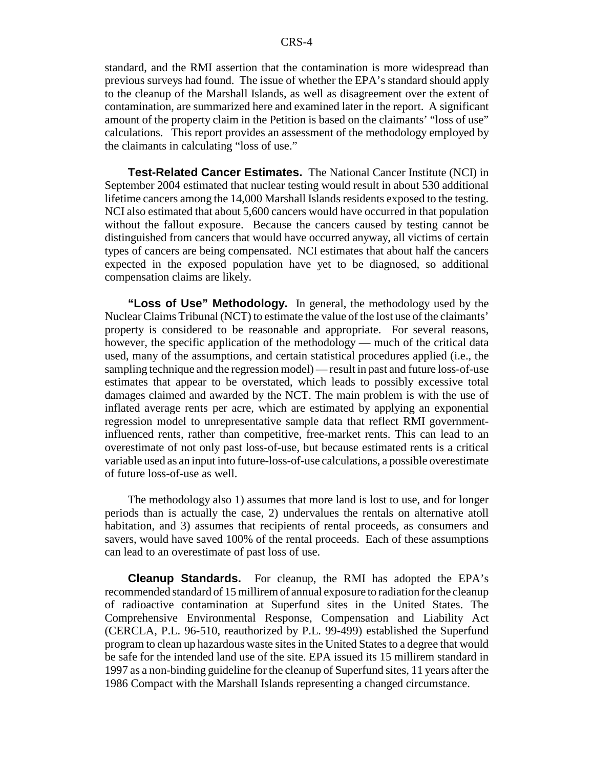standard, and the RMI assertion that the contamination is more widespread than previous surveys had found. The issue of whether the EPA's standard should apply to the cleanup of the Marshall Islands, as well as disagreement over the extent of contamination, are summarized here and examined later in the report. A significant amount of the property claim in the Petition is based on the claimants' "loss of use" calculations. This report provides an assessment of the methodology employed by the claimants in calculating "loss of use."

**Test-Related Cancer Estimates.** The National Cancer Institute (NCI) in September 2004 estimated that nuclear testing would result in about 530 additional lifetime cancers among the 14,000 Marshall Islands residents exposed to the testing. NCI also estimated that about 5,600 cancers would have occurred in that population without the fallout exposure. Because the cancers caused by testing cannot be distinguished from cancers that would have occurred anyway, all victims of certain types of cancers are being compensated. NCI estimates that about half the cancers expected in the exposed population have yet to be diagnosed, so additional compensation claims are likely.

**"Loss of Use" Methodology.** In general, the methodology used by the Nuclear Claims Tribunal (NCT) to estimate the value of the lost use of the claimants' property is considered to be reasonable and appropriate. For several reasons, however, the specific application of the methodology — much of the critical data used, many of the assumptions, and certain statistical procedures applied (i.e., the sampling technique and the regression model) — result in past and future loss-of-use estimates that appear to be overstated, which leads to possibly excessive total damages claimed and awarded by the NCT. The main problem is with the use of inflated average rents per acre, which are estimated by applying an exponential regression model to unrepresentative sample data that reflect RMI government-influenced rents, rather than competitive, free-market rents. This can lead to an overestimate of not only past loss-of-use, but because estimated rents is a critical variable used as an input into future-loss-of-use calculations, a possible overestimate of future loss-of-use as well.

The methodology also 1) assumes that more land is lost to use, and for longer periods than is actually the case, 2) undervalues the rentals on alternative atoll habitation, and 3) assumes that recipients of rental proceeds, as consumers and savers, would have saved 100% of the rental proceeds. Each of these assumptions can lead to an overestimate of past loss of use.

**Cleanup Standards.** For cleanup, the RMI has adopted the EPA's recommended standard of 15 millirem of annual exposure to radiation for the cleanup of radioactive contamination at Superfund sites in the United States. The Comprehensive Environmental Response, Compensation and Liability Act (CERCLA, P.L. 96-510, reauthorized by P.L. 99-499) established the Superfund program to clean up hazardous waste sites in the United States to a degree that would be safe for the intended land use of the site. EPA issued its 15 millirem standard in 1997 as a non-binding guideline for the cleanup of Superfund sites, 11 years after the 1986 Compact with the Marshall Islands representing a changed circumstance.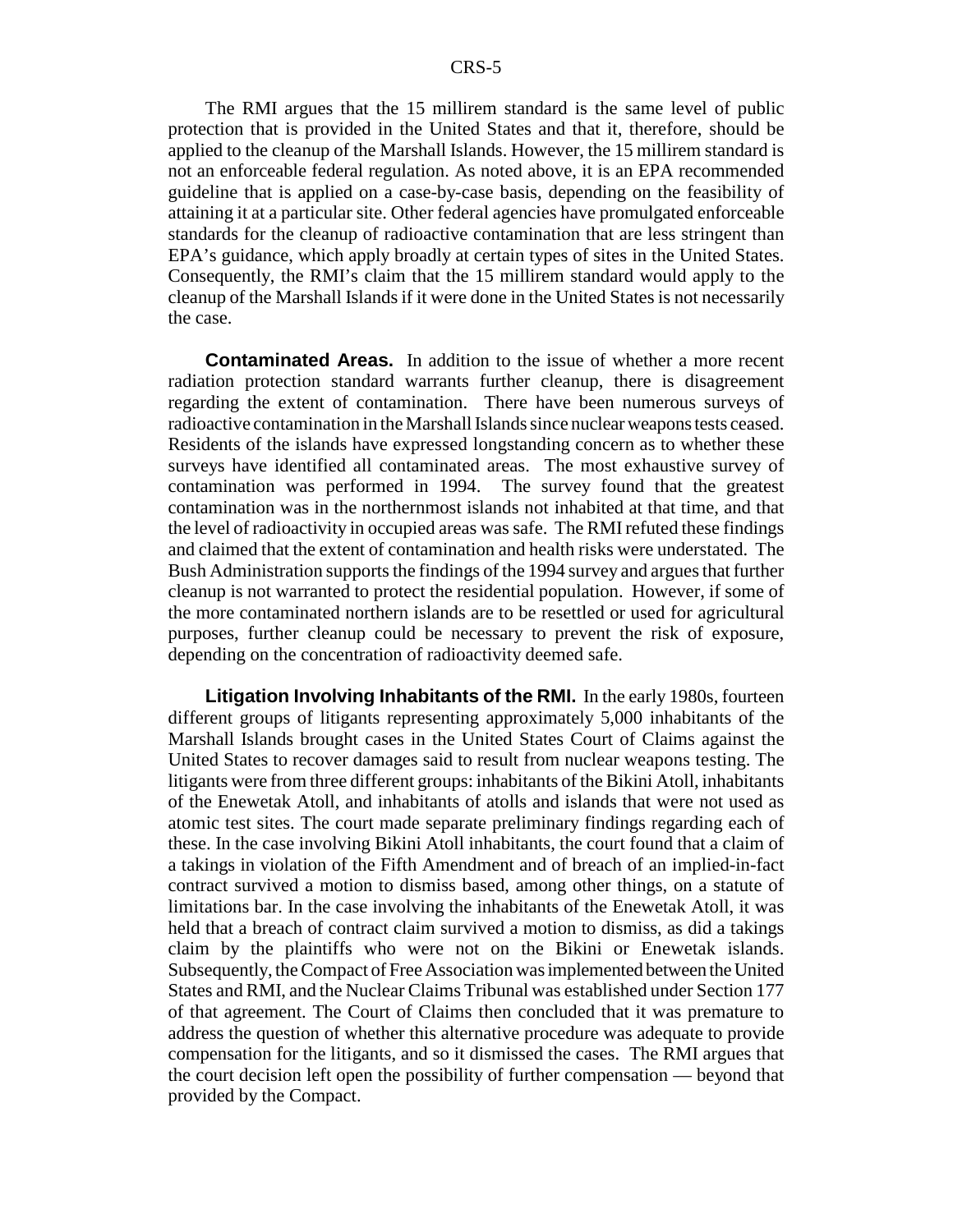The RMI argues that the 15 millirem standard is the same level of public protection that is provided in the United States and that it, therefore, should be applied to the cleanup of the Marshall Islands. However, the 15 millirem standard is not an enforceable federal regulation. As noted above, it is an EPA recommended guideline that is applied on a case-by-case basis, depending on the feasibility of attaining it at a particular site. Other federal agencies have promulgated enforceable standards for the cleanup of radioactive contamination that are less stringent than EPA's guidance, which apply broadly at certain types of sites in the United States. Consequently, the RMI's claim that the 15 millirem standard would apply to the cleanup of the Marshall Islands if it were done in the United States is not necessarily the case.

**Contaminated Areas.** In addition to the issue of whether a more recent radiation protection standard warrants further cleanup, there is disagreement regarding the extent of contamination. There have been numerous surveys of radioactive contamination in the Marshall Islands since nuclear weapons tests ceased. Residents of the islands have expressed longstanding concern as to whether these surveys have identified all contaminated areas. The most exhaustive survey of contamination was performed in 1994. The survey found that the greatest contamination was in the northernmost islands not inhabited at that time, and that the level of radioactivity in occupied areas was safe. The RMI refuted these findings and claimed that the extent of contamination and health risks were understated. The Bush Administration supports the findings of the 1994 survey and argues that further cleanup is not warranted to protect the residential population. However, if some of the more contaminated northern islands are to be resettled or used for agricultural purposes, further cleanup could be necessary to prevent the risk of exposure, depending on the concentration of radioactivity deemed safe.

**Litigation Involving Inhabitants of the RMI.** In the early 1980s, fourteen different groups of litigants representing approximately 5,000 inhabitants of the Marshall Islands brought cases in the United States Court of Claims against the United States to recover damages said to result from nuclear weapons testing. The litigants were from three different groups: inhabitants of the Bikini Atoll, inhabitants of the Enewetak Atoll, and inhabitants of atolls and islands that were not used as atomic test sites. The court made separate preliminary findings regarding each of these. In the case involving Bikini Atoll inhabitants, the court found that a claim of a takings in violation of the Fifth Amendment and of breach of an implied-in-fact contract survived a motion to dismiss based, among other things, on a statute of limitations bar. In the case involving the inhabitants of the Enewetak Atoll, it was held that a breach of contract claim survived a motion to dismiss, as did a takings claim by the plaintiffs who were not on the Bikini or Enewetak islands. Subsequently, the Compact of Free Association was implemented between the United States and RMI, and the Nuclear Claims Tribunal was established under Section 177 of that agreement. The Court of Claims then concluded that it was premature to address the question of whether this alternative procedure was adequate to provide compensation for the litigants, and so it dismissed the cases. The RMI argues that the court decision left open the possibility of further compensation — beyond that provided by the Compact.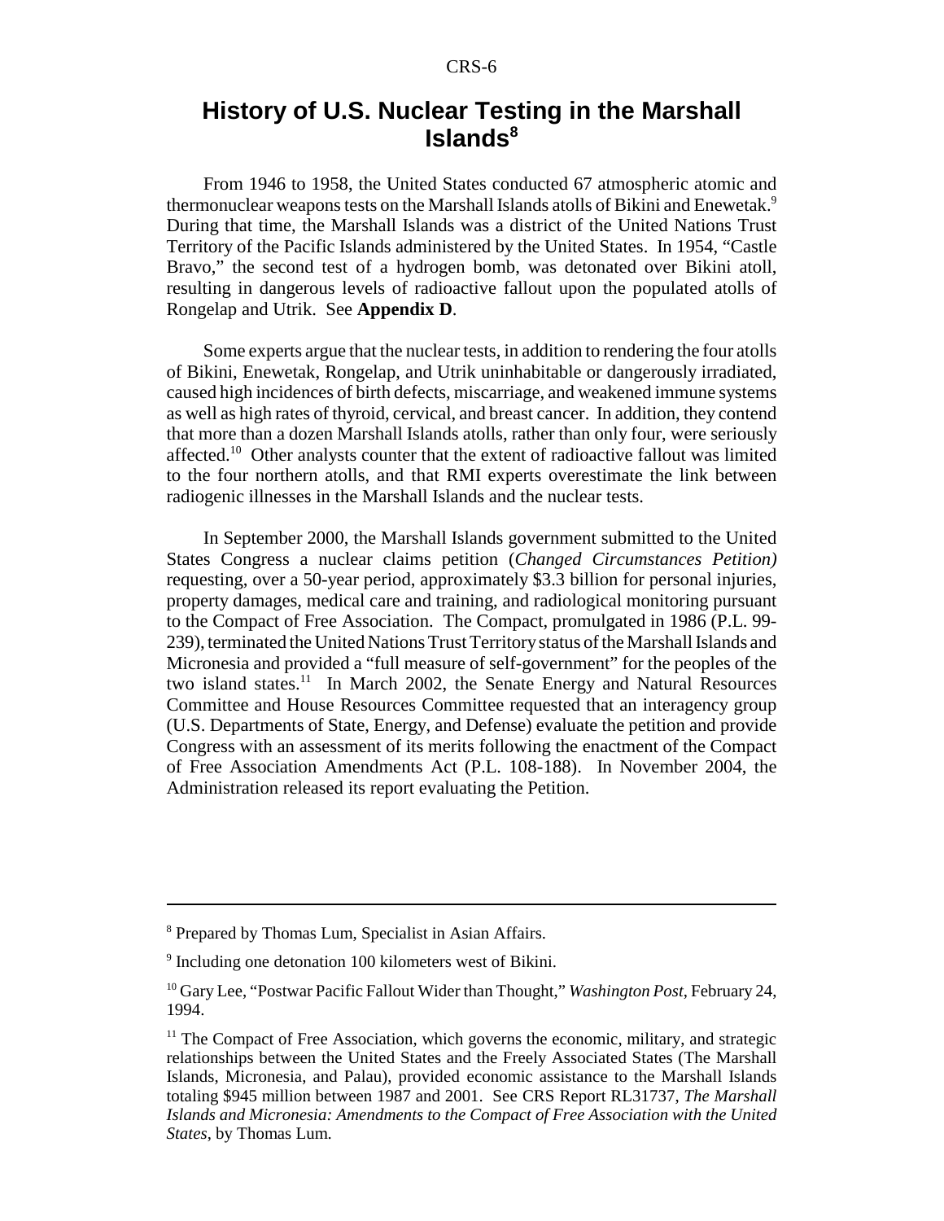## History of U.S. Nuclear Testing in the Marshall Islands[8]

From 1946 to 1958, the United States conducted 67 atmospheric atomic and thermonuclear weapons tests on the Marshall Islands atolls of Bikini and Enewetak.[9] During that time, the Marshall Islands was a district of the United Nations Trust Territory of the Pacific Islands administered by the United States. In 1954, "Castle Bravo," the second test of a hydrogen bomb, was detonated over Bikini atoll, resulting in dangerous levels of radioactive fallout upon the populated atolls of Rongelap and Utrik. See **Appendix D**.

Some experts argue that the nuclear tests, in addition to rendering the four atolls of Bikini, Enewetak, Rongelap, and Utrik uninhabitable or dangerously irradiated, caused high incidences of birth defects, miscarriage, and weakened immune systems as well as high rates of thyroid, cervical, and breast cancer. In addition, they contend that more than a dozen Marshall Islands atolls, rather than only four, were seriously affected.[10] Other analysts counter that the extent of radioactive fallout was limited to the four northern atolls, and that RMI experts overestimate the link between radiogenic illnesses in the Marshall Islands and the nuclear tests.

In September 2000, the Marshall Islands government submitted to the United States Congress a nuclear claims petition (*Changed Circumstances Petition)* requesting, over a 50-year period, approximately $3.3 billion for personal injuries, property damages, medical care and training, and radiological monitoring pursuant to the Compact of Free Association. The Compact, promulgated in 1986 (P.L. 99-239), terminated the United Nations Trust Territory status of the Marshall Islands and Micronesia and provided a "full measure of self-government" for the peoples of the two island states.[11] In March 2002, the Senate Energy and Natural Resources Committee and House Resources Committee requested that an interagency group (U.S. Departments of State, Energy, and Defense) evaluate the petition and provide Congress with an assessment of its merits following the enactment of the Compact of Free Association Amendments Act (P.L. 108-188). In November 2004, the Administration released its report evaluating the Petition.

---

[8] Prepared by Thomas Lum, Specialist in Asian Affairs.

[9] Including one detonation 100 kilometers west of Bikini.

[10] Gary Lee, "Postwar Pacific Fallout Wider than Thought," *Washington Post*, February 24, 1994.

[11] The Compact of Free Association, which governs the economic, military, and strategic relationships between the United States and the Freely Associated States (The Marshall Islands, Micronesia, and Palau), provided economic assistance to the Marshall Islands totaling $945 million between 1987 and 2001. See CRS Report RL31737, *The Marshall Islands and Micronesia: Amendments to the Compact of Free Association with the United States*, by Thomas Lum.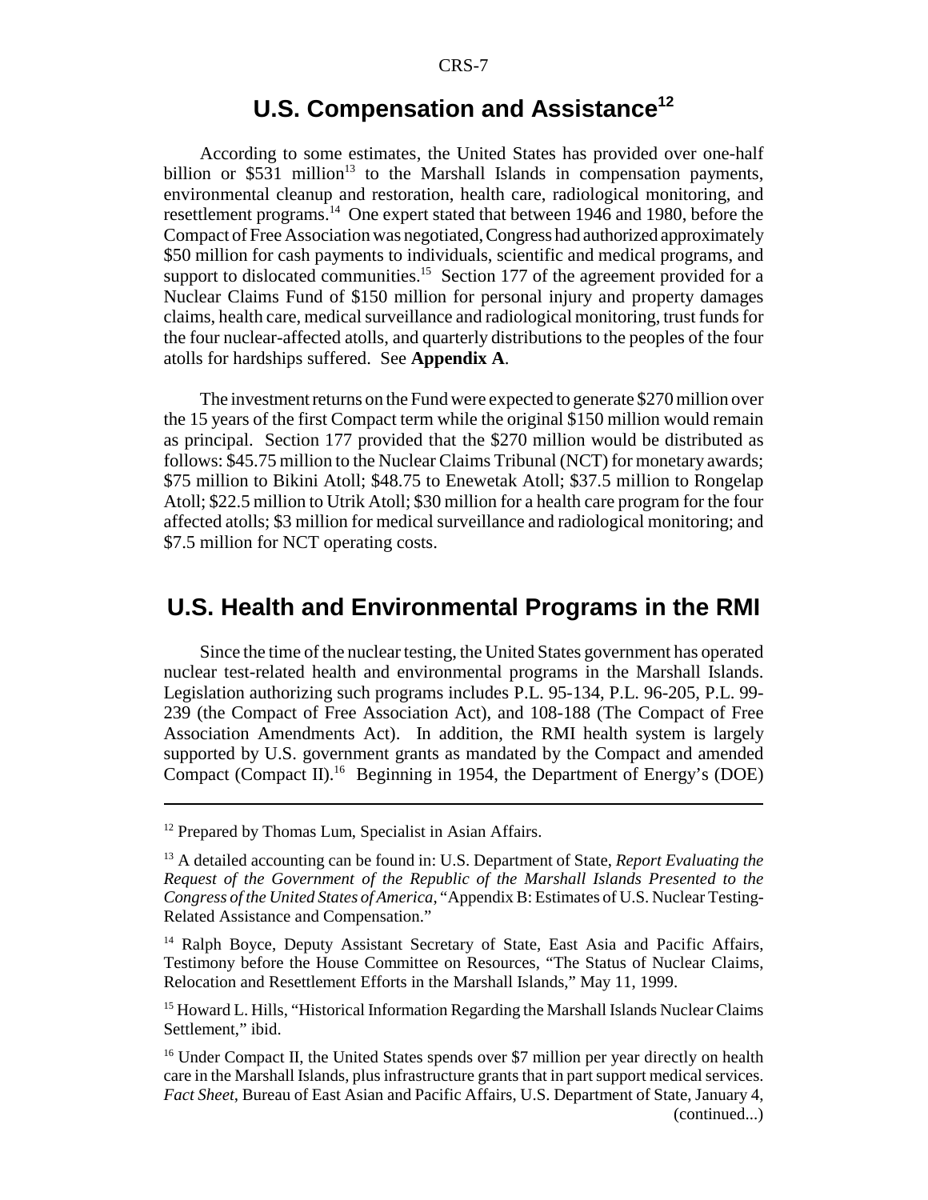## U.S. Compensation and Assistance[12]

According to some estimates, the United States has provided over one-half billion or $531 million[13] to the Marshall Islands in compensation payments, environmental cleanup and restoration, health care, radiological monitoring, and resettlement programs.[14] One expert stated that between 1946 and 1980, before the Compact of Free Association was negotiated, Congress had authorized approximately $50 million for cash payments to individuals, scientific and medical programs, and support to dislocated communities.[15] Section 177 of the agreement provided for a Nuclear Claims Fund of $150 million for personal injury and property damages claims, health care, medical surveillance and radiological monitoring, trust funds for the four nuclear-affected atolls, and quarterly distributions to the peoples of the four atolls for hardships suffered. See **Appendix A**.

The investment returns on the Fund were expected to generate $270 million over the 15 years of the first Compact term while the original $150 million would remain as principal. Section 177 provided that the $270 million would be distributed as follows: $45.75 million to the Nuclear Claims Tribunal (NCT) for monetary awards; $75 million to Bikini Atoll; $48.75 to Enewetak Atoll; $37.5 million to Rongelap Atoll; $22.5 million to Utrik Atoll; $30 million for a health care program for the four affected atolls; $3 million for medical surveillance and radiological monitoring; and $7.5 million for NCT operating costs.

## U.S. Health and Environmental Programs in the RMI

Since the time of the nuclear testing, the United States government has operated nuclear test-related health and environmental programs in the Marshall Islands. Legislation authorizing such programs includes P.L. 95-134, P.L. 96-205, P.L. 99-239 (the Compact of Free Association Act), and 108-188 (The Compact of Free Association Amendments Act). In addition, the RMI health system is largely supported by U.S. government grants as mandated by the Compact and amended Compact (Compact II).[16] Beginning in 1954, the Department of Energy's (DOE)

---

[12] Prepared by Thomas Lum, Specialist in Asian Affairs.

[13] A detailed accounting can be found in: U.S. Department of State, *Report Evaluating the Request of the Government of the Republic of the Marshall Islands Presented to the Congress of the United States of America*, "Appendix B: Estimates of U.S. Nuclear Testing-Related Assistance and Compensation."

[14] Ralph Boyce, Deputy Assistant Secretary of State, East Asia and Pacific Affairs, Testimony before the House Committee on Resources, "The Status of Nuclear Claims, Relocation and Resettlement Efforts in the Marshall Islands," May 11, 1999.

[15] Howard L. Hills, "Historical Information Regarding the Marshall Islands Nuclear Claims Settlement," ibid.

[16] Under Compact II, the United States spends over $7 million per year directly on health care in the Marshall Islands, plus infrastructure grants that in part support medical services. *Fact Sheet*, Bureau of East Asian and Pacific Affairs, U.S. Department of State, January 4, (continued...)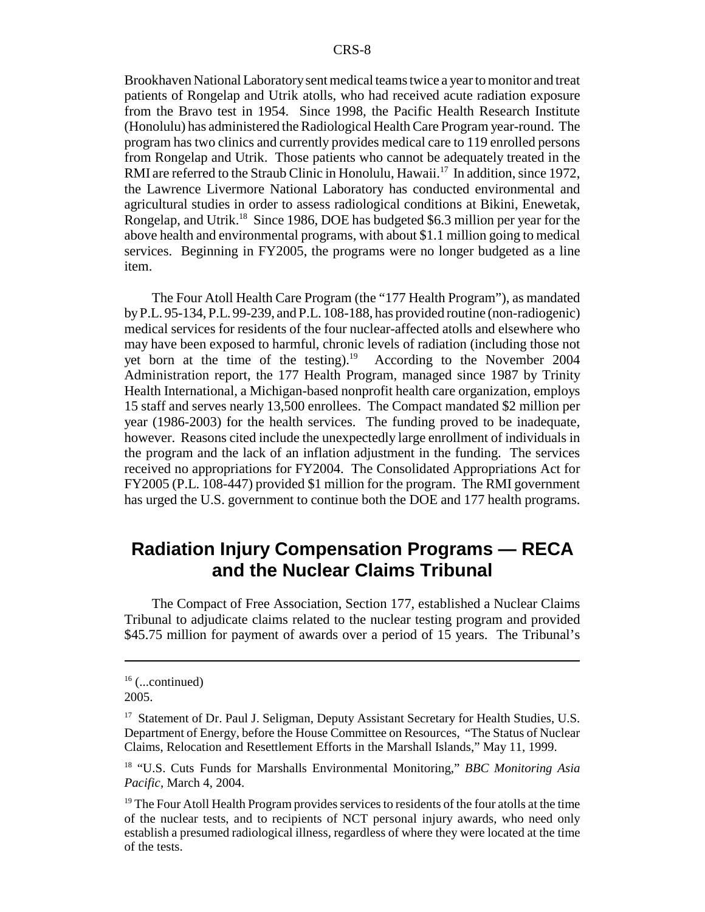Brookhaven National Laboratory sent medical teams twice a year to monitor and treat patients of Rongelap and Utrik atolls, who had received acute radiation exposure from the Bravo test in 1954. Since 1998, the Pacific Health Research Institute (Honolulu) has administered the Radiological Health Care Program year-round. The program has two clinics and currently provides medical care to 119 enrolled persons from Rongelap and Utrik. Those patients who cannot be adequately treated in the RMI are referred to the Straub Clinic in Honolulu, Hawaii.[17] In addition, since 1972, the Lawrence Livermore National Laboratory has conducted environmental and agricultural studies in order to assess radiological conditions at Bikini, Enewetak, Rongelap, and Utrik.[18] Since 1986, DOE has budgeted $6.3 million per year for the above health and environmental programs, with about $1.1 million going to medical services. Beginning in FY2005, the programs were no longer budgeted as a line item.

The Four Atoll Health Care Program (the "177 Health Program"), as mandated by P.L. 95-134, P.L. 99-239, and P.L. 108-188, has provided routine (non-radiogenic) medical services for residents of the four nuclear-affected atolls and elsewhere who may have been exposed to harmful, chronic levels of radiation (including those not yet born at the time of the testing).[19] According to the November 2004 Administration report, the 177 Health Program, managed since 1987 by Trinity Health International, a Michigan-based nonprofit health care organization, employs 15 staff and serves nearly 13,500 enrollees. The Compact mandated $2 million per year (1986-2003) for the health services. The funding proved to be inadequate, however. Reasons cited include the unexpectedly large enrollment of individuals in the program and the lack of an inflation adjustment in the funding. The services received no appropriations for FY2004. The Consolidated Appropriations Act for FY2005 (P.L. 108-447) provided $1 million for the program. The RMI government has urged the U.S. government to continue both the DOE and 177 health programs.

## Radiation Injury Compensation Programs — RECA and the Nuclear Claims Tribunal

The Compact of Free Association, Section 177, established a Nuclear Claims Tribunal to adjudicate claims related to the nuclear testing program and provided $45.75 million for payment of awards over a period of 15 years. The Tribunal's

---

[16] (...continued) 2005.

[17] Statement of Dr. Paul J. Seligman, Deputy Assistant Secretary for Health Studies, U.S. Department of Energy, before the House Committee on Resources, "The Status of Nuclear Claims, Relocation and Resettlement Efforts in the Marshall Islands," May 11, 1999.

[18] "U.S. Cuts Funds for Marshalls Environmental Monitoring," *BBC Monitoring Asia Pacific*, March 4, 2004.

[19] The Four Atoll Health Program provides services to residents of the four atolls at the time of the nuclear tests, and to recipients of NCT personal injury awards, who need only establish a presumed radiological illness, regardless of where they were located at the time of the tests.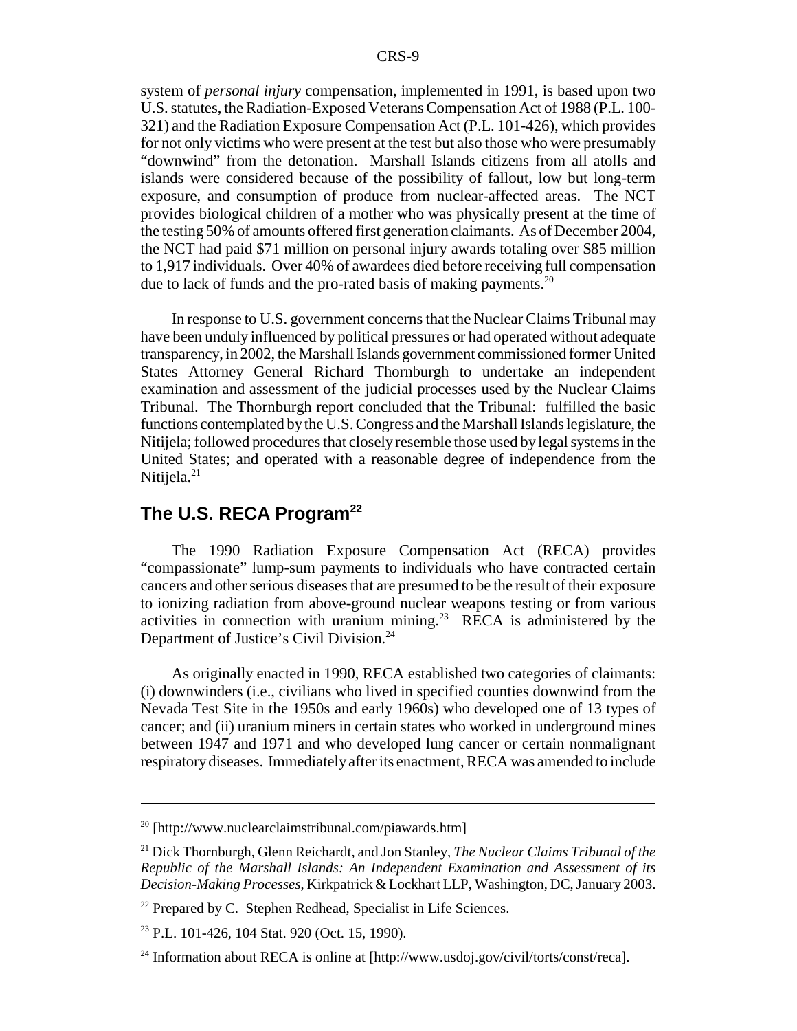system of *personal injury* compensation, implemented in 1991, is based upon two U.S. statutes, the Radiation-Exposed Veterans Compensation Act of 1988 (P.L. 100-321) and the Radiation Exposure Compensation Act (P.L. 101-426), which provides for not only victims who were present at the test but also those who were presumably "downwind" from the detonation. Marshall Islands citizens from all atolls and islands were considered because of the possibility of fallout, low but long-term exposure, and consumption of produce from nuclear-affected areas. The NCT provides biological children of a mother who was physically present at the time of the testing 50% of amounts offered first generation claimants. As of December 2004, the NCT had paid $71 million on personal injury awards totaling over $85 million to 1,917 individuals. Over 40% of awardees died before receiving full compensation due to lack of funds and the pro-rated basis of making payments.[20]

In response to U.S. government concerns that the Nuclear Claims Tribunal may have been unduly influenced by political pressures or had operated without adequate transparency, in 2002, the Marshall Islands government commissioned former United States Attorney General Richard Thornburgh to undertake an independent examination and assessment of the judicial processes used by the Nuclear Claims Tribunal. The Thornburgh report concluded that the Tribunal: fulfilled the basic functions contemplated by the U.S. Congress and the Marshall Islands legislature, the Nitijela; followed procedures that closely resemble those used by legal systems in the United States; and operated with a reasonable degree of independence from the Nitijela.[21]

## The U.S. RECA Program[22]

The 1990 Radiation Exposure Compensation Act (RECA) provides "compassionate" lump-sum payments to individuals who have contracted certain cancers and other serious diseases that are presumed to be the result of their exposure to ionizing radiation from above-ground nuclear weapons testing or from various activities in connection with uranium mining.[23] RECA is administered by the Department of Justice's Civil Division.[24]

As originally enacted in 1990, RECA established two categories of claimants: (i) downwinders (i.e., civilians who lived in specified counties downwind from the Nevada Test Site in the 1950s and early 1960s) who developed one of 13 types of cancer; and (ii) uranium miners in certain states who worked in underground mines between 1947 and 1971 and who developed lung cancer or certain nonmalignant respiratory diseases. Immediately after its enactment, RECA was amended to include

---

[20] [http://www.nuclearclaimstribunal.com/piawards.htm]

[21] Dick Thornburgh, Glenn Reichardt, and Jon Stanley, *The Nuclear Claims Tribunal of the Republic of the Marshall Islands: An Independent Examination and Assessment of its Decision-Making Processes*, Kirkpatrick & Lockhart LLP, Washington, DC, January 2003.

[22] Prepared by C. Stephen Redhead, Specialist in Life Sciences.

[23] P.L. 101-426, 104 Stat. 920 (Oct. 15, 1990).

[24] Information about RECA is online at [http://www.usdoj.gov/civil/torts/const/reca].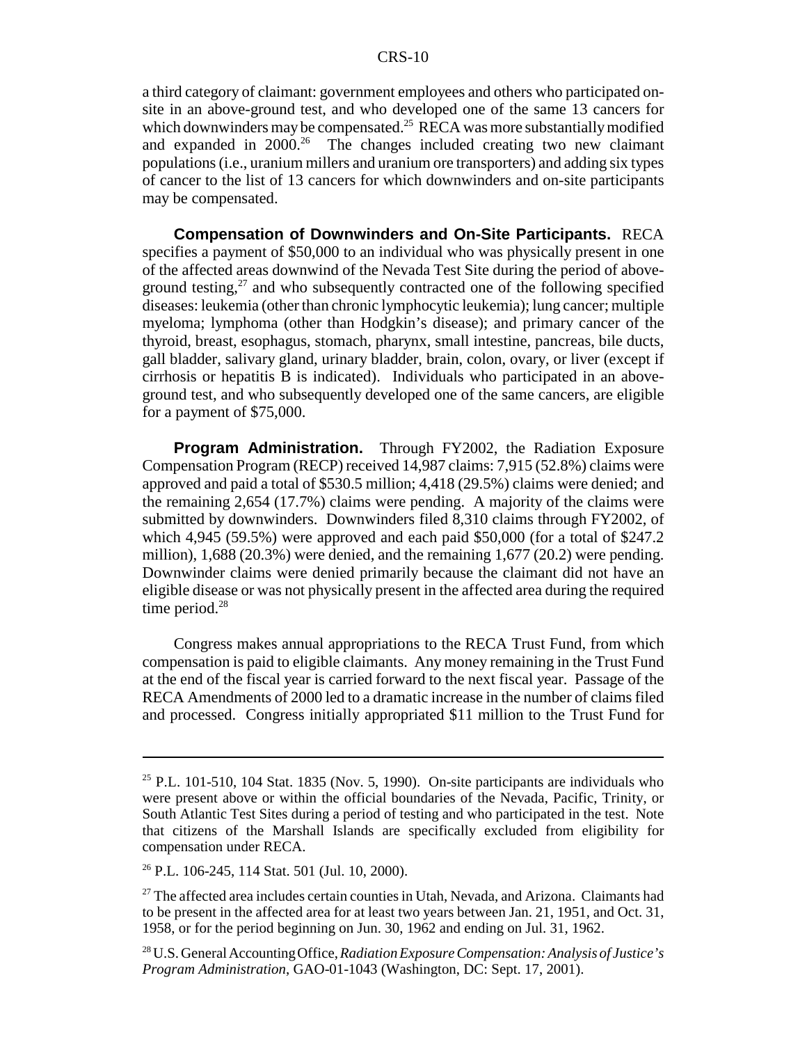a third category of claimant: government employees and others who participated on-site in an above-ground test, and who developed one of the same 13 cancers for which downwinders may be compensated.[25] RECA was more substantially modified and expanded in 2000.[26] The changes included creating two new claimant populations (i.e., uranium millers and uranium ore transporters) and adding six types of cancer to the list of 13 cancers for which downwinders and on-site participants may be compensated.

**Compensation of Downwinders and On-Site Participants.** RECA specifies a payment of $50,000 to an individual who was physically present in one of the affected areas downwind of the Nevada Test Site during the period of above-ground testing,[27] and who subsequently contracted one of the following specified diseases: leukemia (other than chronic lymphocytic leukemia); lung cancer; multiple myeloma; lymphoma (other than Hodgkin's disease); and primary cancer of the thyroid, breast, esophagus, stomach, pharynx, small intestine, pancreas, bile ducts, gall bladder, salivary gland, urinary bladder, brain, colon, ovary, or liver (except if cirrhosis or hepatitis B is indicated). Individuals who participated in an above-ground test, and who subsequently developed one of the same cancers, are eligible for a payment of $75,000.

**Program Administration.** Through FY2002, the Radiation Exposure Compensation Program (RECP) received 14,987 claims: 7,915 (52.8%) claims were approved and paid a total of $530.5 million; 4,418 (29.5%) claims were denied; and the remaining 2,654 (17.7%) claims were pending. A majority of the claims were submitted by downwinders. Downwinders filed 8,310 claims through FY2002, of which 4,945 (59.5%) were approved and each paid $50,000 (for a total of $247.2 million), 1,688 (20.3%) were denied, and the remaining 1,677 (20.2) were pending. Downwinder claims were denied primarily because the claimant did not have an eligible disease or was not physically present in the affected area during the required time period.[28]

Congress makes annual appropriations to the RECA Trust Fund, from which compensation is paid to eligible claimants. Any money remaining in the Trust Fund at the end of the fiscal year is carried forward to the next fiscal year. Passage of the RECA Amendments of 2000 led to a dramatic increase in the number of claims filed and processed. Congress initially appropriated $11 million to the Trust Fund for

---

[25] P.L. 101-510, 104 Stat. 1835 (Nov. 5, 1990). On-site participants are individuals who were present above or within the official boundaries of the Nevada, Pacific, Trinity, or South Atlantic Test Sites during a period of testing and who participated in the test. Note that citizens of the Marshall Islands are specifically excluded from eligibility for compensation under RECA.

[26] P.L. 106-245, 114 Stat. 501 (Jul. 10, 2000).

[27] The affected area includes certain counties in Utah, Nevada, and Arizona. Claimants had to be present in the affected area for at least two years between Jan. 21, 1951, and Oct. 31, 1958, or for the period beginning on Jun. 30, 1962 and ending on Jul. 31, 1962.

[28] U.S. General Accounting Office, *Radiation Exposure Compensation: Analysis of Justice's Program Administration*, GAO-01-1043 (Washington, DC: Sept. 17, 2001).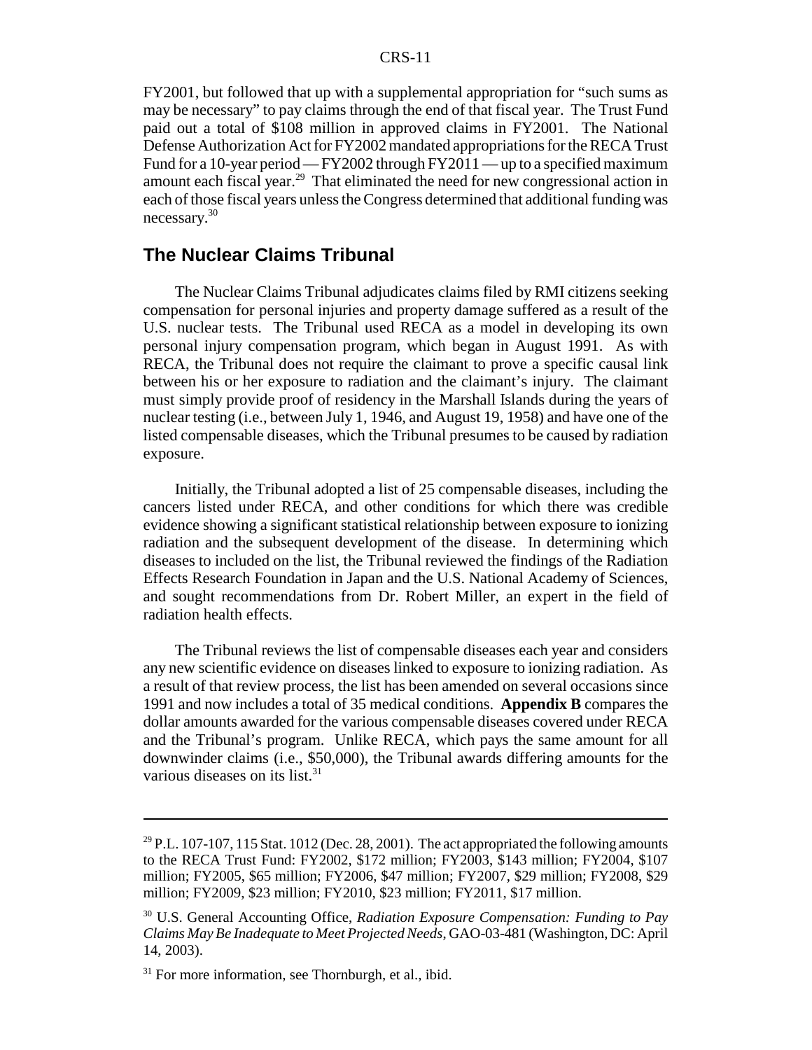FY2001, but followed that up with a supplemental appropriation for "such sums as may be necessary" to pay claims through the end of that fiscal year. The Trust Fund paid out a total of $108 million in approved claims in FY2001. The National Defense Authorization Act for FY2002 mandated appropriations for the RECA Trust Fund for a 10-year period — FY2002 through FY2011 — up to a specified maximum amount each fiscal year.[29] That eliminated the need for new congressional action in each of those fiscal years unless the Congress determined that additional funding was necessary.[30]

## The Nuclear Claims Tribunal

The Nuclear Claims Tribunal adjudicates claims filed by RMI citizens seeking compensation for personal injuries and property damage suffered as a result of the U.S. nuclear tests. The Tribunal used RECA as a model in developing its own personal injury compensation program, which began in August 1991. As with RECA, the Tribunal does not require the claimant to prove a specific causal link between his or her exposure to radiation and the claimant's injury. The claimant must simply provide proof of residency in the Marshall Islands during the years of nuclear testing (i.e., between July 1, 1946, and August 19, 1958) and have one of the listed compensable diseases, which the Tribunal presumes to be caused by radiation exposure.

Initially, the Tribunal adopted a list of 25 compensable diseases, including the cancers listed under RECA, and other conditions for which there was credible evidence showing a significant statistical relationship between exposure to ionizing radiation and the subsequent development of the disease. In determining which diseases to included on the list, the Tribunal reviewed the findings of the Radiation Effects Research Foundation in Japan and the U.S. National Academy of Sciences, and sought recommendations from Dr. Robert Miller, an expert in the field of radiation health effects.

The Tribunal reviews the list of compensable diseases each year and considers any new scientific evidence on diseases linked to exposure to ionizing radiation. As a result of that review process, the list has been amended on several occasions since 1991 and now includes a total of 35 medical conditions. **Appendix B** compares the dollar amounts awarded for the various compensable diseases covered under RECA and the Tribunal's program. Unlike RECA, which pays the same amount for all downwinder claims (i.e., $50,000), the Tribunal awards differing amounts for the various diseases on its list.[31]

---

[29] P.L. 107-107, 115 Stat. 1012 (Dec. 28, 2001). The act appropriated the following amounts to the RECA Trust Fund: FY2002, $172 million; FY2003, $143 million; FY2004, $107 million; FY2005, $65 million; FY2006, $47 million; FY2007, $29 million; FY2008, $29 million; FY2009, $23 million; FY2010, $23 million; FY2011, $17 million.

[30] U.S. General Accounting Office, *Radiation Exposure Compensation: Funding to Pay Claims May Be Inadequate to Meet Projected Needs*, GAO-03-481 (Washington, DC: April 14, 2003).

[31] For more information, see Thornburgh, et al., ibid.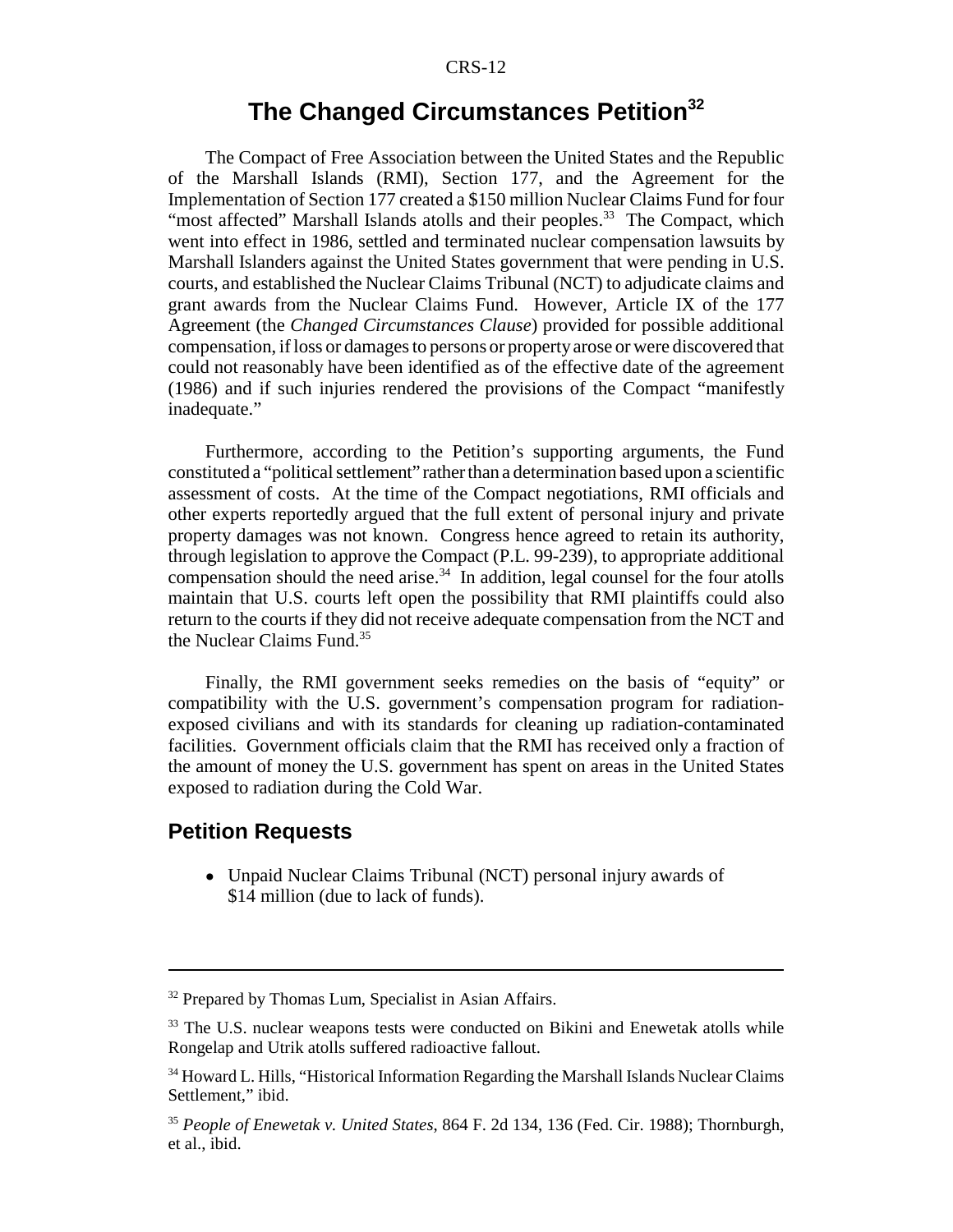## The Changed Circumstances Petition[32]

The Compact of Free Association between the United States and the Republic of the Marshall Islands (RMI), Section 177, and the Agreement for the Implementation of Section 177 created a $150 million Nuclear Claims Fund for four "most affected" Marshall Islands atolls and their peoples.[33] The Compact, which went into effect in 1986, settled and terminated nuclear compensation lawsuits by Marshall Islanders against the United States government that were pending in U.S. courts, and established the Nuclear Claims Tribunal (NCT) to adjudicate claims and grant awards from the Nuclear Claims Fund. However, Article IX of the 177 Agreement (the *Changed Circumstances Clause*) provided for possible additional compensation, if loss or damages to persons or property arose or were discovered that could not reasonably have been identified as of the effective date of the agreement (1986) and if such injuries rendered the provisions of the Compact "manifestly inadequate."

Furthermore, according to the Petition's supporting arguments, the Fund constituted a "political settlement" rather than a determination based upon a scientific assessment of costs. At the time of the Compact negotiations, RMI officials and other experts reportedly argued that the full extent of personal injury and private property damages was not known. Congress hence agreed to retain its authority, through legislation to approve the Compact (P.L. 99-239), to appropriate additional compensation should the need arise.[34] In addition, legal counsel for the four atolls maintain that U.S. courts left open the possibility that RMI plaintiffs could also return to the courts if they did not receive adequate compensation from the NCT and the Nuclear Claims Fund.[35]

Finally, the RMI government seeks remedies on the basis of "equity" or compatibility with the U.S. government's compensation program for radiation-exposed civilians and with its standards for cleaning up radiation-contaminated facilities. Government officials claim that the RMI has received only a fraction of the amount of money the U.S. government has spent on areas in the United States exposed to radiation during the Cold War.

### Petition Requests

- Unpaid Nuclear Claims Tribunal (NCT) personal injury awards of $14 million (due to lack of funds).

---

[32] Prepared by Thomas Lum, Specialist in Asian Affairs.

[33] The U.S. nuclear weapons tests were conducted on Bikini and Enewetak atolls while Rongelap and Utrik atolls suffered radioactive fallout.

[34] Howard L. Hills, "Historical Information Regarding the Marshall Islands Nuclear Claims Settlement," ibid.

[35] *People of Enewetak v. United States*, 864 F. 2d 134, 136 (Fed. Cir. 1988); Thornburgh, et al., ibid.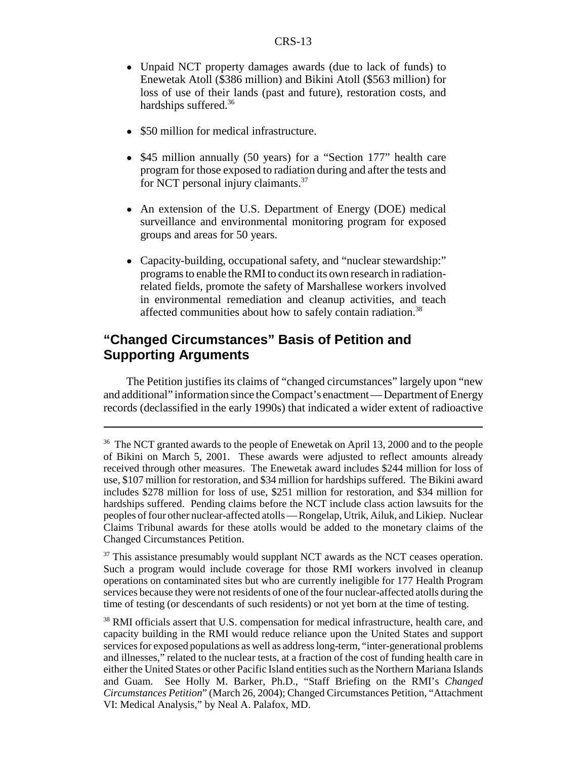- Unpaid NCT property damages awards (due to lack of funds) to Enewetak Atoll ($386 million) and Bikini Atoll ($563 million) for loss of use of their lands (past and future), restoration costs, and hardships suffered.[36]

- $50 million for medical infrastructure.

- $45 million annually (50 years) for a "Section 177" health care program for those exposed to radiation during and after the tests and for NCT personal injury claimants.[37]

- An extension of the U.S. Department of Energy (DOE) medical surveillance and environmental monitoring program for exposed groups and areas for 50 years.

- Capacity-building, occupational safety, and "nuclear stewardship:" programs to enable the RMI to conduct its own research in radiation-related fields, promote the safety of Marshallese workers involved in environmental remediation and cleanup activities, and teach affected communities about how to safely contain radiation.[38]

## "Changed Circumstances" Basis of Petition and Supporting Arguments

The Petition justifies its claims of "changed circumstances" largely upon "new and additional" information since the Compact's enactment — Department of Energy records (declassified in the early 1990s) that indicated a wider extent of radioactive

---

[36] The NCT granted awards to the people of Enewetak on April 13, 2000 and to the people of Bikini on March 5, 2001. These awards were adjusted to reflect amounts already received through other measures. The Enewetak award includes $244 million for loss of use, $107 million for restoration, and $34 million for hardships suffered. The Bikini award includes $278 million for loss of use, $251 million for restoration, and $34 million for hardships suffered. Pending claims before the NCT include class action lawsuits for the peoples of four other nuclear-affected atolls — Rongelap, Utrik, Ailuk, and Likiep. Nuclear Claims Tribunal awards for these atolls would be added to the monetary claims of the Changed Circumstances Petition.

[37] This assistance presumably would supplant NCT awards as the NCT ceases operation. Such a program would include coverage for those RMI workers involved in cleanup operations on contaminated sites but who are currently ineligible for 177 Health Program services because they were not residents of one of the four nuclear-affected atolls during the time of testing (or descendants of such residents) or not yet born at the time of testing.

[38] RMI officials assert that U.S. compensation for medical infrastructure, health care, and capacity building in the RMI would reduce reliance upon the United States and support services for exposed populations as well as address long-term, "inter-generational problems and illnesses," related to the nuclear tests, at a fraction of the cost of funding health care in either the United States or other Pacific Island entities such as the Northern Mariana Islands and Guam. See Holly M. Barker, Ph.D., "Staff Briefing on the RMI's *Changed Circumstances Petition*" (March 26, 2004); Changed Circumstances Petition, "Attachment VI: Medical Analysis," by Neal A. Palafox, MD.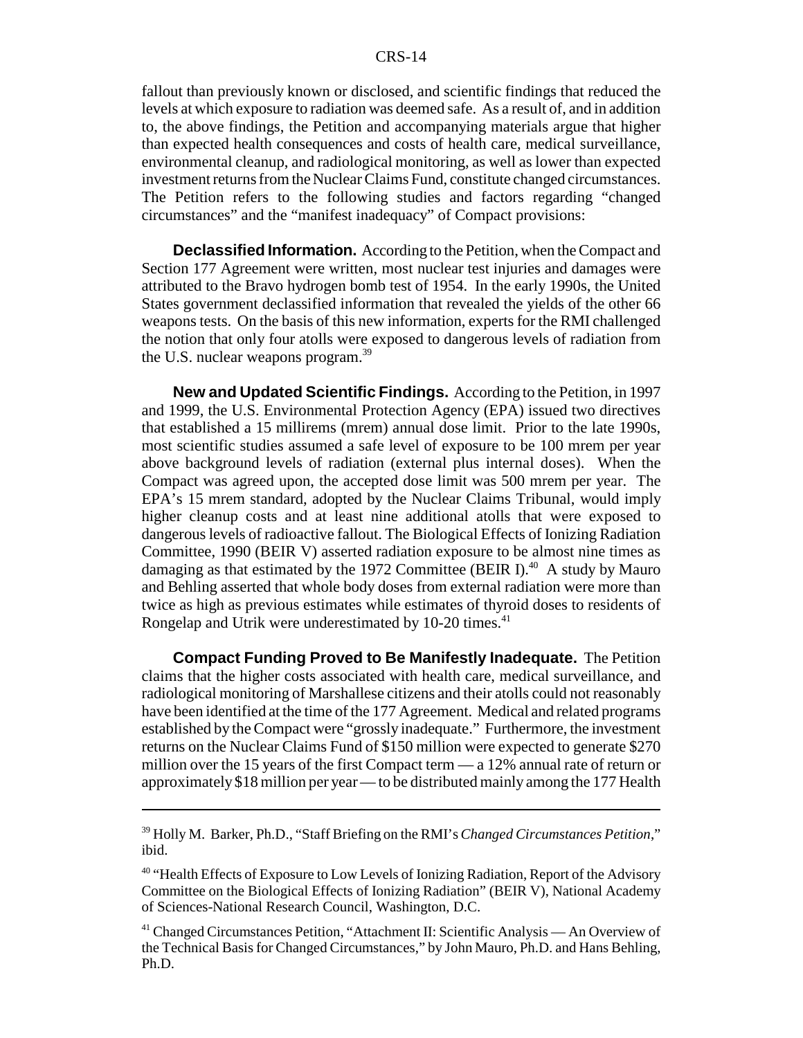fallout than previously known or disclosed, and scientific findings that reduced the levels at which exposure to radiation was deemed safe. As a result of, and in addition to, the above findings, the Petition and accompanying materials argue that higher than expected health consequences and costs of health care, medical surveillance, environmental cleanup, and radiological monitoring, as well as lower than expected investment returns from the Nuclear Claims Fund, constitute changed circumstances. The Petition refers to the following studies and factors regarding "changed circumstances" and the "manifest inadequacy" of Compact provisions:

**Declassified Information.** According to the Petition, when the Compact and Section 177 Agreement were written, most nuclear test injuries and damages were attributed to the Bravo hydrogen bomb test of 1954. In the early 1990s, the United States government declassified information that revealed the yields of the other 66 weapons tests. On the basis of this new information, experts for the RMI challenged the notion that only four atolls were exposed to dangerous levels of radiation from the U.S. nuclear weapons program.[39]

**New and Updated Scientific Findings.** According to the Petition, in 1997 and 1999, the U.S. Environmental Protection Agency (EPA) issued two directives that established a 15 millirems (mrem) annual dose limit. Prior to the late 1990s, most scientific studies assumed a safe level of exposure to be 100 mrem per year above background levels of radiation (external plus internal doses). When the Compact was agreed upon, the accepted dose limit was 500 mrem per year. The EPA's 15 mrem standard, adopted by the Nuclear Claims Tribunal, would imply higher cleanup costs and at least nine additional atolls that were exposed to dangerous levels of radioactive fallout. The Biological Effects of Ionizing Radiation Committee, 1990 (BEIR V) asserted radiation exposure to be almost nine times as damaging as that estimated by the 1972 Committee (BEIR I).[40] A study by Mauro and Behling asserted that whole body doses from external radiation were more than twice as high as previous estimates while estimates of thyroid doses to residents of Rongelap and Utrik were underestimated by 10-20 times.[41]

**Compact Funding Proved to Be Manifestly Inadequate.** The Petition claims that the higher costs associated with health care, medical surveillance, and radiological monitoring of Marshallese citizens and their atolls could not reasonably have been identified at the time of the 177 Agreement. Medical and related programs established by the Compact were "grossly inadequate." Furthermore, the investment returns on the Nuclear Claims Fund of $150 million were expected to generate $270 million over the 15 years of the first Compact term — a 12% annual rate of return or approximately $18 million per year — to be distributed mainly among the 177 Health

---

[39] Holly M. Barker, Ph.D., "Staff Briefing on the RMI's *Changed Circumstances Petition*," ibid.

[40] "Health Effects of Exposure to Low Levels of Ionizing Radiation, Report of the Advisory Committee on the Biological Effects of Ionizing Radiation" (BEIR V), National Academy of Sciences-National Research Council, Washington, D.C.

[41] Changed Circumstances Petition, "Attachment II: Scientific Analysis — An Overview of the Technical Basis for Changed Circumstances," by John Mauro, Ph.D. and Hans Behling, Ph.D.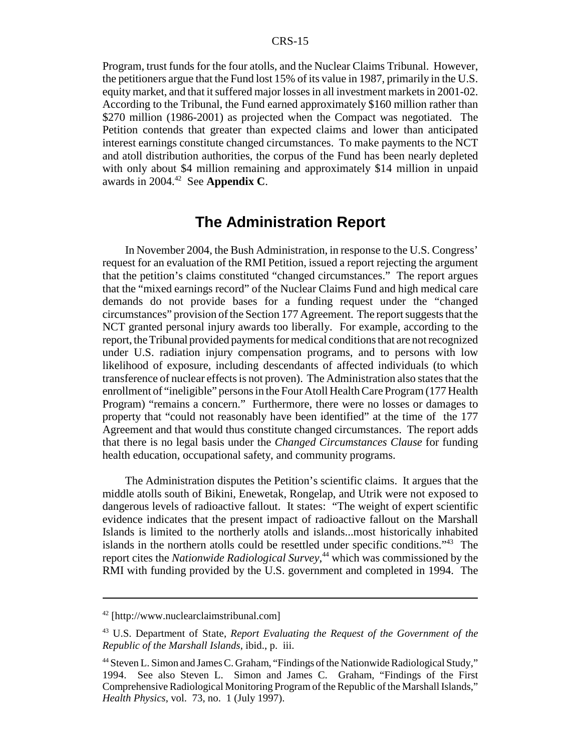Program, trust funds for the four atolls, and the Nuclear Claims Tribunal. However, the petitioners argue that the Fund lost 15% of its value in 1987, primarily in the U.S. equity market, and that it suffered major losses in all investment markets in 2001-02. According to the Tribunal, the Fund earned approximately $160 million rather than $270 million (1986-2001) as projected when the Compact was negotiated. The Petition contends that greater than expected claims and lower than anticipated interest earnings constitute changed circumstances. To make payments to the NCT and atoll distribution authorities, the corpus of the Fund has been nearly depleted with only about $4 million remaining and approximately $14 million in unpaid awards in 2004.[42] See **Appendix C**.

## The Administration Report

In November 2004, the Bush Administration, in response to the U.S. Congress' request for an evaluation of the RMI Petition, issued a report rejecting the argument that the petition's claims constituted "changed circumstances." The report argues that the "mixed earnings record" of the Nuclear Claims Fund and high medical care demands do not provide bases for a funding request under the "changed circumstances" provision of the Section 177 Agreement. The report suggests that the NCT granted personal injury awards too liberally. For example, according to the report, the Tribunal provided payments for medical conditions that are not recognized under U.S. radiation injury compensation programs, and to persons with low likelihood of exposure, including descendants of affected individuals (to which transference of nuclear effects is not proven). The Administration also states that the enrollment of "ineligible" persons in the Four Atoll Health Care Program (177 Health Program) "remains a concern." Furthermore, there were no losses or damages to property that "could not reasonably have been identified" at the time of the 177 Agreement and that would thus constitute changed circumstances. The report adds that there is no legal basis under the *Changed Circumstances Clause* for funding health education, occupational safety, and community programs.

The Administration disputes the Petition's scientific claims. It argues that the middle atolls south of Bikini, Enewetak, Rongelap, and Utrik were not exposed to dangerous levels of radioactive fallout. It states: "The weight of expert scientific evidence indicates that the present impact of radioactive fallout on the Marshall Islands is limited to the northerly atolls and islands...most historically inhabited islands in the northern atolls could be resettled under specific conditions."[43] The report cites the *Nationwide Radiological Survey*,[44] which was commissioned by the RMI with funding provided by the U.S. government and completed in 1994. The

---

[42] [http://www.nuclearclaimstribunal.com]

[43] U.S. Department of State, *Report Evaluating the Request of the Government of the Republic of the Marshall Islands*, ibid., p. iii.

[44] Steven L. Simon and James C. Graham, "Findings of the Nationwide Radiological Study," 1994. See also Steven L. Simon and James C. Graham, "Findings of the First Comprehensive Radiological Monitoring Program of the Republic of the Marshall Islands," *Health Physics*, vol. 73, no. 1 (July 1997).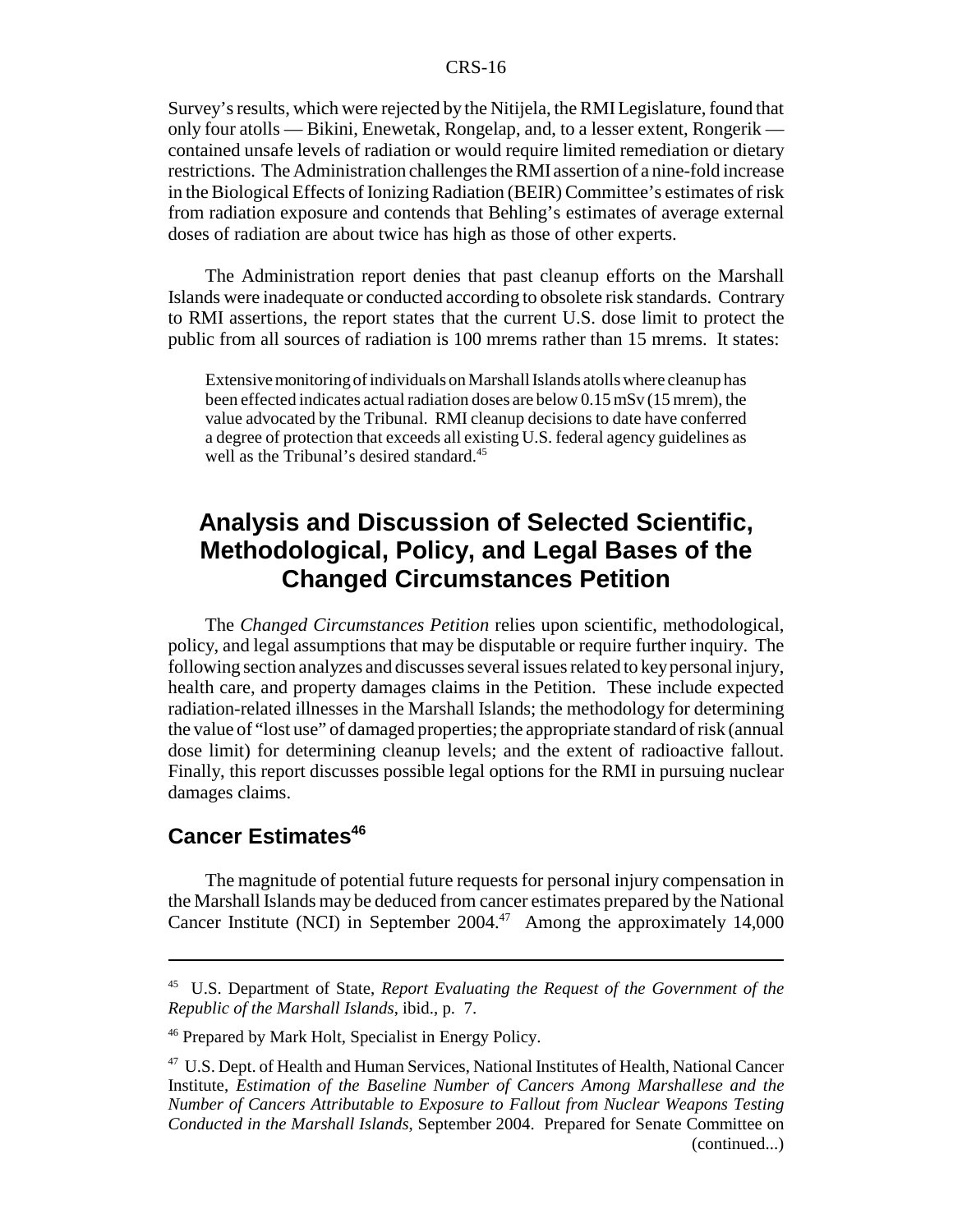Survey's results, which were rejected by the Nitijela, the RMI Legislature, found that only four atolls — Bikini, Enewetak, Rongelap, and, to a lesser extent, Rongerik — contained unsafe levels of radiation or would require limited remediation or dietary restrictions. The Administration challenges the RMI assertion of a nine-fold increase in the Biological Effects of Ionizing Radiation (BEIR) Committee's estimates of risk from radiation exposure and contends that Behling's estimates of average external doses of radiation are about twice has high as those of other experts.

The Administration report denies that past cleanup efforts on the Marshall Islands were inadequate or conducted according to obsolete risk standards. Contrary to RMI assertions, the report states that the current U.S. dose limit to protect the public from all sources of radiation is 100 mrems rather than 15 mrems. It states:

> Extensive monitoring of individuals on Marshall Islands atolls where cleanup has been effected indicates actual radiation doses are below 0.15 mSv (15 mrem), the value advocated by the Tribunal. RMI cleanup decisions to date have conferred a degree of protection that exceeds all existing U.S. federal agency guidelines as well as the Tribunal's desired standard.[45]

## Analysis and Discussion of Selected Scientific, Methodological, Policy, and Legal Bases of the Changed Circumstances Petition

The *Changed Circumstances Petition* relies upon scientific, methodological, policy, and legal assumptions that may be disputable or require further inquiry. The following section analyzes and discusses several issues related to key personal injury, health care, and property damages claims in the Petition. These include expected radiation-related illnesses in the Marshall Islands; the methodology for determining the value of "lost use" of damaged properties; the appropriate standard of risk (annual dose limit) for determining cleanup levels; and the extent of radioactive fallout. Finally, this report discusses possible legal options for the RMI in pursuing nuclear damages claims.

### Cancer Estimates[46]

The magnitude of potential future requests for personal injury compensation in the Marshall Islands may be deduced from cancer estimates prepared by the National Cancer Institute (NCI) in September 2004.[47] Among the approximately 14,000

---

[45] U.S. Department of State, *Report Evaluating the Request of the Government of the Republic of the Marshall Islands*, ibid., p. 7.

[46] Prepared by Mark Holt, Specialist in Energy Policy.

[47] U.S. Dept. of Health and Human Services, National Institutes of Health, National Cancer Institute, *Estimation of the Baseline Number of Cancers Among Marshallese and the Number of Cancers Attributable to Exposure to Fallout from Nuclear Weapons Testing Conducted in the Marshall Islands*, September 2004. Prepared for Senate Committee on (continued...)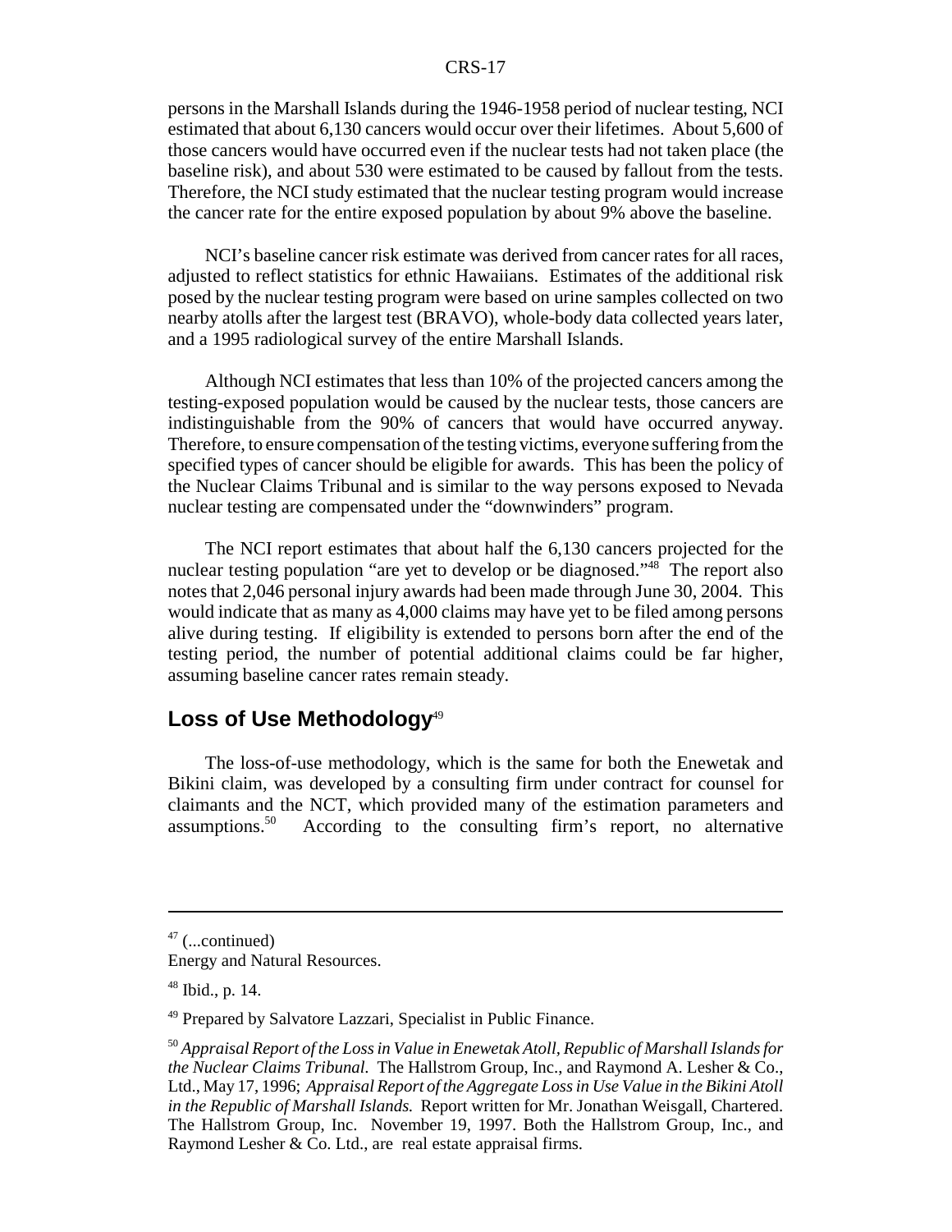persons in the Marshall Islands during the 1946-1958 period of nuclear testing, NCI estimated that about 6,130 cancers would occur over their lifetimes. About 5,600 of those cancers would have occurred even if the nuclear tests had not taken place (the baseline risk), and about 530 were estimated to be caused by fallout from the tests. Therefore, the NCI study estimated that the nuclear testing program would increase the cancer rate for the entire exposed population by about 9% above the baseline.

NCI's baseline cancer risk estimate was derived from cancer rates for all races, adjusted to reflect statistics for ethnic Hawaiians. Estimates of the additional risk posed by the nuclear testing program were based on urine samples collected on two nearby atolls after the largest test (BRAVO), whole-body data collected years later, and a 1995 radiological survey of the entire Marshall Islands.

Although NCI estimates that less than 10% of the projected cancers among the testing-exposed population would be caused by the nuclear tests, those cancers are indistinguishable from the 90% of cancers that would have occurred anyway. Therefore, to ensure compensation of the testing victims, everyone suffering from the specified types of cancer should be eligible for awards. This has been the policy of the Nuclear Claims Tribunal and is similar to the way persons exposed to Nevada nuclear testing are compensated under the "downwinders" program.

The NCI report estimates that about half the 6,130 cancers projected for the nuclear testing population "are yet to develop or be diagnosed."[48] The report also notes that 2,046 personal injury awards had been made through June 30, 2004. This would indicate that as many as 4,000 claims may have yet to be filed among persons alive during testing. If eligibility is extended to persons born after the end of the testing period, the number of potential additional claims could be far higher, assuming baseline cancer rates remain steady.

## Loss of Use Methodology[49]

The loss-of-use methodology, which is the same for both the Enewetak and Bikini claim, was developed by a consulting firm under contract for counsel for claimants and the NCT, which provided many of the estimation parameters and assumptions.[50] According to the consulting firm's report, no alternative

---

[47] (...continued)
Energy and Natural Resources.

[48] Ibid., p. 14.

[49] Prepared by Salvatore Lazzari, Specialist in Public Finance.

[50] *Appraisal Report of the Loss in Value in Enewetak Atoll, Republic of Marshall Islands for the Nuclear Claims Tribunal.* The Hallstrom Group, Inc., and Raymond A. Lesher & Co., Ltd., May 17, 1996; *Appraisal Report of the Aggregate Loss in Use Value in the Bikini Atoll in the Republic of Marshall Islands.* Report written for Mr. Jonathan Weisgall, Chartered. The Hallstrom Group, Inc. November 19, 1997. Both the Hallstrom Group, Inc., and Raymond Lesher & Co. Ltd., are real estate appraisal firms.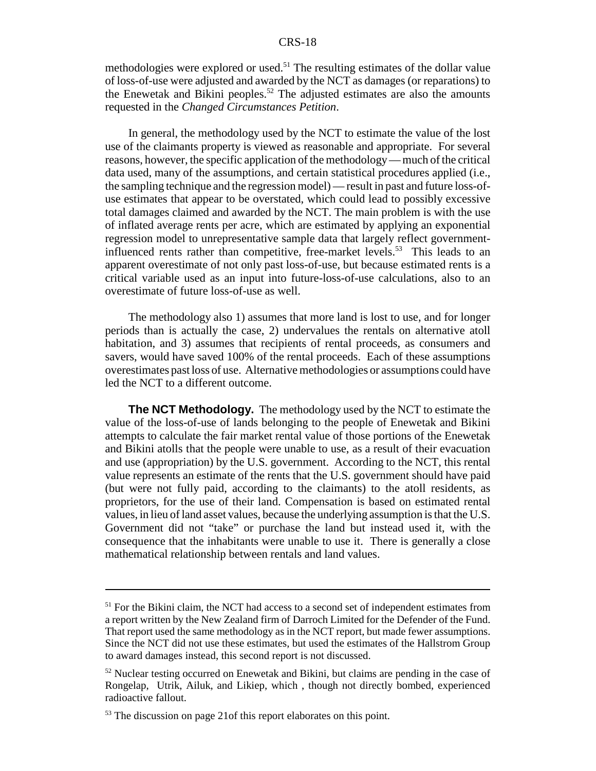methodologies were explored or used.[51] The resulting estimates of the dollar value of loss-of-use were adjusted and awarded by the NCT as damages (or reparations) to the Enewetak and Bikini peoples.[52] The adjusted estimates are also the amounts requested in the *Changed Circumstances Petition*.

In general, the methodology used by the NCT to estimate the value of the lost use of the claimants property is viewed as reasonable and appropriate. For several reasons, however, the specific application of the methodology — much of the critical data used, many of the assumptions, and certain statistical procedures applied (i.e., the sampling technique and the regression model) — result in past and future loss-of-use estimates that appear to be overstated, which could lead to possibly excessive total damages claimed and awarded by the NCT. The main problem is with the use of inflated average rents per acre, which are estimated by applying an exponential regression model to unrepresentative sample data that largely reflect government-influenced rents rather than competitive, free-market levels.[53] This leads to an apparent overestimate of not only past loss-of-use, but because estimated rents is a critical variable used as an input into future-loss-of-use calculations, also to an overestimate of future loss-of-use as well.

The methodology also 1) assumes that more land is lost to use, and for longer periods than is actually the case, 2) undervalues the rentals on alternative atoll habitation, and 3) assumes that recipients of rental proceeds, as consumers and savers, would have saved 100% of the rental proceeds. Each of these assumptions overestimates past loss of use. Alternative methodologies or assumptions could have led the NCT to a different outcome.

**The NCT Methodology.** The methodology used by the NCT to estimate the value of the loss-of-use of lands belonging to the people of Enewetak and Bikini attempts to calculate the fair market rental value of those portions of the Enewetak and Bikini atolls that the people were unable to use, as a result of their evacuation and use (appropriation) by the U.S. government. According to the NCT, this rental value represents an estimate of the rents that the U.S. government should have paid (but were not fully paid, according to the claimants) to the atoll residents, as proprietors, for the use of their land. Compensation is based on estimated rental values, in lieu of land asset values, because the underlying assumption is that the U.S. Government did not "take" or purchase the land but instead used it, with the consequence that the inhabitants were unable to use it. There is generally a close mathematical relationship between rentals and land values.

---

[51] For the Bikini claim, the NCT had access to a second set of independent estimates from a report written by the New Zealand firm of Darroch Limited for the Defender of the Fund. That report used the same methodology as in the NCT report, but made fewer assumptions. Since the NCT did not use these estimates, but used the estimates of the Hallstrom Group to award damages instead, this second report is not discussed.

[52] Nuclear testing occurred on Enewetak and Bikini, but claims are pending in the case of Rongelap, Utrik, Ailuk, and Likiep, which , though not directly bombed, experienced radioactive fallout.

[53] The discussion on page 21of this report elaborates on this point.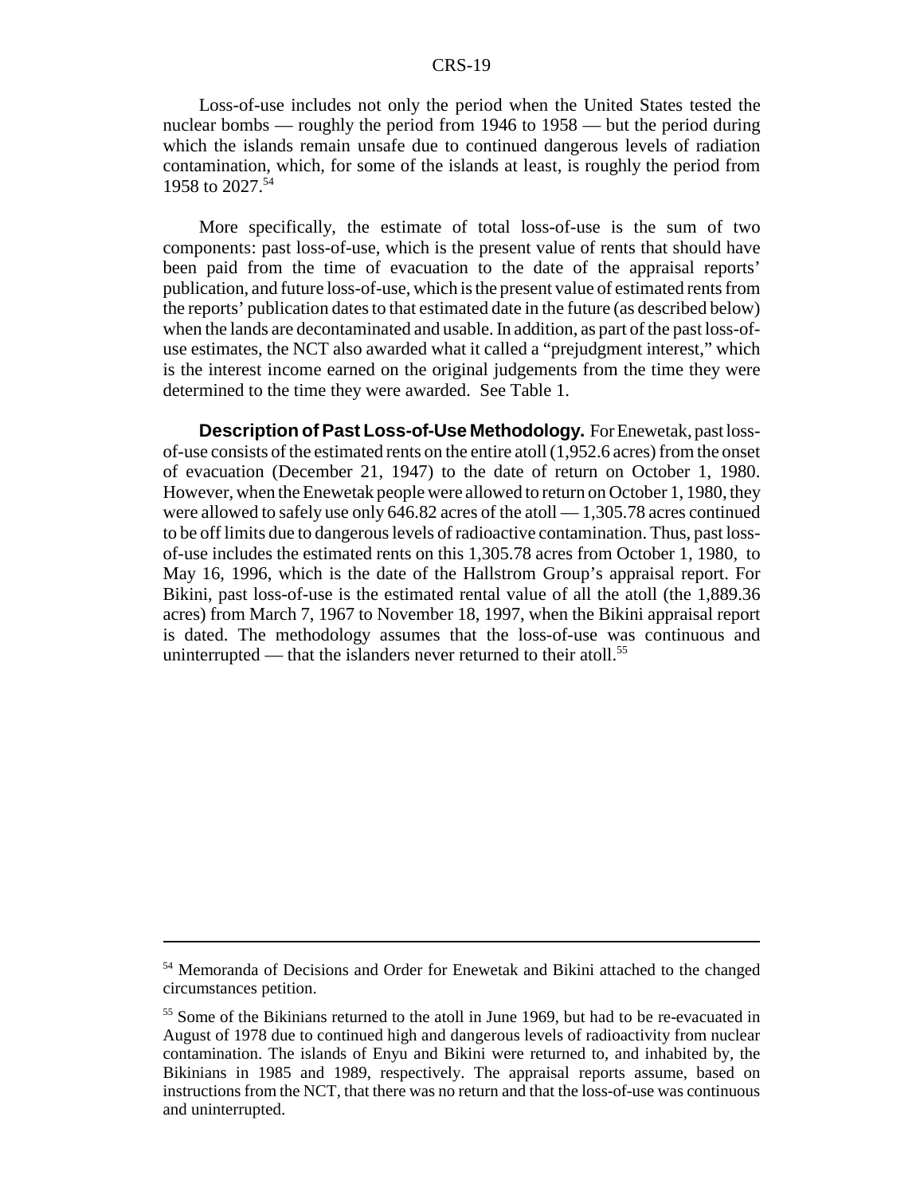Loss-of-use includes not only the period when the United States tested the nuclear bombs — roughly the period from 1946 to 1958 — but the period during which the islands remain unsafe due to continued dangerous levels of radiation contamination, which, for some of the islands at least, is roughly the period from 1958 to 2027.[54]

More specifically, the estimate of total loss-of-use is the sum of two components: past loss-of-use, which is the present value of rents that should have been paid from the time of evacuation to the date of the appraisal reports' publication, and future loss-of-use, which is the present value of estimated rents from the reports' publication dates to that estimated date in the future (as described below) when the lands are decontaminated and usable. In addition, as part of the past loss-of-use estimates, the NCT also awarded what it called a "prejudgment interest," which is the interest income earned on the original judgements from the time they were determined to the time they were awarded. See Table 1.

**Description of Past Loss-of-Use Methodology.** For Enewetak, past loss-of-use consists of the estimated rents on the entire atoll (1,952.6 acres) from the onset of evacuation (December 21, 1947) to the date of return on October 1, 1980. However, when the Enewetak people were allowed to return on October 1, 1980, they were allowed to safely use only 646.82 acres of the atoll — 1,305.78 acres continued to be off limits due to dangerous levels of radioactive contamination. Thus, past loss-of-use includes the estimated rents on this 1,305.78 acres from October 1, 1980, to May 16, 1996, which is the date of the Hallstrom Group's appraisal report. For Bikini, past loss-of-use is the estimated rental value of all the atoll (the 1,889.36 acres) from March 7, 1967 to November 18, 1997, when the Bikini appraisal report is dated. The methodology assumes that the loss-of-use was continuous and uninterrupted — that the islanders never returned to their atoll.[55]

---

[54] Memoranda of Decisions and Order for Enewetak and Bikini attached to the changed circumstances petition.

[55] Some of the Bikinians returned to the atoll in June 1969, but had to be re-evacuated in August of 1978 due to continued high and dangerous levels of radioactivity from nuclear contamination. The islands of Enyu and Bikini were returned to, and inhabited by, the Bikinians in 1985 and 1989, respectively. The appraisal reports assume, based on instructions from the NCT, that there was no return and that the loss-of-use was continuous and uninterrupted.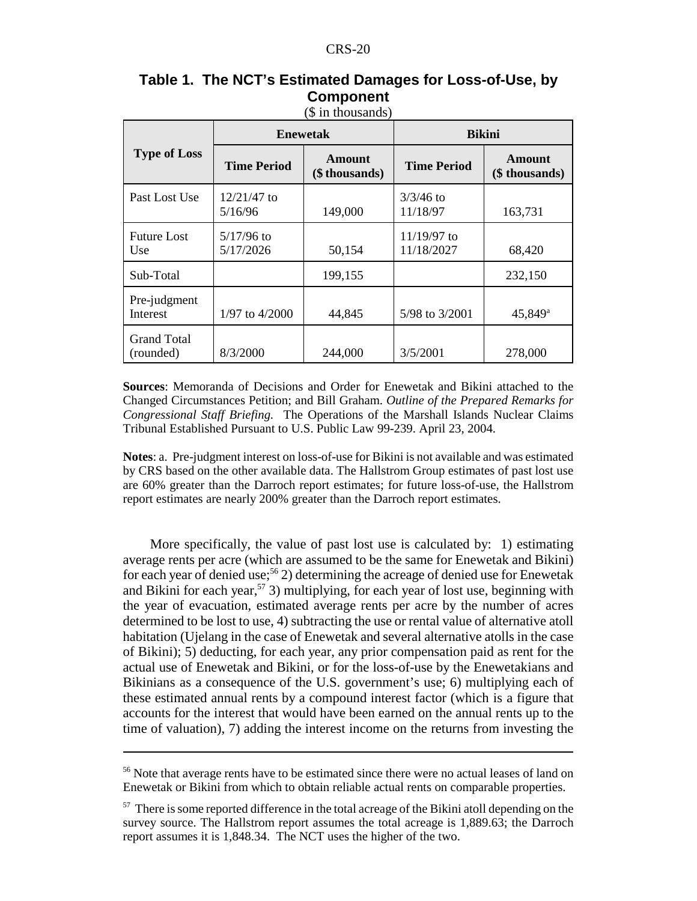**Table 1. The NCT's Estimated Damages for Loss-of-Use, by Component**
(\$ in thousands)

| Type of Loss | Enewetak | | Bikini | |
|---|---|---|---|---|
| | Time Period | Amount (\$ thousands) | Time Period | Amount (\$ thousands) |
| Past Lost Use | 12/21/47 to 5/16/96 | 149,000 | 3/3/46 to 11/18/97 | 163,731 |
| Future Lost Use | 5/17/96 to 5/17/2026 | 50,154 | 11/19/97 to 11/18/2027 | 68,420 |
| Sub-Total | | 199,155 | | 232,150 |
| Pre-judgment Interest | 1/97 to 4/2000 | 44,845 | 5/98 to 3/2001 | 45,849[a] |
| Grand Total (rounded) | 8/3/2000 | 244,000 | 3/5/2001 | 278,000 |

**Sources**: Memoranda of Decisions and Order for Enewetak and Bikini attached to the Changed Circumstances Petition; and Bill Graham. *Outline of the Prepared Remarks for Congressional Staff Briefing.* The Operations of the Marshall Islands Nuclear Claims Tribunal Established Pursuant to U.S. Public Law 99-239. April 23, 2004.

**Notes**: a. Pre-judgment interest on loss-of-use for Bikini is not available and was estimated by CRS based on the other available data. The Hallstrom Group estimates of past lost use are 60% greater than the Darroch report estimates; for future loss-of-use, the Hallstrom report estimates are nearly 200% greater than the Darroch report estimates.

More specifically, the value of past lost use is calculated by: 1) estimating average rents per acre (which are assumed to be the same for Enewetak and Bikini) for each year of denied use;[56] 2) determining the acreage of denied use for Enewetak and Bikini for each year,[57] 3) multiplying, for each year of lost use, beginning with the year of evacuation, estimated average rents per acre by the number of acres determined to be lost to use, 4) subtracting the use or rental value of alternative atoll habitation (Ujelang in the case of Enewetak and several alternative atolls in the case of Bikini); 5) deducting, for each year, any prior compensation paid as rent for the actual use of Enewetak and Bikini, or for the loss-of-use by the Enewetakians and Bikinians as a consequence of the U.S. government's use; 6) multiplying each of these estimated annual rents by a compound interest factor (which is a figure that accounts for the interest that would have been earned on the annual rents up to the time of valuation), 7) adding the interest income on the returns from investing the

[56] Note that average rents have to be estimated since there were no actual leases of land on Enewetak or Bikini from which to obtain reliable actual rents on comparable properties.

[57] There is some reported difference in the total acreage of the Bikini atoll depending on the survey source. The Hallstrom report assumes the total acreage is 1,889.63; the Darroch report assumes it is 1,848.34. The NCT uses the higher of the two.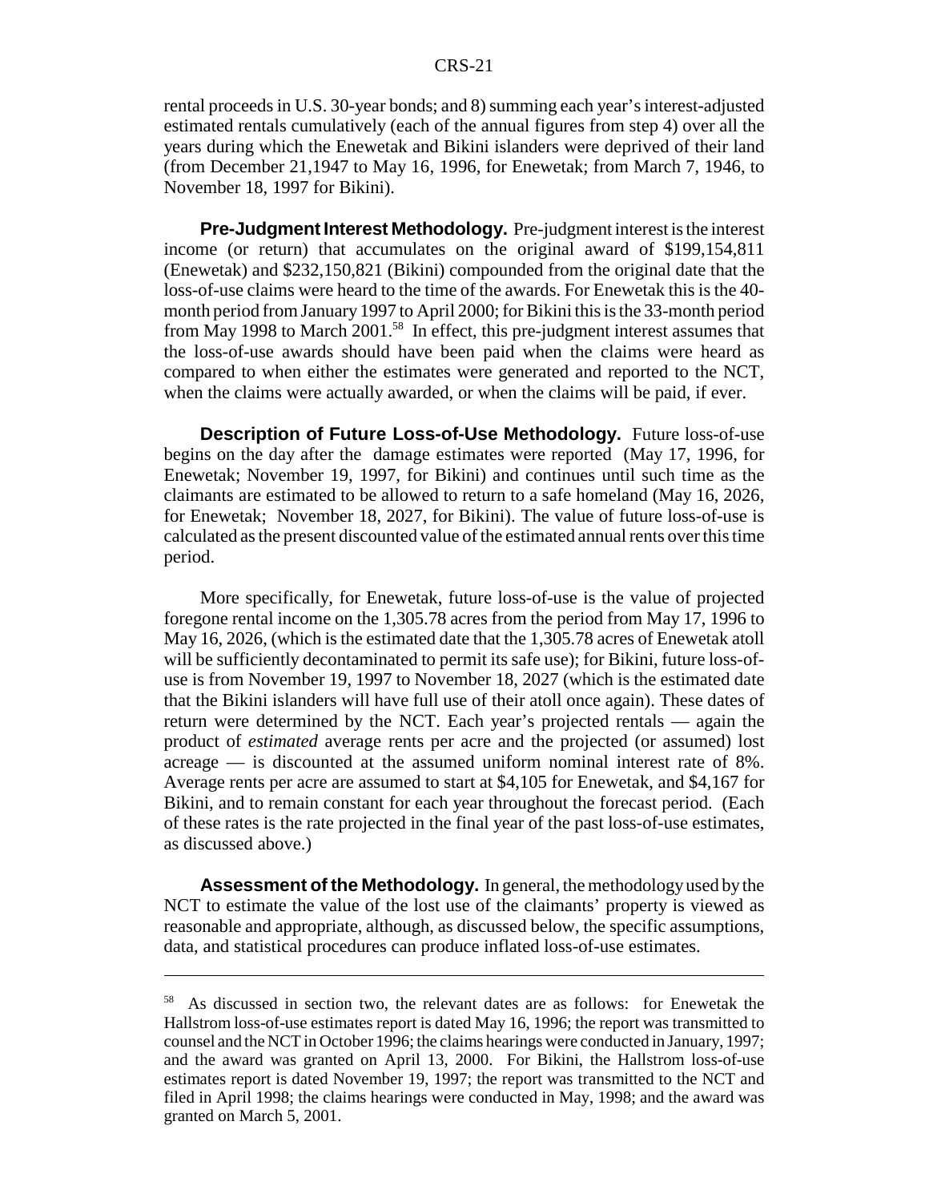rental proceeds in U.S. 30-year bonds; and 8) summing each year's interest-adjusted estimated rentals cumulatively (each of the annual figures from step 4) over all the years during which the Enewetak and Bikini islanders were deprived of their land (from December 21,1947 to May 16, 1996, for Enewetak; from March 7, 1946, to November 18, 1997 for Bikini).

**Pre-Judgment Interest Methodology.** Pre-judgment interest is the interest income (or return) that accumulates on the original award of $199,154,811 (Enewetak) and $232,150,821 (Bikini) compounded from the original date that the loss-of-use claims were heard to the time of the awards. For Enewetak this is the 40-month period from January 1997 to April 2000; for Bikini this is the 33-month period from May 1998 to March 2001.[58] In effect, this pre-judgment interest assumes that the loss-of-use awards should have been paid when the claims were heard as compared to when either the estimates were generated and reported to the NCT, when the claims were actually awarded, or when the claims will be paid, if ever.

**Description of Future Loss-of-Use Methodology.** Future loss-of-use begins on the day after the damage estimates were reported (May 17, 1996, for Enewetak; November 19, 1997, for Bikini) and continues until such time as the claimants are estimated to be allowed to return to a safe homeland (May 16, 2026, for Enewetak; November 18, 2027, for Bikini). The value of future loss-of-use is calculated as the present discounted value of the estimated annual rents over this time period.

More specifically, for Enewetak, future loss-of-use is the value of projected foregone rental income on the 1,305.78 acres from the period from May 17, 1996 to May 16, 2026, (which is the estimated date that the 1,305.78 acres of Enewetak atoll will be sufficiently decontaminated to permit its safe use); for Bikini, future loss-of-use is from November 19, 1997 to November 18, 2027 (which is the estimated date that the Bikini islanders will have full use of their atoll once again). These dates of return were determined by the NCT. Each year's projected rentals — again the product of *estimated* average rents per acre and the projected (or assumed) lost acreage — is discounted at the assumed uniform nominal interest rate of 8%. Average rents per acre are assumed to start at $4,105 for Enewetak, and $4,167 for Bikini, and to remain constant for each year throughout the forecast period. (Each of these rates is the rate projected in the final year of the past loss-of-use estimates, as discussed above.)

**Assessment of the Methodology.** In general, the methodology used by the NCT to estimate the value of the lost use of the claimants' property is viewed as reasonable and appropriate, although, as discussed below, the specific assumptions, data, and statistical procedures can produce inflated loss-of-use estimates.

---

[58] As discussed in section two, the relevant dates are as follows: for Enewetak the Hallstrom loss-of-use estimates report is dated May 16, 1996; the report was transmitted to counsel and the NCT in October 1996; the claims hearings were conducted in January, 1997; and the award was granted on April 13, 2000. For Bikini, the Hallstrom loss-of-use estimates report is dated November 19, 1997; the report was transmitted to the NCT and filed in April 1998; the claims hearings were conducted in May, 1998; and the award was granted on March 5, 2001.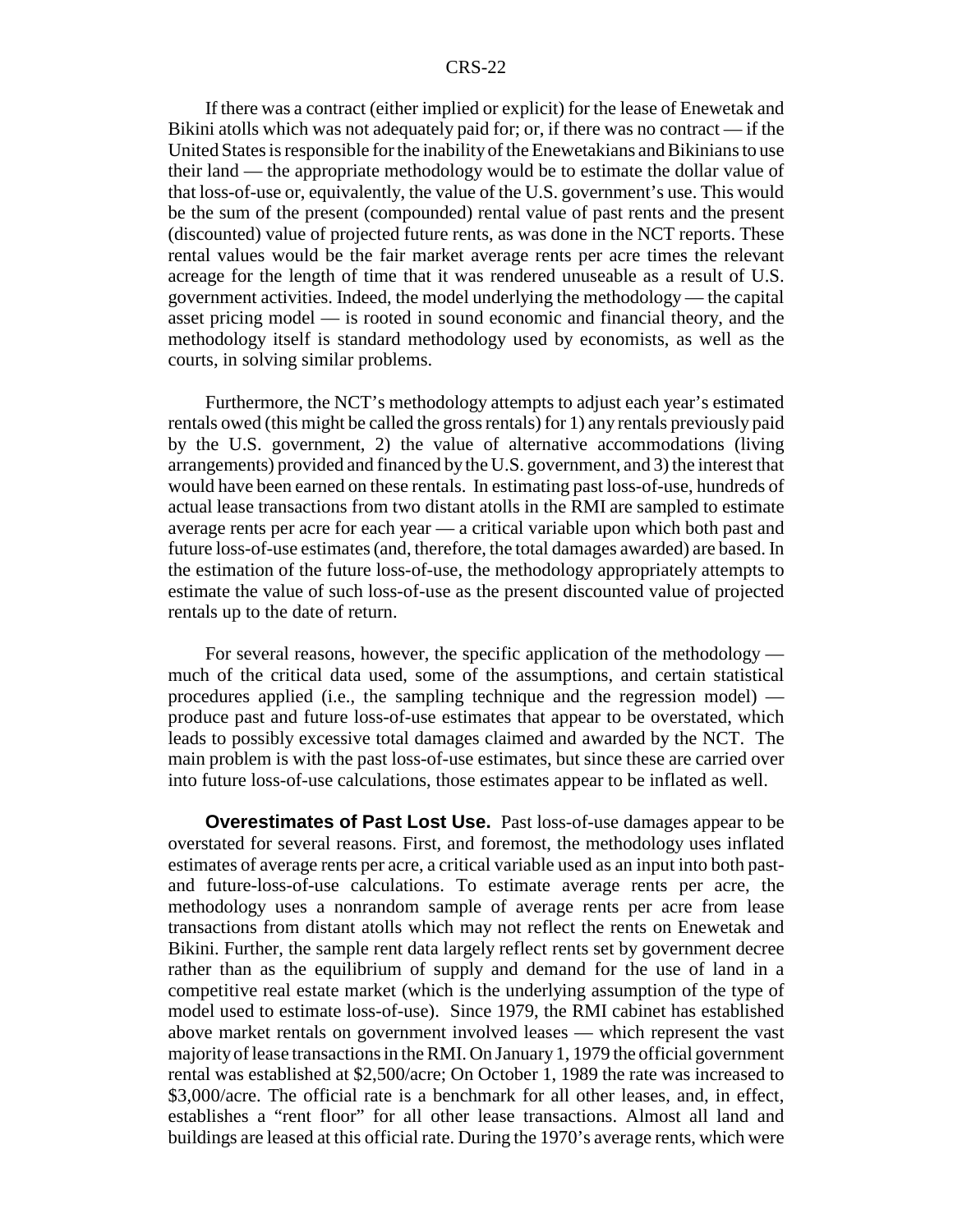If there was a contract (either implied or explicit) for the lease of Enewetak and Bikini atolls which was not adequately paid for; or, if there was no contract — if the United States is responsible for the inability of the Enewetakians and Bikinians to use their land — the appropriate methodology would be to estimate the dollar value of that loss-of-use or, equivalently, the value of the U.S. government's use. This would be the sum of the present (compounded) rental value of past rents and the present (discounted) value of projected future rents, as was done in the NCT reports. These rental values would be the fair market average rents per acre times the relevant acreage for the length of time that it was rendered unuseable as a result of U.S. government activities. Indeed, the model underlying the methodology — the capital asset pricing model — is rooted in sound economic and financial theory, and the methodology itself is standard methodology used by economists, as well as the courts, in solving similar problems.

Furthermore, the NCT's methodology attempts to adjust each year's estimated rentals owed (this might be called the gross rentals) for 1) any rentals previously paid by the U.S. government, 2) the value of alternative accommodations (living arrangements) provided and financed by the U.S. government, and 3) the interest that would have been earned on these rentals. In estimating past loss-of-use, hundreds of actual lease transactions from two distant atolls in the RMI are sampled to estimate average rents per acre for each year — a critical variable upon which both past and future loss-of-use estimates (and, therefore, the total damages awarded) are based. In the estimation of the future loss-of-use, the methodology appropriately attempts to estimate the value of such loss-of-use as the present discounted value of projected rentals up to the date of return.

For several reasons, however, the specific application of the methodology — much of the critical data used, some of the assumptions, and certain statistical procedures applied (i.e., the sampling technique and the regression model) — produce past and future loss-of-use estimates that appear to be overstated, which leads to possibly excessive total damages claimed and awarded by the NCT. The main problem is with the past loss-of-use estimates, but since these are carried over into future loss-of-use calculations, those estimates appear to be inflated as well.

**Overestimates of Past Lost Use.** Past loss-of-use damages appear to be overstated for several reasons. First, and foremost, the methodology uses inflated estimates of average rents per acre, a critical variable used as an input into both past- and future-loss-of-use calculations. To estimate average rents per acre, the methodology uses a nonrandom sample of average rents per acre from lease transactions from distant atolls which may not reflect the rents on Enewetak and Bikini. Further, the sample rent data largely reflect rents set by government decree rather than as the equilibrium of supply and demand for the use of land in a competitive real estate market (which is the underlying assumption of the type of model used to estimate loss-of-use). Since 1979, the RMI cabinet has established above market rentals on government involved leases — which represent the vast majority of lease transactions in the RMI. On January 1, 1979 the official government rental was established at $2,500/acre; On October 1, 1989 the rate was increased to $3,000/acre. The official rate is a benchmark for all other leases, and, in effect, establishes a "rent floor" for all other lease transactions. Almost all land and buildings are leased at this official rate. During the 1970's average rents, which were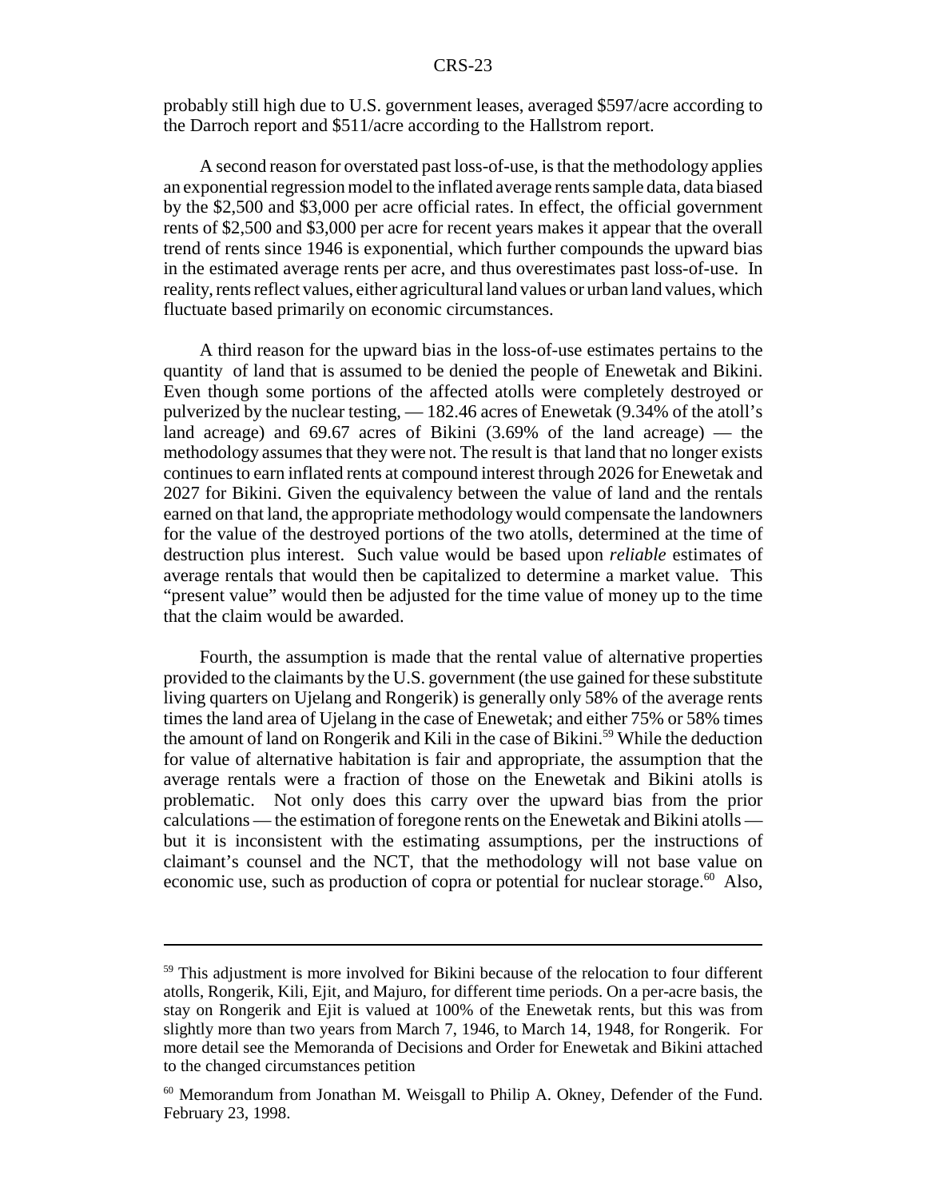probably still high due to U.S. government leases, averaged $597/acre according to the Darroch report and $511/acre according to the Hallstrom report.

A second reason for overstated past loss-of-use, is that the methodology applies an exponential regression model to the inflated average rents sample data, data biased by the $2,500 and $3,000 per acre official rates. In effect, the official government rents of $2,500 and $3,000 per acre for recent years makes it appear that the overall trend of rents since 1946 is exponential, which further compounds the upward bias in the estimated average rents per acre, and thus overestimates past loss-of-use. In reality, rents reflect values, either agricultural land values or urban land values, which fluctuate based primarily on economic circumstances.

A third reason for the upward bias in the loss-of-use estimates pertains to the quantity of land that is assumed to be denied the people of Enewetak and Bikini. Even though some portions of the affected atolls were completely destroyed or pulverized by the nuclear testing, — 182.46 acres of Enewetak (9.34% of the atoll's land acreage) and 69.67 acres of Bikini (3.69% of the land acreage) — the methodology assumes that they were not. The result is that land that no longer exists continues to earn inflated rents at compound interest through 2026 for Enewetak and 2027 for Bikini. Given the equivalency between the value of land and the rentals earned on that land, the appropriate methodology would compensate the landowners for the value of the destroyed portions of the two atolls, determined at the time of destruction plus interest. Such value would be based upon *reliable* estimates of average rentals that would then be capitalized to determine a market value. This "present value" would then be adjusted for the time value of money up to the time that the claim would be awarded.

Fourth, the assumption is made that the rental value of alternative properties provided to the claimants by the U.S. government (the use gained for these substitute living quarters on Ujelang and Rongerik) is generally only 58% of the average rents times the land area of Ujelang in the case of Enewetak; and either 75% or 58% times the amount of land on Rongerik and Kili in the case of Bikini.[59] While the deduction for value of alternative habitation is fair and appropriate, the assumption that the average rentals were a fraction of those on the Enewetak and Bikini atolls is problematic. Not only does this carry over the upward bias from the prior calculations — the estimation of foregone rents on the Enewetak and Bikini atolls — but it is inconsistent with the estimating assumptions, per the instructions of claimant's counsel and the NCT, that the methodology will not base value on economic use, such as production of copra or potential for nuclear storage.[60] Also,

---

[59] This adjustment is more involved for Bikini because of the relocation to four different atolls, Rongerik, Kili, Ejit, and Majuro, for different time periods. On a per-acre basis, the stay on Rongerik and Ejit is valued at 100% of the Enewetak rents, but this was from slightly more than two years from March 7, 1946, to March 14, 1948, for Rongerik. For more detail see the Memoranda of Decisions and Order for Enewetak and Bikini attached to the changed circumstances petition

[60] Memorandum from Jonathan M. Weisgall to Philip A. Okney, Defender of the Fund. February 23, 1998.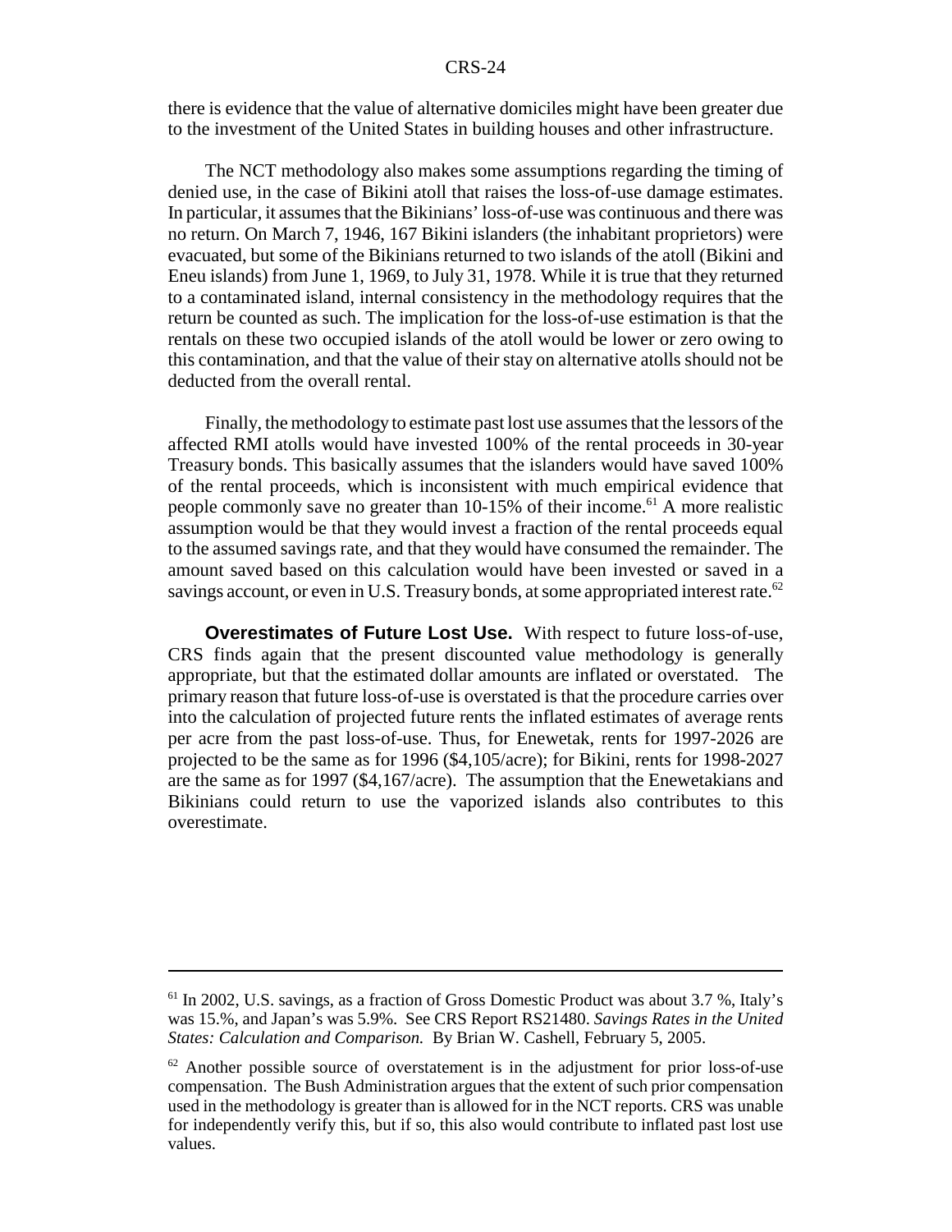there is evidence that the value of alternative domiciles might have been greater due to the investment of the United States in building houses and other infrastructure.

The NCT methodology also makes some assumptions regarding the timing of denied use, in the case of Bikini atoll that raises the loss-of-use damage estimates. In particular, it assumes that the Bikinians' loss-of-use was continuous and there was no return. On March 7, 1946, 167 Bikini islanders (the inhabitant proprietors) were evacuated, but some of the Bikinians returned to two islands of the atoll (Bikini and Eneu islands) from June 1, 1969, to July 31, 1978. While it is true that they returned to a contaminated island, internal consistency in the methodology requires that the return be counted as such. The implication for the loss-of-use estimation is that the rentals on these two occupied islands of the atoll would be lower or zero owing to this contamination, and that the value of their stay on alternative atolls should not be deducted from the overall rental.

Finally, the methodology to estimate past lost use assumes that the lessors of the affected RMI atolls would have invested 100% of the rental proceeds in 30-year Treasury bonds. This basically assumes that the islanders would have saved 100% of the rental proceeds, which is inconsistent with much empirical evidence that people commonly save no greater than 10-15% of their income.[61] A more realistic assumption would be that they would invest a fraction of the rental proceeds equal to the assumed savings rate, and that they would have consumed the remainder. The amount saved based on this calculation would have been invested or saved in a savings account, or even in U.S. Treasury bonds, at some appropriated interest rate.[62]

**Overestimates of Future Lost Use.** With respect to future loss-of-use, CRS finds again that the present discounted value methodology is generally appropriate, but that the estimated dollar amounts are inflated or overstated. The primary reason that future loss-of-use is overstated is that the procedure carries over into the calculation of projected future rents the inflated estimates of average rents per acre from the past loss-of-use. Thus, for Enewetak, rents for 1997-2026 are projected to be the same as for 1996 ($4,105/acre); for Bikini, rents for 1998-2027 are the same as for 1997 ($4,167/acre). The assumption that the Enewetakians and Bikinians could return to use the vaporized islands also contributes to this overestimate.

---

[61] In 2002, U.S. savings, as a fraction of Gross Domestic Product was about 3.7 %, Italy's was 15.%, and Japan's was 5.9%. See CRS Report RS21480. *Savings Rates in the United States: Calculation and Comparison.* By Brian W. Cashell, February 5, 2005.

[62] Another possible source of overstatement is in the adjustment for prior loss-of-use compensation. The Bush Administration argues that the extent of such prior compensation used in the methodology is greater than is allowed for in the NCT reports. CRS was unable for independently verify this, but if so, this also would contribute to inflated past lost use values.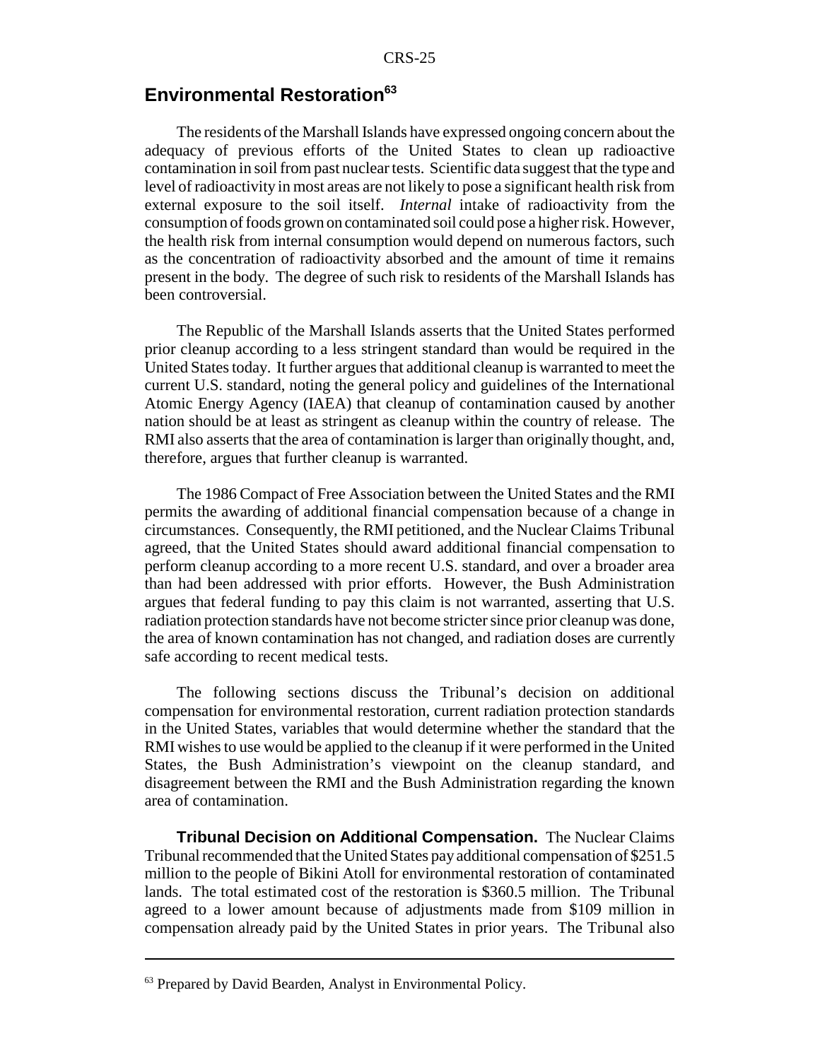## Environmental Restoration[63]

The residents of the Marshall Islands have expressed ongoing concern about the adequacy of previous efforts of the United States to clean up radioactive contamination in soil from past nuclear tests. Scientific data suggest that the type and level of radioactivity in most areas are not likely to pose a significant health risk from external exposure to the soil itself. *Internal* intake of radioactivity from the consumption of foods grown on contaminated soil could pose a higher risk. However, the health risk from internal consumption would depend on numerous factors, such as the concentration of radioactivity absorbed and the amount of time it remains present in the body. The degree of such risk to residents of the Marshall Islands has been controversial.

The Republic of the Marshall Islands asserts that the United States performed prior cleanup according to a less stringent standard than would be required in the United States today. It further argues that additional cleanup is warranted to meet the current U.S. standard, noting the general policy and guidelines of the International Atomic Energy Agency (IAEA) that cleanup of contamination caused by another nation should be at least as stringent as cleanup within the country of release. The RMI also asserts that the area of contamination is larger than originally thought, and, therefore, argues that further cleanup is warranted.

The 1986 Compact of Free Association between the United States and the RMI permits the awarding of additional financial compensation because of a change in circumstances. Consequently, the RMI petitioned, and the Nuclear Claims Tribunal agreed, that the United States should award additional financial compensation to perform cleanup according to a more recent U.S. standard, and over a broader area than had been addressed with prior efforts. However, the Bush Administration argues that federal funding to pay this claim is not warranted, asserting that U.S. radiation protection standards have not become stricter since prior cleanup was done, the area of known contamination has not changed, and radiation doses are currently safe according to recent medical tests.

The following sections discuss the Tribunal's decision on additional compensation for environmental restoration, current radiation protection standards in the United States, variables that would determine whether the standard that the RMI wishes to use would be applied to the cleanup if it were performed in the United States, the Bush Administration's viewpoint on the cleanup standard, and disagreement between the RMI and the Bush Administration regarding the known area of contamination.

**Tribunal Decision on Additional Compensation.** The Nuclear Claims Tribunal recommended that the United States pay additional compensation of $251.5 million to the people of Bikini Atoll for environmental restoration of contaminated lands. The total estimated cost of the restoration is $360.5 million. The Tribunal agreed to a lower amount because of adjustments made from $109 million in compensation already paid by the United States in prior years. The Tribunal also

---

[63] Prepared by David Bearden, Analyst in Environmental Policy.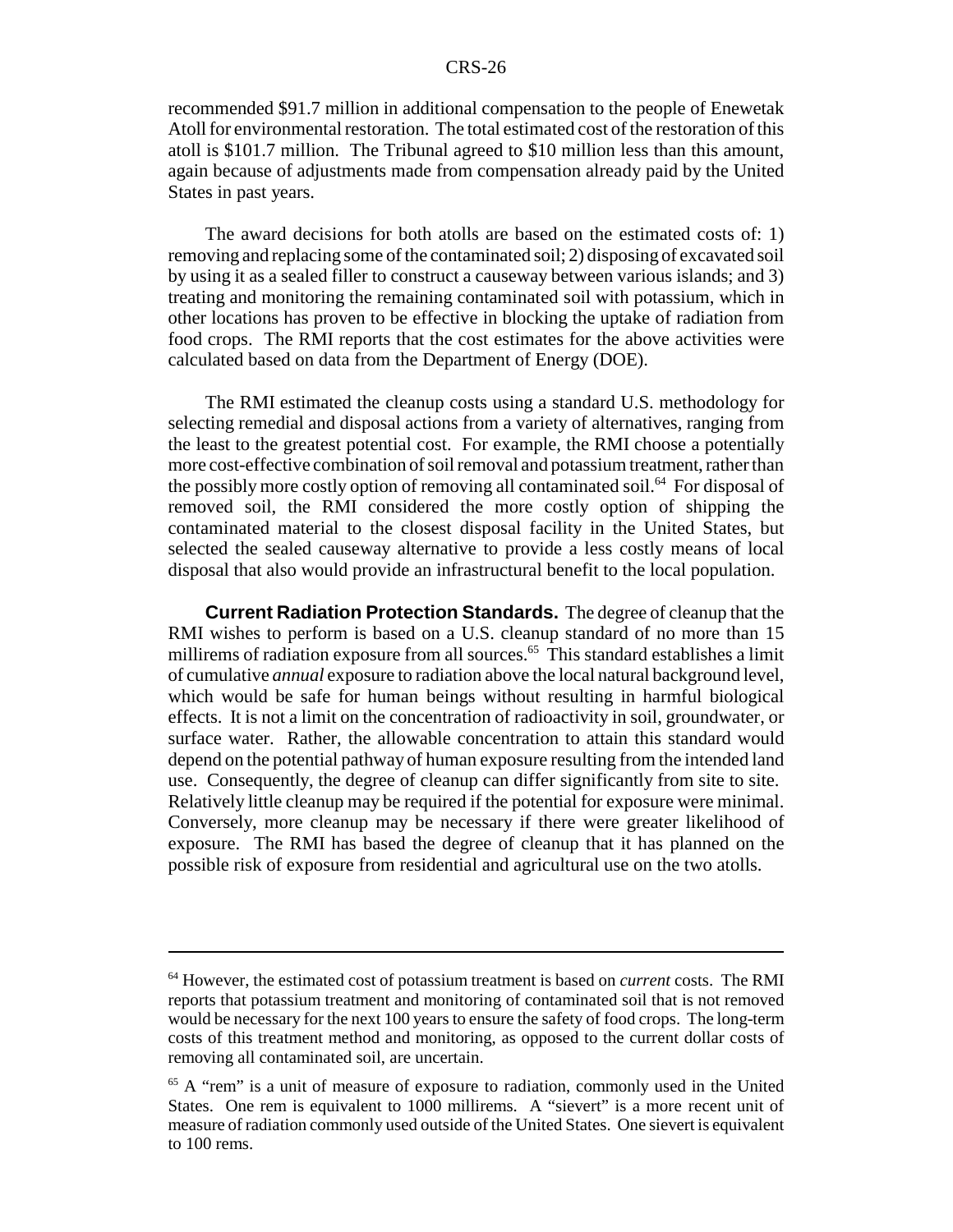recommended $91.7 million in additional compensation to the people of Enewetak Atoll for environmental restoration. The total estimated cost of the restoration of this atoll is $101.7 million. The Tribunal agreed to $10 million less than this amount, again because of adjustments made from compensation already paid by the United States in past years.

The award decisions for both atolls are based on the estimated costs of: 1) removing and replacing some of the contaminated soil; 2) disposing of excavated soil by using it as a sealed filler to construct a causeway between various islands; and 3) treating and monitoring the remaining contaminated soil with potassium, which in other locations has proven to be effective in blocking the uptake of radiation from food crops. The RMI reports that the cost estimates for the above activities were calculated based on data from the Department of Energy (DOE).

The RMI estimated the cleanup costs using a standard U.S. methodology for selecting remedial and disposal actions from a variety of alternatives, ranging from the least to the greatest potential cost. For example, the RMI choose a potentially more cost-effective combination of soil removal and potassium treatment, rather than the possibly more costly option of removing all contaminated soil.[64] For disposal of removed soil, the RMI considered the more costly option of shipping the contaminated material to the closest disposal facility in the United States, but selected the sealed causeway alternative to provide a less costly means of local disposal that also would provide an infrastructural benefit to the local population.

**Current Radiation Protection Standards.** The degree of cleanup that the RMI wishes to perform is based on a U.S. cleanup standard of no more than 15 millirems of radiation exposure from all sources.[65] This standard establishes a limit of cumulative *annual* exposure to radiation above the local natural background level, which would be safe for human beings without resulting in harmful biological effects. It is not a limit on the concentration of radioactivity in soil, groundwater, or surface water. Rather, the allowable concentration to attain this standard would depend on the potential pathway of human exposure resulting from the intended land use. Consequently, the degree of cleanup can differ significantly from site to site. Relatively little cleanup may be required if the potential for exposure were minimal. Conversely, more cleanup may be necessary if there were greater likelihood of exposure. The RMI has based the degree of cleanup that it has planned on the possible risk of exposure from residential and agricultural use on the two atolls.

---

[64] However, the estimated cost of potassium treatment is based on *current* costs. The RMI reports that potassium treatment and monitoring of contaminated soil that is not removed would be necessary for the next 100 years to ensure the safety of food crops. The long-term costs of this treatment method and monitoring, as opposed to the current dollar costs of removing all contaminated soil, are uncertain.

[65] A "rem" is a unit of measure of exposure to radiation, commonly used in the United States. One rem is equivalent to 1000 millirems. A "sievert" is a more recent unit of measure of radiation commonly used outside of the United States. One sievert is equivalent to 100 rems.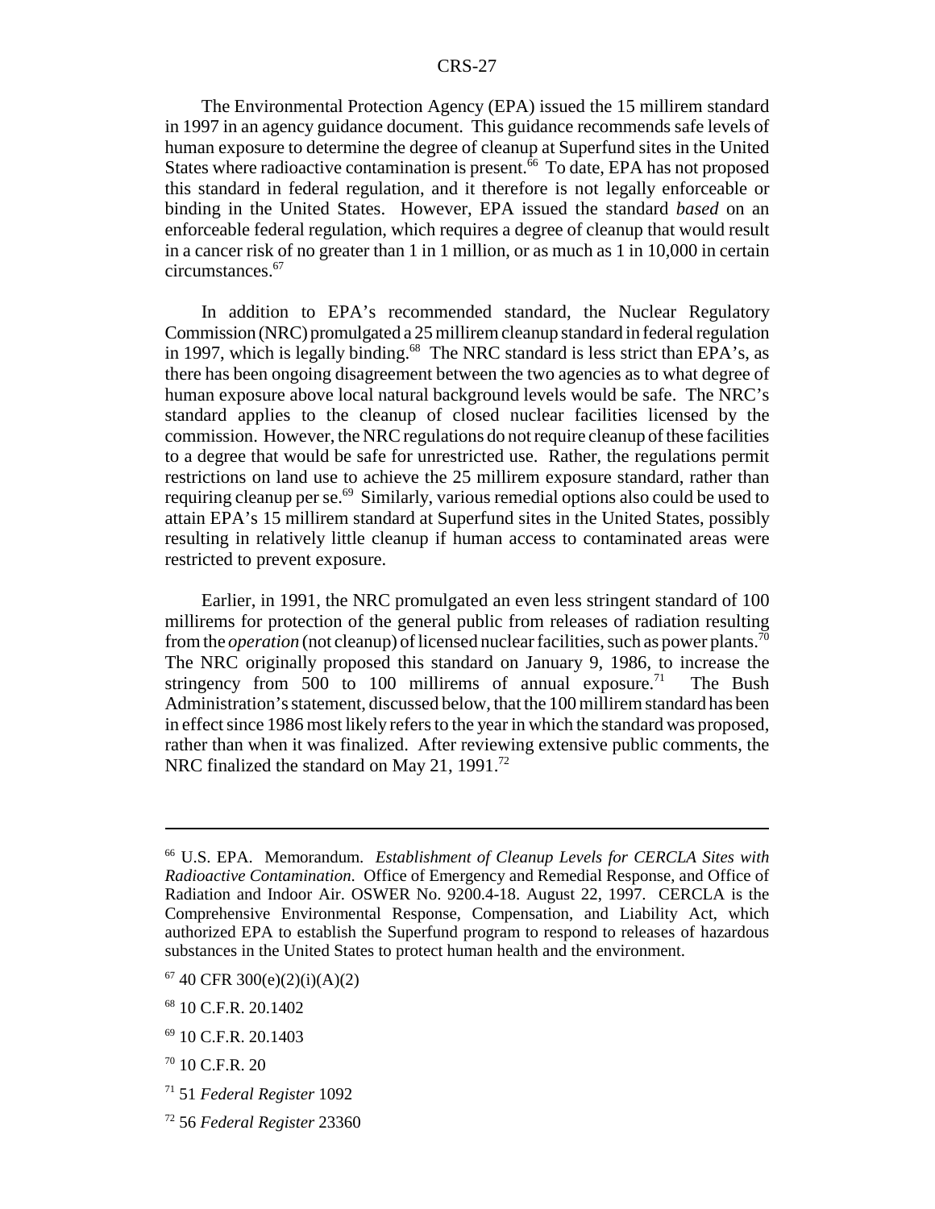The Environmental Protection Agency (EPA) issued the 15 millirem standard in 1997 in an agency guidance document. This guidance recommends safe levels of human exposure to determine the degree of cleanup at Superfund sites in the United States where radioactive contamination is present.[66] To date, EPA has not proposed this standard in federal regulation, and it therefore is not legally enforceable or binding in the United States. However, EPA issued the standard *based* on an enforceable federal regulation, which requires a degree of cleanup that would result in a cancer risk of no greater than 1 in 1 million, or as much as 1 in 10,000 in certain circumstances.[67]

In addition to EPA's recommended standard, the Nuclear Regulatory Commission (NRC) promulgated a 25 millirem cleanup standard in federal regulation in 1997, which is legally binding.[68] The NRC standard is less strict than EPA's, as there has been ongoing disagreement between the two agencies as to what degree of human exposure above local natural background levels would be safe. The NRC's standard applies to the cleanup of closed nuclear facilities licensed by the commission. However, the NRC regulations do not require cleanup of these facilities to a degree that would be safe for unrestricted use. Rather, the regulations permit restrictions on land use to achieve the 25 millirem exposure standard, rather than requiring cleanup per se.[69] Similarly, various remedial options also could be used to attain EPA's 15 millirem standard at Superfund sites in the United States, possibly resulting in relatively little cleanup if human access to contaminated areas were restricted to prevent exposure.

Earlier, in 1991, the NRC promulgated an even less stringent standard of 100 millirems for protection of the general public from releases of radiation resulting from the *operation* (not cleanup) of licensed nuclear facilities, such as power plants.[70] The NRC originally proposed this standard on January 9, 1986, to increase the stringency from 500 to 100 millirems of annual exposure.[71] The Bush Administration's statement, discussed below, that the 100 millirem standard has been in effect since 1986 most likely refers to the year in which the standard was proposed, rather than when it was finalized. After reviewing extensive public comments, the NRC finalized the standard on May 21, 1991.[72]

---

[66] U.S. EPA. Memorandum. *Establishment of Cleanup Levels for CERCLA Sites with Radioactive Contamination*. Office of Emergency and Remedial Response, and Office of Radiation and Indoor Air. OSWER No. 9200.4-18. August 22, 1997. CERCLA is the Comprehensive Environmental Response, Compensation, and Liability Act, which authorized EPA to establish the Superfund program to respond to releases of hazardous substances in the United States to protect human health and the environment.

[67] 40 CFR 300(e)(2)(i)(A)(2)

[68] 10 C.F.R. 20.1402

[69] 10 C.F.R. 20.1403

[70] 10 C.F.R. 20

[71] 51 *Federal Register* 1092

[72] 56 *Federal Register* 23360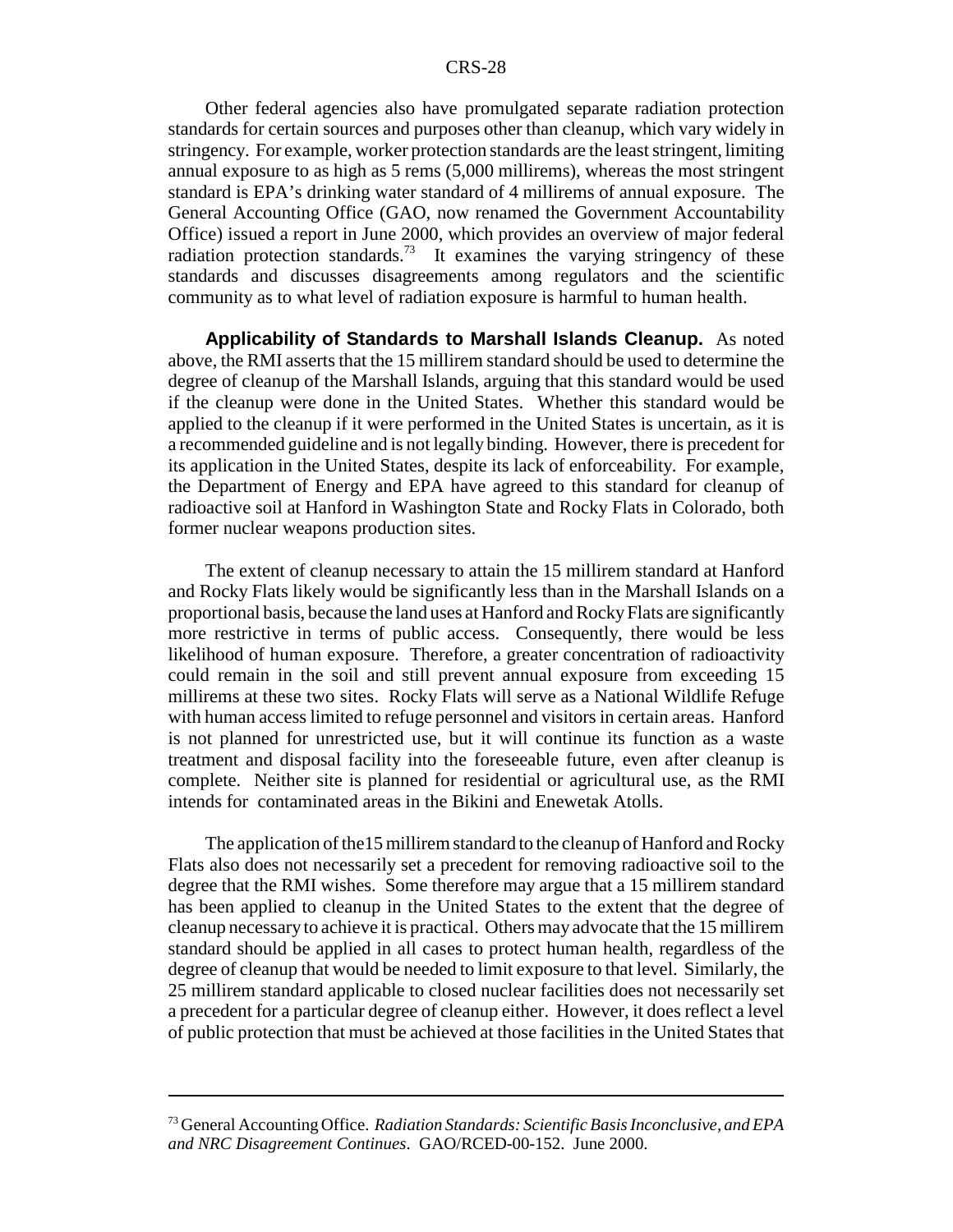Other federal agencies also have promulgated separate radiation protection standards for certain sources and purposes other than cleanup, which vary widely in stringency. For example, worker protection standards are the least stringent, limiting annual exposure to as high as 5 rems (5,000 millirems), whereas the most stringent standard is EPA's drinking water standard of 4 millirems of annual exposure. The General Accounting Office (GAO, now renamed the Government Accountability Office) issued a report in June 2000, which provides an overview of major federal radiation protection standards.[73] It examines the varying stringency of these standards and discusses disagreements among regulators and the scientific community as to what level of radiation exposure is harmful to human health.

**Applicability of Standards to Marshall Islands Cleanup.** As noted above, the RMI asserts that the 15 millirem standard should be used to determine the degree of cleanup of the Marshall Islands, arguing that this standard would be used if the cleanup were done in the United States. Whether this standard would be applied to the cleanup if it were performed in the United States is uncertain, as it is a recommended guideline and is not legally binding. However, there is precedent for its application in the United States, despite its lack of enforceability. For example, the Department of Energy and EPA have agreed to this standard for cleanup of radioactive soil at Hanford in Washington State and Rocky Flats in Colorado, both former nuclear weapons production sites.

The extent of cleanup necessary to attain the 15 millirem standard at Hanford and Rocky Flats likely would be significantly less than in the Marshall Islands on a proportional basis, because the land uses at Hanford and Rocky Flats are significantly more restrictive in terms of public access. Consequently, there would be less likelihood of human exposure. Therefore, a greater concentration of radioactivity could remain in the soil and still prevent annual exposure from exceeding 15 millirems at these two sites. Rocky Flats will serve as a National Wildlife Refuge with human access limited to refuge personnel and visitors in certain areas. Hanford is not planned for unrestricted use, but it will continue its function as a waste treatment and disposal facility into the foreseeable future, even after cleanup is complete. Neither site is planned for residential or agricultural use, as the RMI intends for contaminated areas in the Bikini and Enewetak Atolls.

The application of the15 millirem standard to the cleanup of Hanford and Rocky Flats also does not necessarily set a precedent for removing radioactive soil to the degree that the RMI wishes. Some therefore may argue that a 15 millirem standard has been applied to cleanup in the United States to the extent that the degree of cleanup necessary to achieve it is practical. Others may advocate that the 15 millirem standard should be applied in all cases to protect human health, regardless of the degree of cleanup that would be needed to limit exposure to that level. Similarly, the 25 millirem standard applicable to closed nuclear facilities does not necessarily set a precedent for a particular degree of cleanup either. However, it does reflect a level of public protection that must be achieved at those facilities in the United States that

---

[73] General Accounting Office. *Radiation Standards: Scientific Basis Inconclusive, and EPA and NRC Disagreement Continues*. GAO/RCED-00-152. June 2000.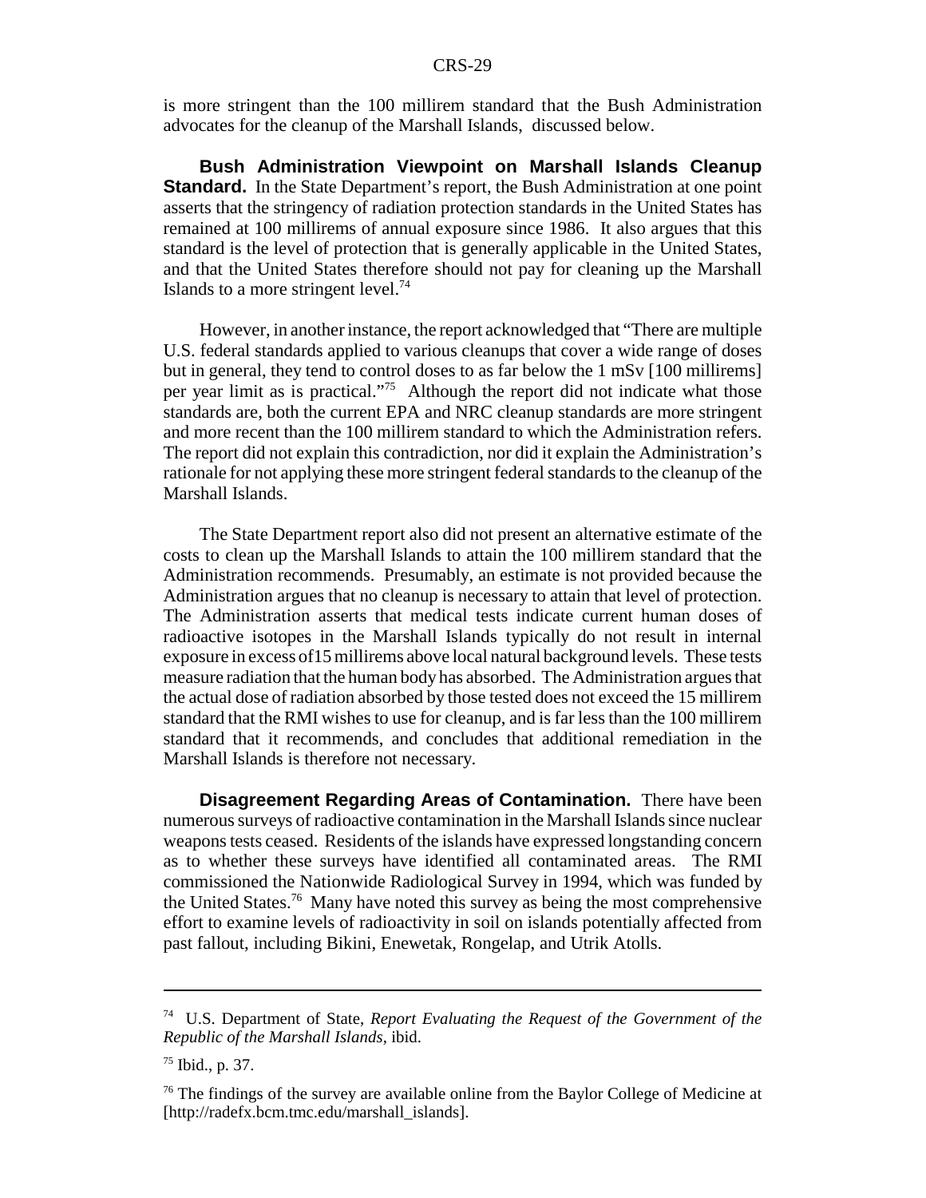is more stringent than the 100 millirem standard that the Bush Administration advocates for the cleanup of the Marshall Islands, discussed below.

**Bush Administration Viewpoint on Marshall Islands Cleanup Standard.** In the State Department's report, the Bush Administration at one point asserts that the stringency of radiation protection standards in the United States has remained at 100 millirems of annual exposure since 1986. It also argues that this standard is the level of protection that is generally applicable in the United States, and that the United States therefore should not pay for cleaning up the Marshall Islands to a more stringent level.[74]

However, in another instance, the report acknowledged that "There are multiple U.S. federal standards applied to various cleanups that cover a wide range of doses but in general, they tend to control doses to as far below the 1 mSv [100 millirems] per year limit as is practical."[75] Although the report did not indicate what those standards are, both the current EPA and NRC cleanup standards are more stringent and more recent than the 100 millirem standard to which the Administration refers. The report did not explain this contradiction, nor did it explain the Administration's rationale for not applying these more stringent federal standards to the cleanup of the Marshall Islands.

The State Department report also did not present an alternative estimate of the costs to clean up the Marshall Islands to attain the 100 millirem standard that the Administration recommends. Presumably, an estimate is not provided because the Administration argues that no cleanup is necessary to attain that level of protection. The Administration asserts that medical tests indicate current human doses of radioactive isotopes in the Marshall Islands typically do not result in internal exposure in excess of15 millirems above local natural background levels. These tests measure radiation that the human body has absorbed. The Administration argues that the actual dose of radiation absorbed by those tested does not exceed the 15 millirem standard that the RMI wishes to use for cleanup, and is far less than the 100 millirem standard that it recommends, and concludes that additional remediation in the Marshall Islands is therefore not necessary.

**Disagreement Regarding Areas of Contamination.** There have been numerous surveys of radioactive contamination in the Marshall Islands since nuclear weapons tests ceased. Residents of the islands have expressed longstanding concern as to whether these surveys have identified all contaminated areas. The RMI commissioned the Nationwide Radiological Survey in 1994, which was funded by the United States.[76] Many have noted this survey as being the most comprehensive effort to examine levels of radioactivity in soil on islands potentially affected from past fallout, including Bikini, Enewetak, Rongelap, and Utrik Atolls.

---

[74] U.S. Department of State, *Report Evaluating the Request of the Government of the Republic of the Marshall Islands*, ibid.

[75] Ibid., p. 37.

[76] The findings of the survey are available online from the Baylor College of Medicine at [http://radefx.bcm.tmc.edu/marshall_islands].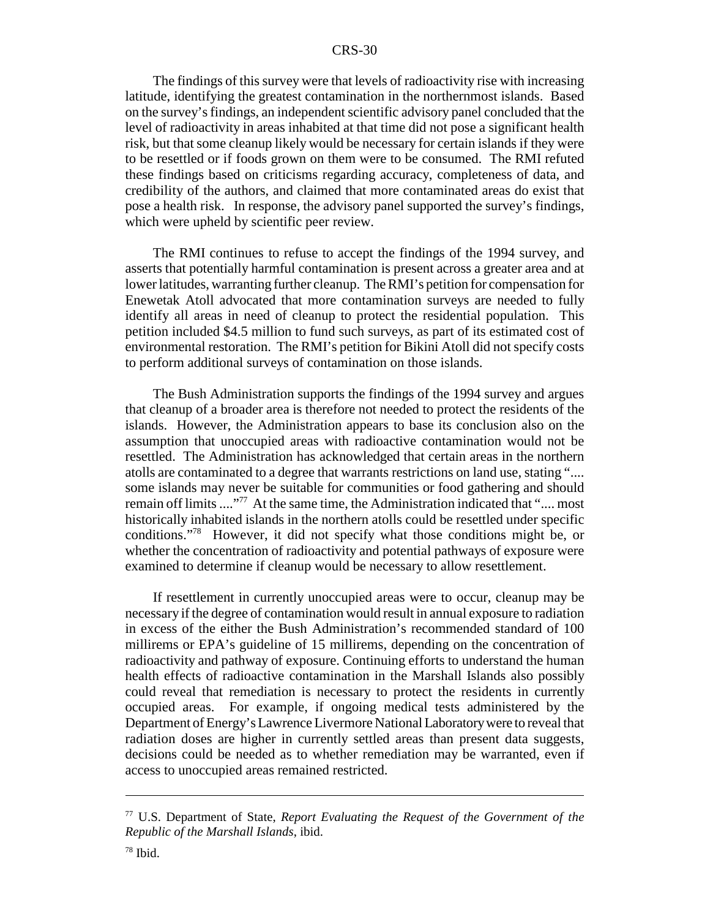The findings of this survey were that levels of radioactivity rise with increasing latitude, identifying the greatest contamination in the northernmost islands. Based on the survey's findings, an independent scientific advisory panel concluded that the level of radioactivity in areas inhabited at that time did not pose a significant health risk, but that some cleanup likely would be necessary for certain islands if they were to be resettled or if foods grown on them were to be consumed. The RMI refuted these findings based on criticisms regarding accuracy, completeness of data, and credibility of the authors, and claimed that more contaminated areas do exist that pose a health risk. In response, the advisory panel supported the survey's findings, which were upheld by scientific peer review.

The RMI continues to refuse to accept the findings of the 1994 survey, and asserts that potentially harmful contamination is present across a greater area and at lower latitudes, warranting further cleanup. The RMI's petition for compensation for Enewetak Atoll advocated that more contamination surveys are needed to fully identify all areas in need of cleanup to protect the residential population. This petition included \$4.5 million to fund such surveys, as part of its estimated cost of environmental restoration. The RMI's petition for Bikini Atoll did not specify costs to perform additional surveys of contamination on those islands.

The Bush Administration supports the findings of the 1994 survey and argues that cleanup of a broader area is therefore not needed to protect the residents of the islands. However, the Administration appears to base its conclusion also on the assumption that unoccupied areas with radioactive contamination would not be resettled. The Administration has acknowledged that certain areas in the northern atolls are contaminated to a degree that warrants restrictions on land use, stating ".... some islands may never be suitable for communities or food gathering and should remain off limits ...."[77] At the same time, the Administration indicated that ".... most historically inhabited islands in the northern atolls could be resettled under specific conditions."[78] However, it did not specify what those conditions might be, or whether the concentration of radioactivity and potential pathways of exposure were examined to determine if cleanup would be necessary to allow resettlement.

If resettlement in currently unoccupied areas were to occur, cleanup may be necessary if the degree of contamination would result in annual exposure to radiation in excess of the either the Bush Administration's recommended standard of 100 millirems or EPA's guideline of 15 millirems, depending on the concentration of radioactivity and pathway of exposure. Continuing efforts to understand the human health effects of radioactive contamination in the Marshall Islands also possibly could reveal that remediation is necessary to protect the residents in currently occupied areas. For example, if ongoing medical tests administered by the Department of Energy's Lawrence Livermore National Laboratory were to reveal that radiation doses are higher in currently settled areas than present data suggests, decisions could be needed as to whether remediation may be warranted, even if access to unoccupied areas remained restricted.

---

[77] U.S. Department of State, *Report Evaluating the Request of the Government of the Republic of the Marshall Islands*, ibid.

[78] Ibid.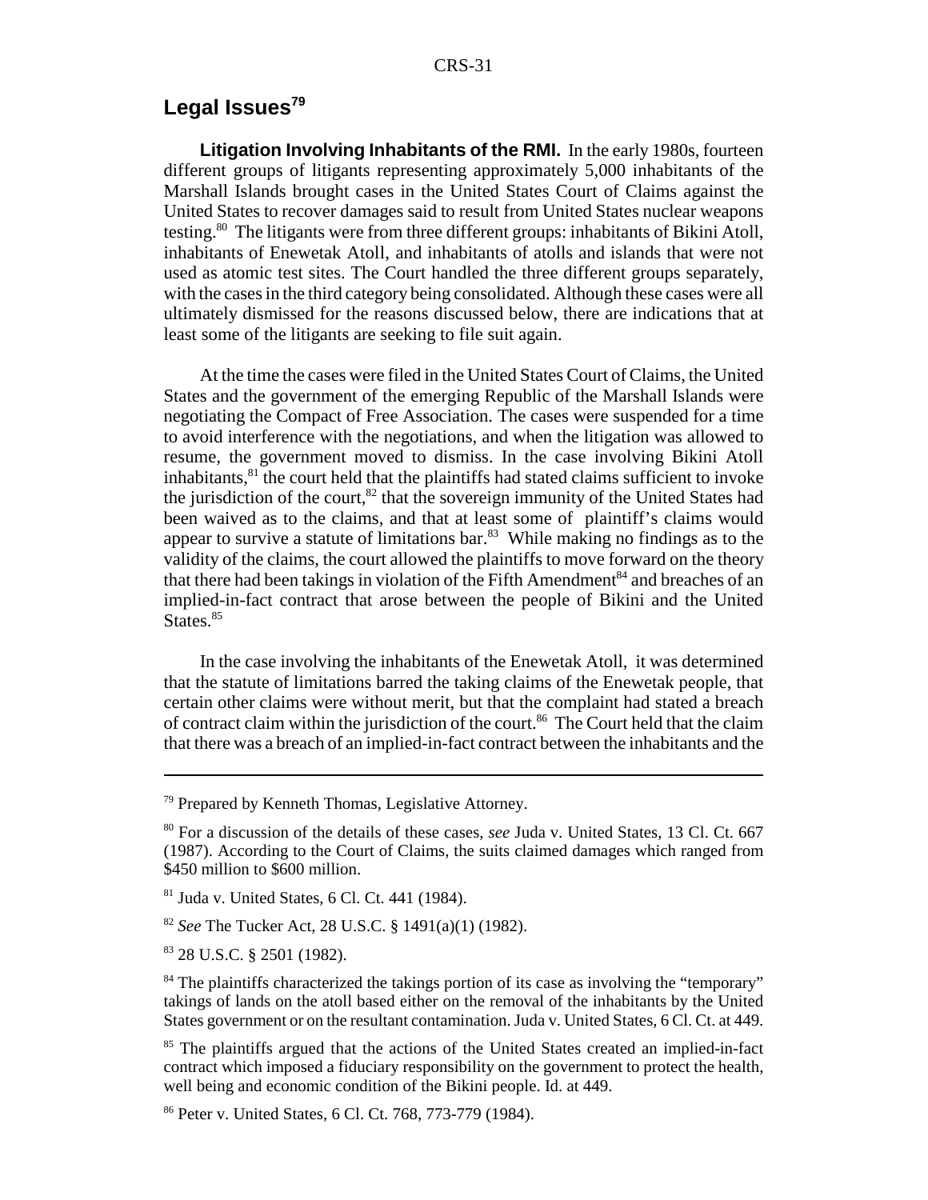## Legal Issues[79]

**Litigation Involving Inhabitants of the RMI.** In the early 1980s, fourteen different groups of litigants representing approximately 5,000 inhabitants of the Marshall Islands brought cases in the United States Court of Claims against the United States to recover damages said to result from United States nuclear weapons testing.[80] The litigants were from three different groups: inhabitants of Bikini Atoll, inhabitants of Enewetak Atoll, and inhabitants of atolls and islands that were not used as atomic test sites. The Court handled the three different groups separately, with the cases in the third category being consolidated. Although these cases were all ultimately dismissed for the reasons discussed below, there are indications that at least some of the litigants are seeking to file suit again.

At the time the cases were filed in the United States Court of Claims, the United States and the government of the emerging Republic of the Marshall Islands were negotiating the Compact of Free Association. The cases were suspended for a time to avoid interference with the negotiations, and when the litigation was allowed to resume, the government moved to dismiss. In the case involving Bikini Atoll inhabitants,[81] the court held that the plaintiffs had stated claims sufficient to invoke the jurisdiction of the court,[82] that the sovereign immunity of the United States had been waived as to the claims, and that at least some of plaintiff's claims would appear to survive a statute of limitations bar.[83] While making no findings as to the validity of the claims, the court allowed the plaintiffs to move forward on the theory that there had been takings in violation of the Fifth Amendment[84] and breaches of an implied-in-fact contract that arose between the people of Bikini and the United States.[85]

In the case involving the inhabitants of the Enewetak Atoll, it was determined that the statute of limitations barred the taking claims of the Enewetak people, that certain other claims were without merit, but that the complaint had stated a breach of contract claim within the jurisdiction of the court.[86] The Court held that the claim that there was a breach of an implied-in-fact contract between the inhabitants and the

---

[79] Prepared by Kenneth Thomas, Legislative Attorney.

[80] For a discussion of the details of these cases, *see* Juda v. United States, 13 Cl. Ct. 667 (1987). According to the Court of Claims, the suits claimed damages which ranged from \$450 million to \$600 million.

[81] Juda v. United States, 6 Cl. Ct. 441 (1984).

[82] *See* The Tucker Act, 28 U.S.C. § 1491(a)(1) (1982).

[83] 28 U.S.C. § 2501 (1982).

[84] The plaintiffs characterized the takings portion of its case as involving the "temporary" takings of lands on the atoll based either on the removal of the inhabitants by the United States government or on the resultant contamination. Juda v. United States, 6 Cl. Ct. at 449.

[85] The plaintiffs argued that the actions of the United States created an implied-in-fact contract which imposed a fiduciary responsibility on the government to protect the health, well being and economic condition of the Bikini people. Id. at 449.

[86] Peter v. United States, 6 Cl. Ct. 768, 773-779 (1984).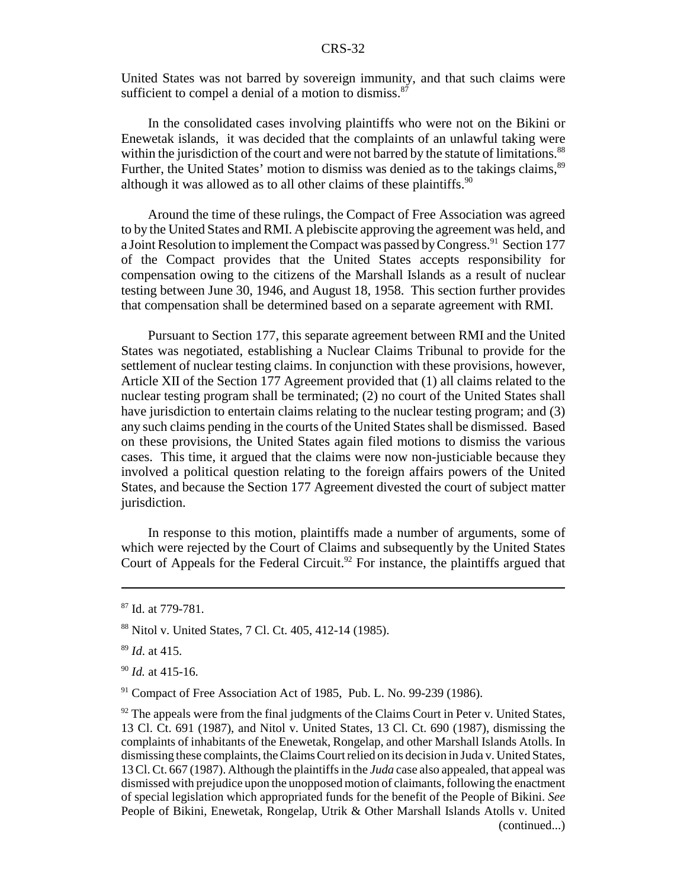United States was not barred by sovereign immunity, and that such claims were sufficient to compel a denial of a motion to dismiss.[87]

In the consolidated cases involving plaintiffs who were not on the Bikini or Enewetak islands, it was decided that the complaints of an unlawful taking were within the jurisdiction of the court and were not barred by the statute of limitations.[88] Further, the United States' motion to dismiss was denied as to the takings claims,[89] although it was allowed as to all other claims of these plaintiffs.[90]

Around the time of these rulings, the Compact of Free Association was agreed to by the United States and RMI. A plebiscite approving the agreement was held, and a Joint Resolution to implement the Compact was passed by Congress.[91] Section 177 of the Compact provides that the United States accepts responsibility for compensation owing to the citizens of the Marshall Islands as a result of nuclear testing between June 30, 1946, and August 18, 1958. This section further provides that compensation shall be determined based on a separate agreement with RMI.

Pursuant to Section 177, this separate agreement between RMI and the United States was negotiated, establishing a Nuclear Claims Tribunal to provide for the settlement of nuclear testing claims. In conjunction with these provisions, however, Article XII of the Section 177 Agreement provided that (1) all claims related to the nuclear testing program shall be terminated; (2) no court of the United States shall have jurisdiction to entertain claims relating to the nuclear testing program; and (3) any such claims pending in the courts of the United States shall be dismissed. Based on these provisions, the United States again filed motions to dismiss the various cases. This time, it argued that the claims were now non-justiciable because they involved a political question relating to the foreign affairs powers of the United States, and because the Section 177 Agreement divested the court of subject matter jurisdiction.

In response to this motion, plaintiffs made a number of arguments, some of which were rejected by the Court of Claims and subsequently by the United States Court of Appeals for the Federal Circuit.[92] For instance, the plaintiffs argued that

---

[87] Id. at 779-781.

[88] Nitol v. United States, 7 Cl. Ct. 405, 412-14 (1985).

[89] *Id.* at 415.

[90] *Id.* at 415-16.

[91] Compact of Free Association Act of 1985, Pub. L. No. 99-239 (1986).

[92] The appeals were from the final judgments of the Claims Court in Peter v. United States, 13 Cl. Ct. 691 (1987), and Nitol v. United States, 13 Cl. Ct. 690 (1987), dismissing the complaints of inhabitants of the Enewetak, Rongelap, and other Marshall Islands Atolls. In dismissing these complaints, the Claims Court relied on its decision in Juda v. United States, 13 Cl. Ct. 667 (1987). Although the plaintiffs in the *Juda* case also appealed, that appeal was dismissed with prejudice upon the unopposed motion of claimants, following the enactment of special legislation which appropriated funds for the benefit of the People of Bikini. *See* People of Bikini, Enewetak, Rongelap, Utrik & Other Marshall Islands Atolls v. United (continued...)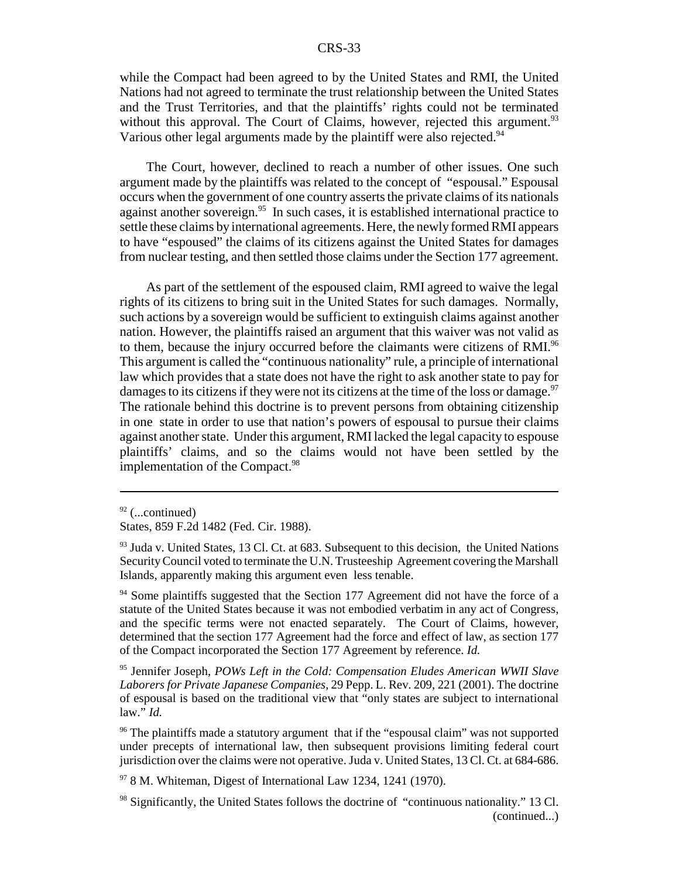while the Compact had been agreed to by the United States and RMI, the United Nations had not agreed to terminate the trust relationship between the United States and the Trust Territories, and that the plaintiffs' rights could not be terminated without this approval. The Court of Claims, however, rejected this argument.[93] Various other legal arguments made by the plaintiff were also rejected.[94]

The Court, however, declined to reach a number of other issues. One such argument made by the plaintiffs was related to the concept of "espousal." Espousal occurs when the government of one country asserts the private claims of its nationals against another sovereign.[95] In such cases, it is established international practice to settle these claims by international agreements. Here, the newly formed RMI appears to have "espoused" the claims of its citizens against the United States for damages from nuclear testing, and then settled those claims under the Section 177 agreement.

As part of the settlement of the espoused claim, RMI agreed to waive the legal rights of its citizens to bring suit in the United States for such damages. Normally, such actions by a sovereign would be sufficient to extinguish claims against another nation. However, the plaintiffs raised an argument that this waiver was not valid as to them, because the injury occurred before the claimants were citizens of RMI.[96] This argument is called the "continuous nationality" rule, a principle of international law which provides that a state does not have the right to ask another state to pay for damages to its citizens if they were not its citizens at the time of the loss or damage.[97] The rationale behind this doctrine is to prevent persons from obtaining citizenship in one state in order to use that nation's powers of espousal to pursue their claims against another state. Under this argument, RMI lacked the legal capacity to espouse plaintiffs' claims, and so the claims would not have been settled by the implementation of the Compact.[98]

---

[92] (...continued)
States, 859 F.2d 1482 (Fed. Cir. 1988).

[93] Juda v. United States, 13 Cl. Ct. at 683. Subsequent to this decision, the United Nations Security Council voted to terminate the U.N. Trusteeship Agreement covering the Marshall Islands, apparently making this argument even less tenable.

[94] Some plaintiffs suggested that the Section 177 Agreement did not have the force of a statute of the United States because it was not embodied verbatim in any act of Congress, and the specific terms were not enacted separately. The Court of Claims, however, determined that the section 177 Agreement had the force and effect of law, as section 177 of the Compact incorporated the Section 177 Agreement by reference. *Id.*

[95] Jennifer Joseph, *POWs Left in the Cold: Compensation Eludes American WWII Slave Laborers for Private Japanese Companies*, 29 Pepp. L. Rev. 209, 221 (2001). The doctrine of espousal is based on the traditional view that "only states are subject to international law." *Id.*

[96] The plaintiffs made a statutory argument that if the "espousal claim" was not supported under precepts of international law, then subsequent provisions limiting federal court jurisdiction over the claims were not operative. Juda v. United States, 13 Cl. Ct. at 684-686.

[97] 8 M. Whiteman, Digest of International Law 1234, 1241 (1970).

[98] Significantly, the United States follows the doctrine of "continuous nationality." 13 Cl. (continued...)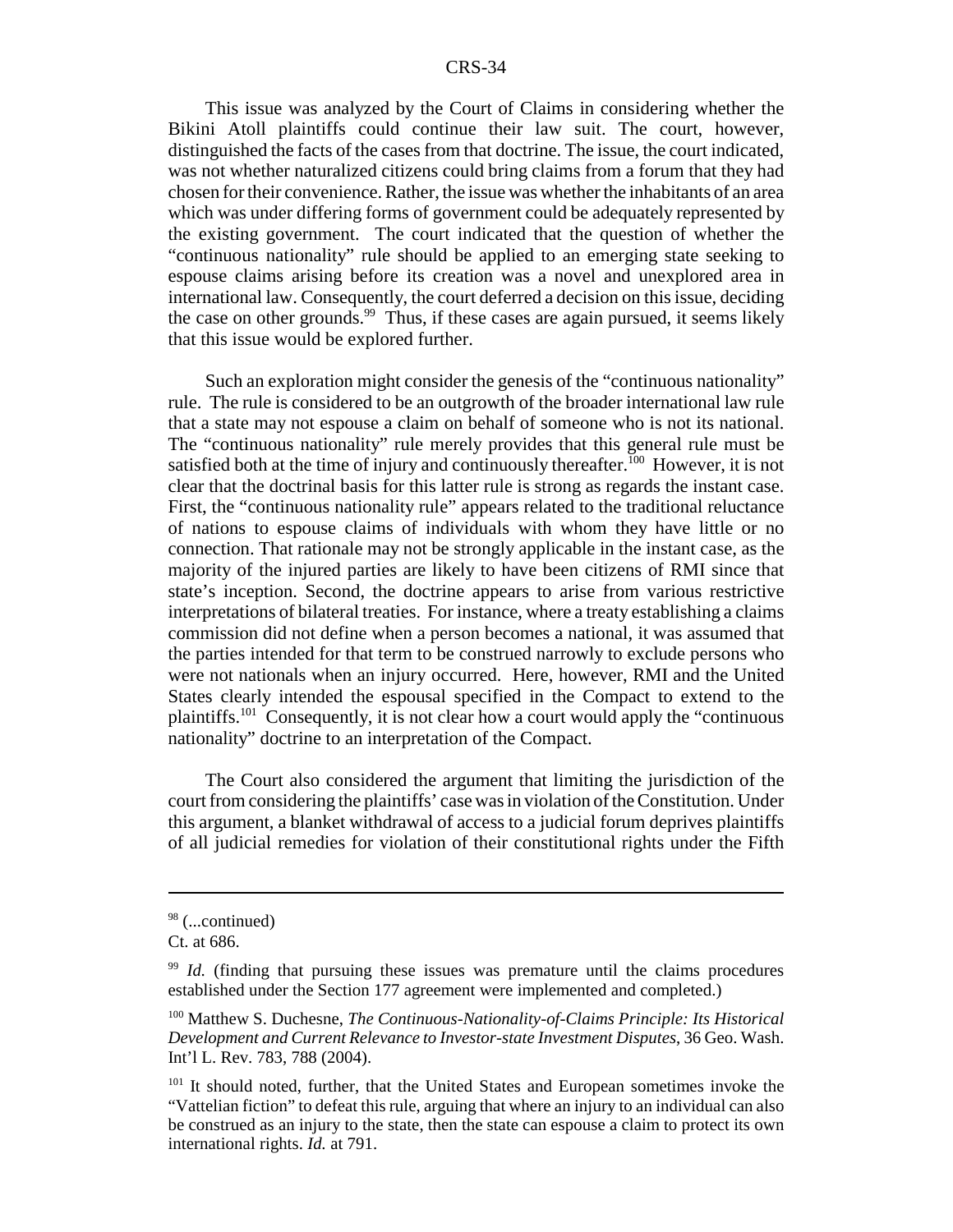This issue was analyzed by the Court of Claims in considering whether the Bikini Atoll plaintiffs could continue their law suit. The court, however, distinguished the facts of the cases from that doctrine. The issue, the court indicated, was not whether naturalized citizens could bring claims from a forum that they had chosen for their convenience. Rather, the issue was whether the inhabitants of an area which was under differing forms of government could be adequately represented by the existing government. The court indicated that the question of whether the "continuous nationality" rule should be applied to an emerging state seeking to espouse claims arising before its creation was a novel and unexplored area in international law. Consequently, the court deferred a decision on this issue, deciding the case on other grounds.[99] Thus, if these cases are again pursued, it seems likely that this issue would be explored further.

Such an exploration might consider the genesis of the "continuous nationality" rule. The rule is considered to be an outgrowth of the broader international law rule that a state may not espouse a claim on behalf of someone who is not its national. The "continuous nationality" rule merely provides that this general rule must be satisfied both at the time of injury and continuously thereafter.[100] However, it is not clear that the doctrinal basis for this latter rule is strong as regards the instant case. First, the "continuous nationality rule" appears related to the traditional reluctance of nations to espouse claims of individuals with whom they have little or no connection. That rationale may not be strongly applicable in the instant case, as the majority of the injured parties are likely to have been citizens of RMI since that state's inception. Second, the doctrine appears to arise from various restrictive interpretations of bilateral treaties. For instance, where a treaty establishing a claims commission did not define when a person becomes a national, it was assumed that the parties intended for that term to be construed narrowly to exclude persons who were not nationals when an injury occurred. Here, however, RMI and the United States clearly intended the espousal specified in the Compact to extend to the plaintiffs.[101] Consequently, it is not clear how a court would apply the "continuous nationality" doctrine to an interpretation of the Compact.

The Court also considered the argument that limiting the jurisdiction of the court from considering the plaintiffs' case was in violation of the Constitution. Under this argument, a blanket withdrawal of access to a judicial forum deprives plaintiffs of all judicial remedies for violation of their constitutional rights under the Fifth

---

[98] (...continued)
Ct. at 686.

[99] *Id.* (finding that pursuing these issues was premature until the claims procedures established under the Section 177 agreement were implemented and completed.)

[100] Matthew S. Duchesne, *The Continuous-Nationality-of-Claims Principle: Its Historical Development and Current Relevance to Investor-state Investment Disputes*, 36 Geo. Wash. Int'l L. Rev. 783, 788 (2004).

[101] It should noted, further, that the United States and European sometimes invoke the "Vattelian fiction" to defeat this rule, arguing that where an injury to an individual can also be construed as an injury to the state, then the state can espouse a claim to protect its own international rights. *Id.* at 791.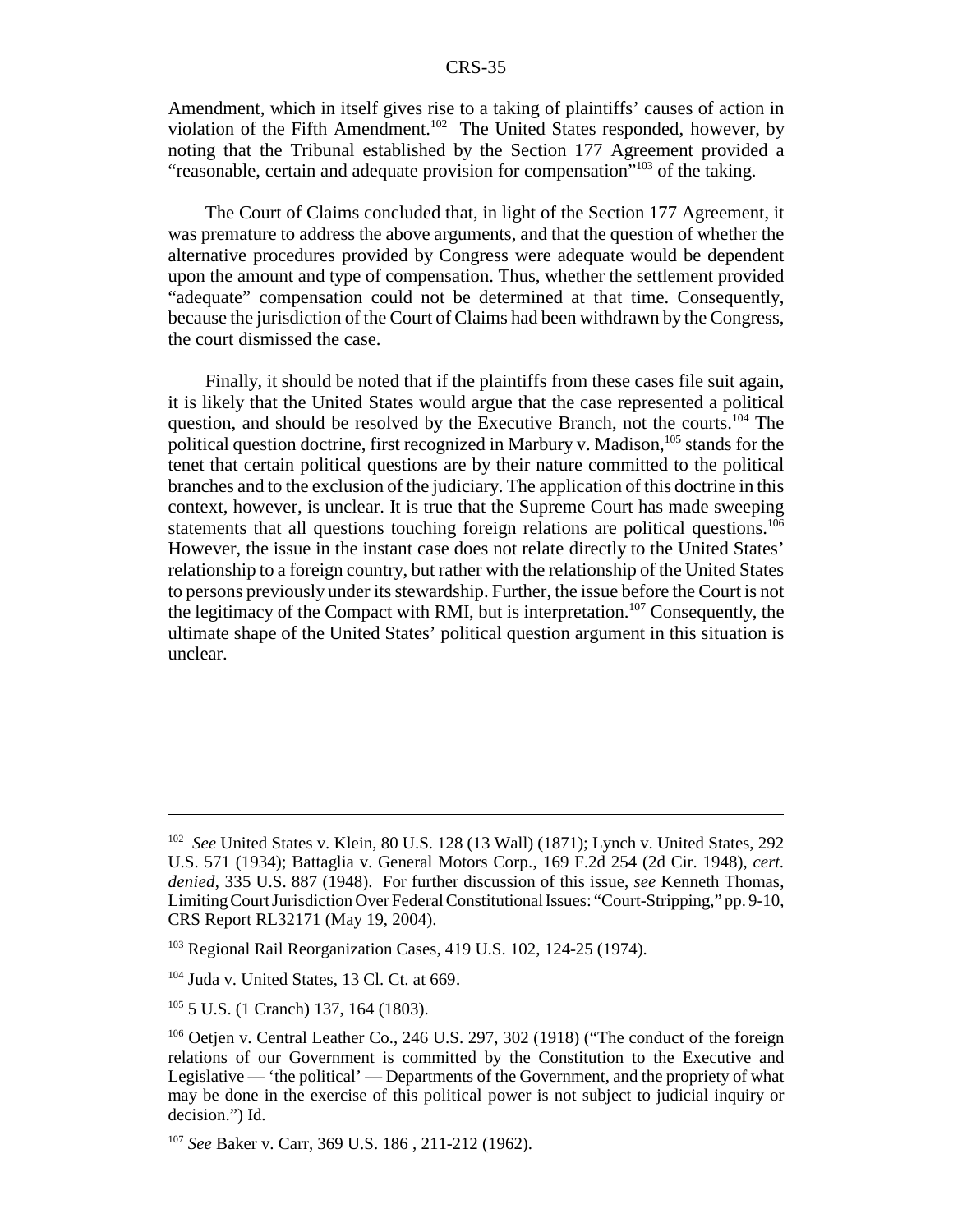Amendment, which in itself gives rise to a taking of plaintiffs' causes of action in violation of the Fifth Amendment.[102] The United States responded, however, by noting that the Tribunal established by the Section 177 Agreement provided a "reasonable, certain and adequate provision for compensation"[103] of the taking.

The Court of Claims concluded that, in light of the Section 177 Agreement, it was premature to address the above arguments, and that the question of whether the alternative procedures provided by Congress were adequate would be dependent upon the amount and type of compensation. Thus, whether the settlement provided "adequate" compensation could not be determined at that time. Consequently, because the jurisdiction of the Court of Claims had been withdrawn by the Congress, the court dismissed the case.

Finally, it should be noted that if the plaintiffs from these cases file suit again, it is likely that the United States would argue that the case represented a political question, and should be resolved by the Executive Branch, not the courts.[104] The political question doctrine, first recognized in Marbury v. Madison,[105] stands for the tenet that certain political questions are by their nature committed to the political branches and to the exclusion of the judiciary. The application of this doctrine in this context, however, is unclear. It is true that the Supreme Court has made sweeping statements that all questions touching foreign relations are political questions.[106] However, the issue in the instant case does not relate directly to the United States' relationship to a foreign country, but rather with the relationship of the United States to persons previously under its stewardship. Further, the issue before the Court is not the legitimacy of the Compact with RMI, but is interpretation.[107] Consequently, the ultimate shape of the United States' political question argument in this situation is unclear.

---

[102] *See* United States v. Klein, 80 U.S. 128 (13 Wall) (1871); Lynch v. United States, 292 U.S. 571 (1934); Battaglia v. General Motors Corp., 169 F.2d 254 (2d Cir. 1948), *cert. denied*, 335 U.S. 887 (1948). For further discussion of this issue, *see* Kenneth Thomas, Limiting Court Jurisdiction Over Federal Constitutional Issues: "Court-Stripping," pp. 9-10, CRS Report RL32171 (May 19, 2004).

[103] Regional Rail Reorganization Cases, 419 U.S. 102, 124-25 (1974).

[104] Juda v. United States, 13 Cl. Ct. at 669.

[105] 5 U.S. (1 Cranch) 137, 164 (1803).

[106] Oetjen v. Central Leather Co., 246 U.S. 297, 302 (1918) ("The conduct of the foreign relations of our Government is committed by the Constitution to the Executive and Legislative — 'the political' — Departments of the Government, and the propriety of what may be done in the exercise of this political power is not subject to judicial inquiry or decision.") Id.

[107] *See* Baker v. Carr, 369 U.S. 186 , 211-212 (1962).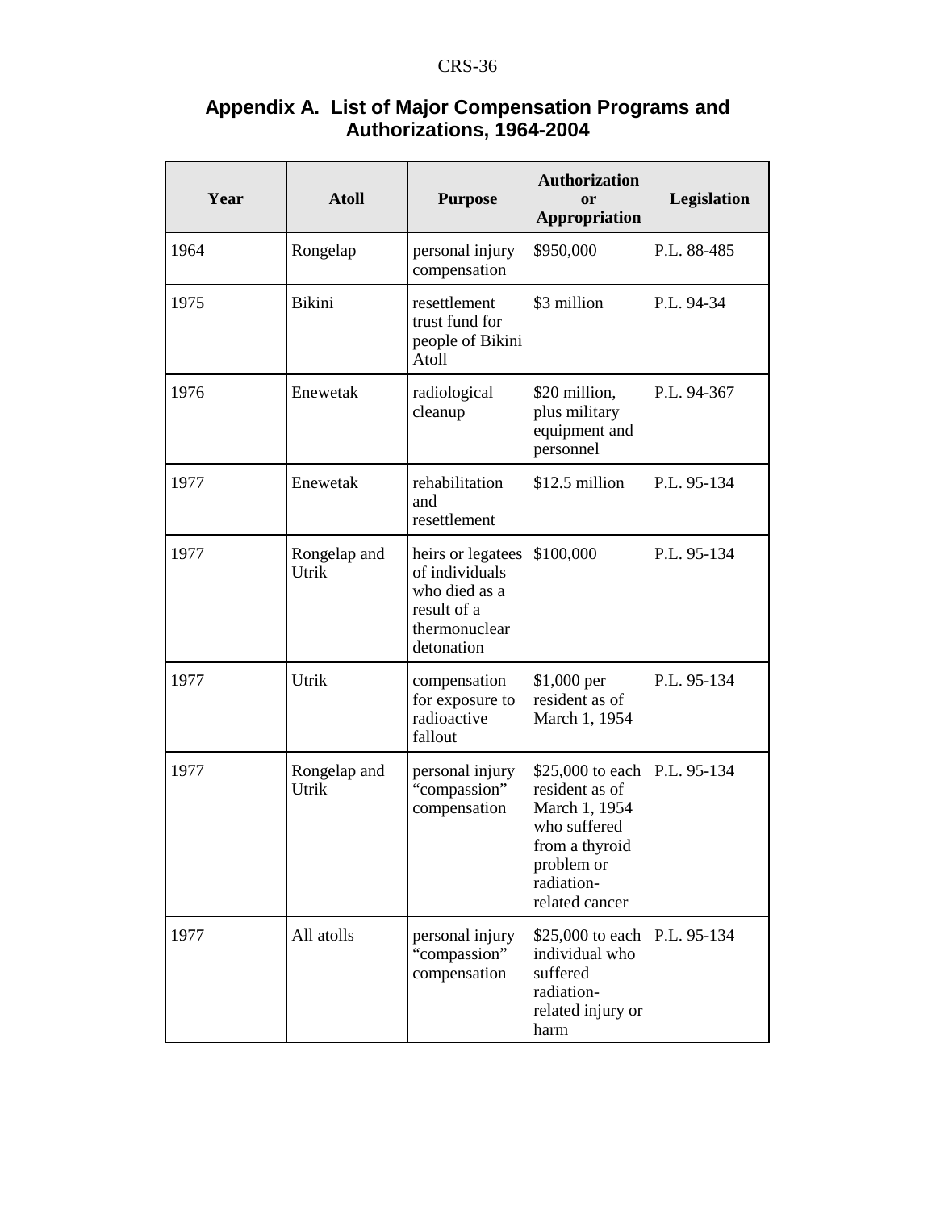## Appendix A. List of Major Compensation Programs and Authorizations, 1964-2004

| Year | Atoll | Purpose | Authorization or Appropriation | Legislation |
|---|---|---|---|---|
| 1964 | Rongelap | personal injury compensation | $950,000 | P.L. 88-485 |
| 1975 | Bikini | resettlement trust fund for people of Bikini Atoll | $3 million | P.L. 94-34 |
| 1976 | Enewetak | radiological cleanup | $20 million, plus military equipment and personnel | P.L. 94-367 |
| 1977 | Enewetak | rehabilitation and resettlement | $12.5 million | P.L. 95-134 |
| 1977 | Rongelap and Utrik | heirs or legatees of individuals who died as a result of a thermonuclear detonation | $100,000 | P.L. 95-134 |
| 1977 | Utrik | compensation for exposure to radioactive fallout | $1,000 per resident as of March 1, 1954 | P.L. 95-134 |
| 1977 | Rongelap and Utrik | personal injury "compassion" compensation | $25,000 to each resident as of March 1, 1954 who suffered from a thyroid problem or radiation-related cancer | P.L. 95-134 |
| 1977 | All atolls | personal injury "compassion" compensation | $25,000 to each individual who suffered radiation-related injury or harm | P.L. 95-134 |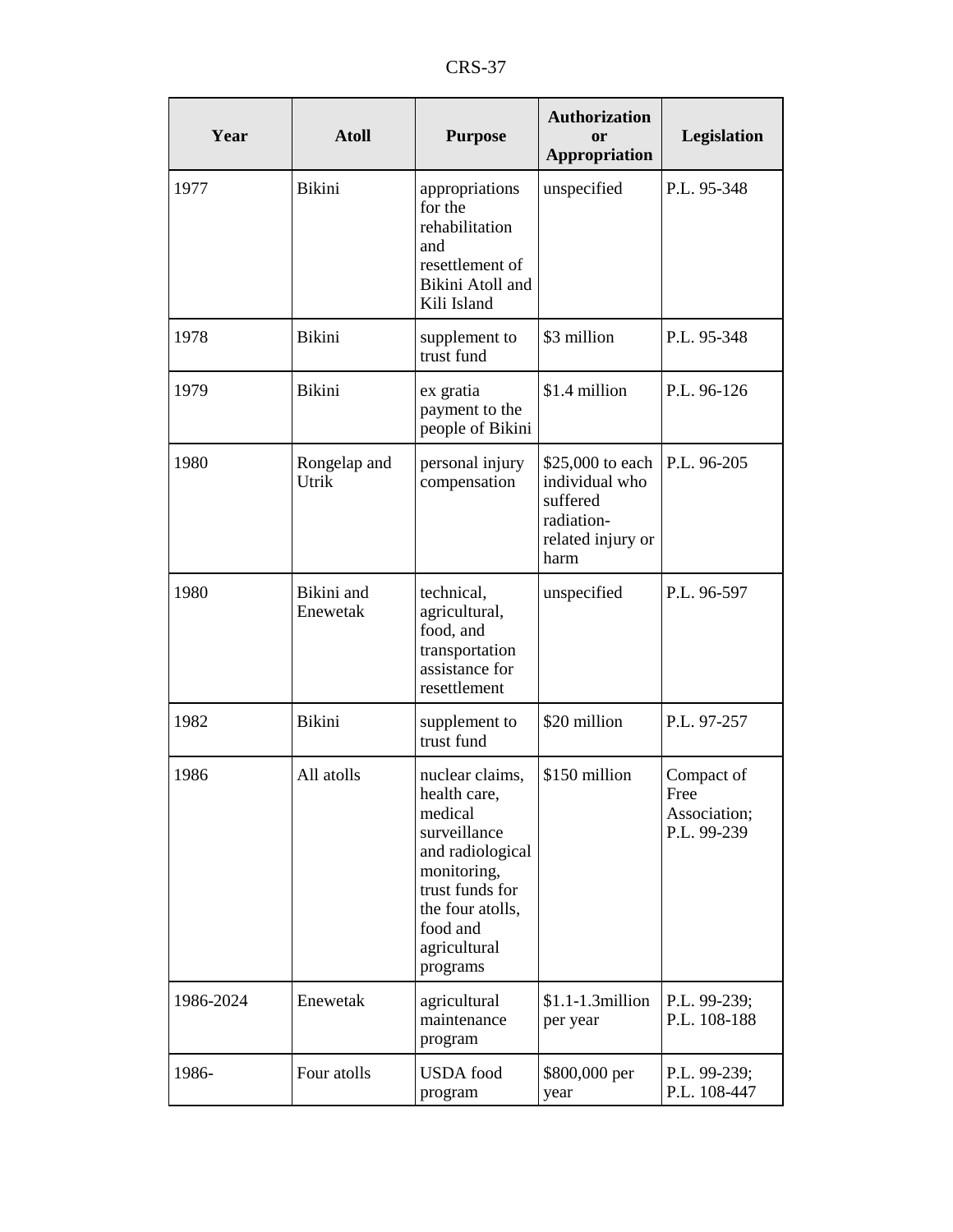| Year | Atoll | Purpose | Authorization or Appropriation | Legislation |
|---|---|---|---|---|
| 1977 | Bikini | appropriations for the rehabilitation and resettlement of Bikini Atoll and Kili Island | unspecified | P.L. 95-348 |
| 1978 | Bikini | supplement to trust fund | $3 million | P.L. 95-348 |
| 1979 | Bikini | ex gratia payment to the people of Bikini | $1.4 million | P.L. 96-126 |
| 1980 | Rongelap and Utrik | personal injury compensation | $25,000 to each individual who suffered radiation-related injury or harm | P.L. 96-205 |
| 1980 | Bikini and Enewetak | technical, agricultural, food, and transportation assistance for resettlement | unspecified | P.L. 96-597 |
| 1982 | Bikini | supplement to trust fund | $20 million | P.L. 97-257 |
| 1986 | All atolls | nuclear claims, health care, medical surveillance and radiological monitoring, trust funds for the four atolls, food and agricultural programs | $150 million | Compact of Free Association; P.L. 99-239 |
| 1986-2024 | Enewetak | agricultural maintenance program | $1.1-1.3million per year | P.L. 99-239; P.L. 108-188 |
| 1986- | Four atolls | USDA food program | $800,000 per year | P.L. 99-239; P.L. 108-447 |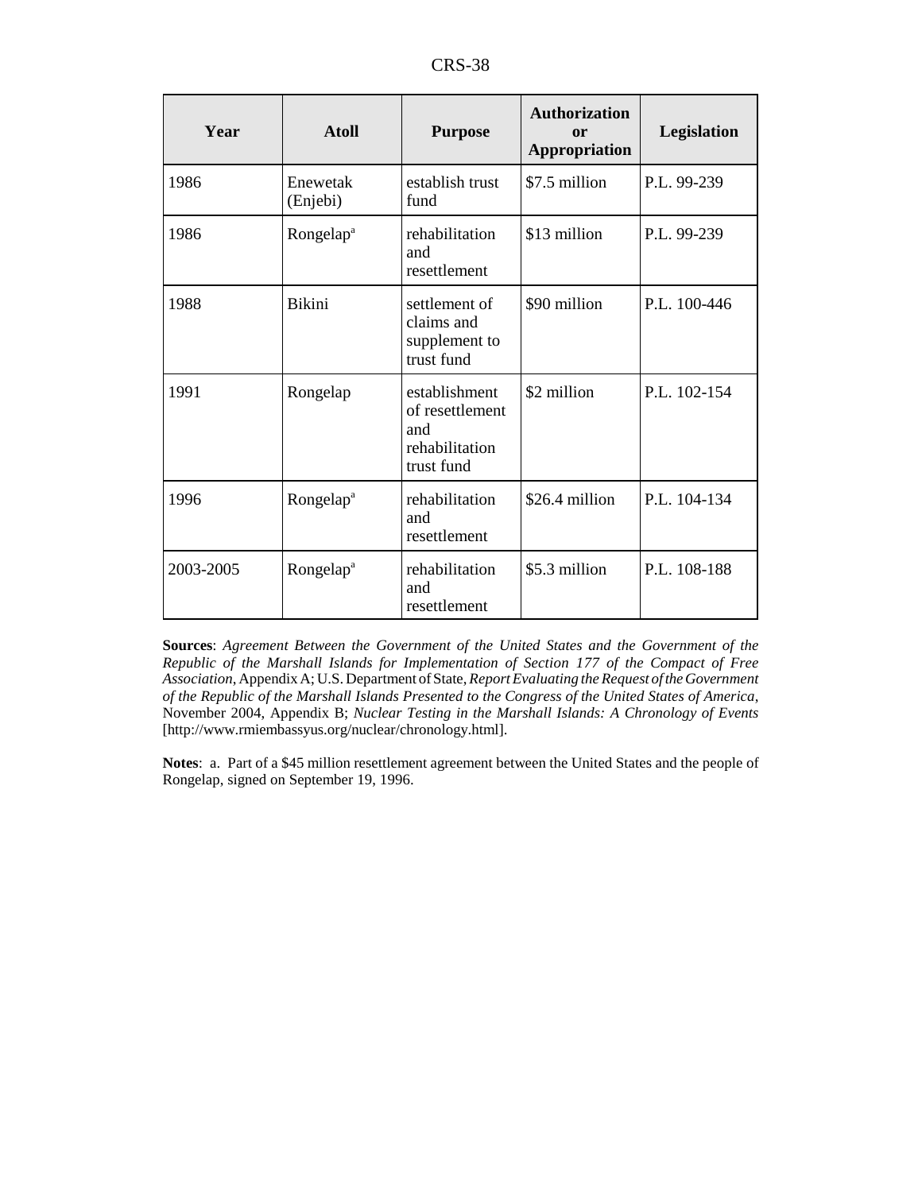| Year | Atoll | Purpose | Authorization or Appropriation | Legislation |
|---|---|---|---|---|
| 1986 | Enewetak (Enjebi) | establish trust fund | \$7.5 million | P.L. 99-239 |
| 1986 | Rongelap[a] | rehabilitation and resettlement | \$13 million | P.L. 99-239 |
| 1988 | Bikini | settlement of claims and supplement to trust fund | \$90 million | P.L. 100-446 |
| 1991 | Rongelap | establishment of resettlement and rehabilitation trust fund | \$2 million | P.L. 102-154 |
| 1996 | Rongelap[a] | rehabilitation and resettlement | \$26.4 million | P.L. 104-134 |
| 2003-2005 | Rongelap[a] | rehabilitation and resettlement | \$5.3 million | P.L. 108-188 |

**Sources**: *Agreement Between the Government of the United States and the Government of the Republic of the Marshall Islands for Implementation of Section 177 of the Compact of Free Association*, Appendix A; U.S. Department of State, *Report Evaluating the Request of the Government of the Republic of the Marshall Islands Presented to the Congress of the United States of America*, November 2004, Appendix B; *Nuclear Testing in the Marshall Islands: A Chronology of Events* [http://www.rmiembassyus.org/nuclear/chronology.html].

**Notes**: a. Part of a \$45 million resettlement agreement between the United States and the people of Rongelap, signed on September 19, 1996.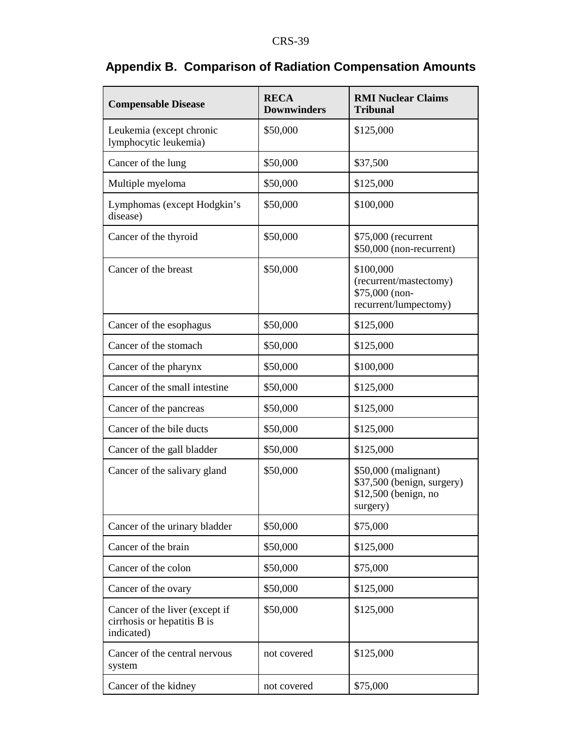## Appendix B. Comparison of Radiation Compensation Amounts

| Compensable Disease | RECA Downwinders | RMI Nuclear Claims Tribunal |
|---|---|---|
| Leukemia (except chronic lymphocytic leukemia) | $50,000 | $125,000 |
| Cancer of the lung | $50,000 | $37,500 |
| Multiple myeloma | $50,000 | $125,000 |
| Lymphomas (except Hodgkin's disease) | $50,000 | $100,000 |
| Cancer of the thyroid | $50,000 | $75,000 (recurrent $50,000 (non-recurrent) |
| Cancer of the breast | $50,000 | $100,000 (recurrent/mastectomy) $75,000 (non-recurrent/lumpectomy) |
| Cancer of the esophagus | $50,000 | $125,000 |
| Cancer of the stomach | $50,000 | $125,000 |
| Cancer of the pharynx | $50,000 | $100,000 |
| Cancer of the small intestine | $50,000 | $125,000 |
| Cancer of the pancreas | $50,000 | $125,000 |
| Cancer of the bile ducts | $50,000 | $125,000 |
| Cancer of the gall bladder | $50,000 | $125,000 |
| Cancer of the salivary gland | $50,000 | $50,000 (malignant) $37,500 (benign, surgery) $12,500 (benign, no surgery) |
| Cancer of the urinary bladder | $50,000 | $75,000 |
| Cancer of the brain | $50,000 | $125,000 |
| Cancer of the colon | $50,000 | $75,000 |
| Cancer of the ovary | $50,000 | $125,000 |
| Cancer of the liver (except if cirrhosis or hepatitis B is indicated) | $50,000 | $125,000 |
| Cancer of the central nervous system | not covered | $125,000 |
| Cancer of the kidney | not covered | $75,000 |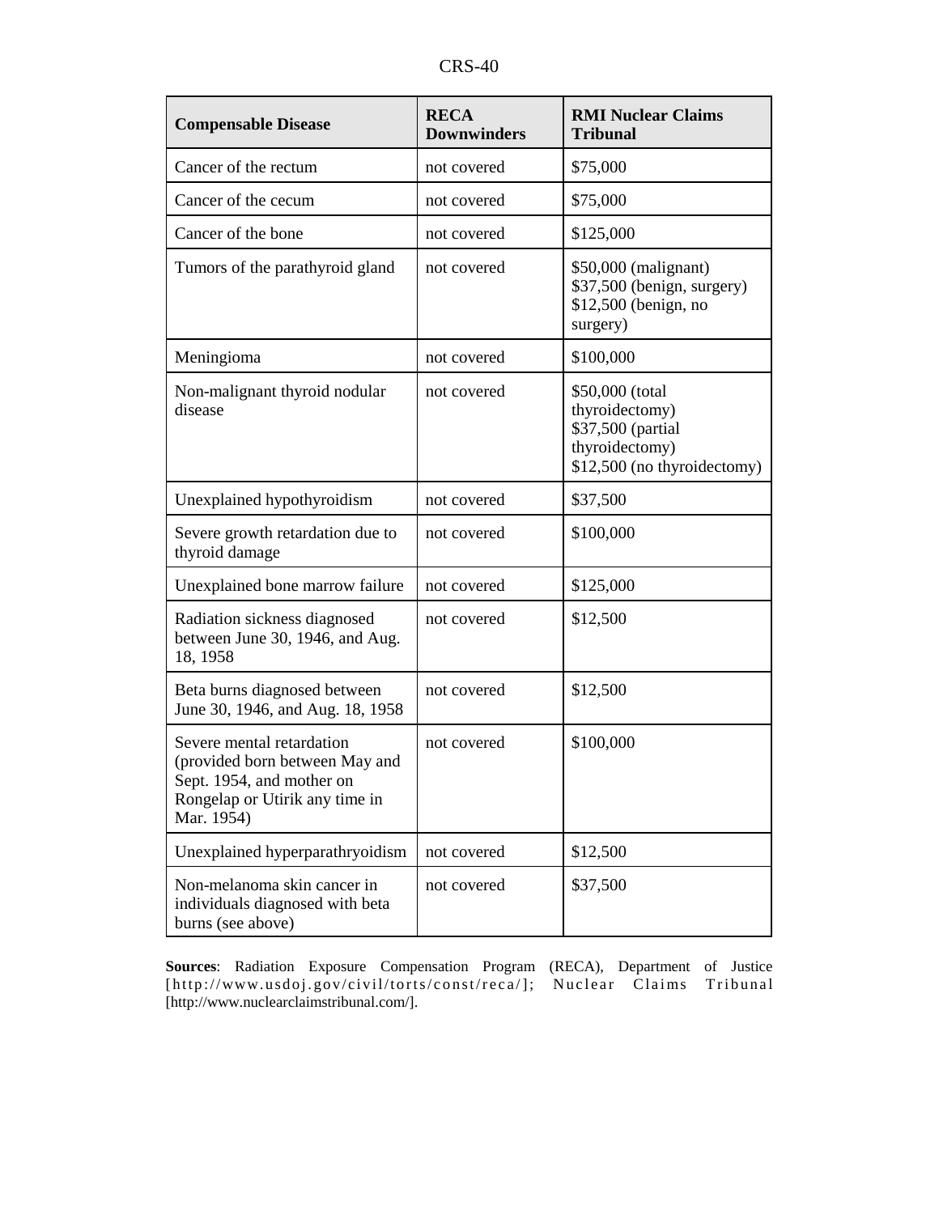| Compensable Disease | RECA Downwinders | RMI Nuclear Claims Tribunal |
| --- | --- | --- |
| Cancer of the rectum | not covered | $75,000 |
| Cancer of the cecum | not covered | $75,000 |
| Cancer of the bone | not covered | $125,000 |
| Tumors of the parathyroid gland | not covered | $50,000 (malignant) $37,500 (benign, surgery) $12,500 (benign, no surgery) |
| Meningioma | not covered | $100,000 |
| Non-malignant thyroid nodular disease | not covered | $50,000 (total thyroidectomy) $37,500 (partial thyroidectomy) $12,500 (no thyroidectomy) |
| Unexplained hypothyroidism | not covered | $37,500 |
| Severe growth retardation due to thyroid damage | not covered | $100,000 |
| Unexplained bone marrow failure | not covered | $125,000 |
| Radiation sickness diagnosed between June 30, 1946, and Aug. 18, 1958 | not covered | $12,500 |
| Beta burns diagnosed between June 30, 1946, and Aug. 18, 1958 | not covered | $12,500 |
| Severe mental retardation (provided born between May and Sept. 1954, and mother on Rongelap or Utirik any time in Mar. 1954) | not covered | $100,000 |
| Unexplained hyperparathryoidism | not covered | $12,500 |
| Non-melanoma skin cancer in individuals diagnosed with beta burns (see above) | not covered | $37,500 |

**Sources**: Radiation Exposure Compensation Program (RECA), Department of Justice [http://www.usdoj.gov/civil/torts/const/reca/]; Nuclear Claims Tribunal [http://www.nuclearclaimstribunal.com/].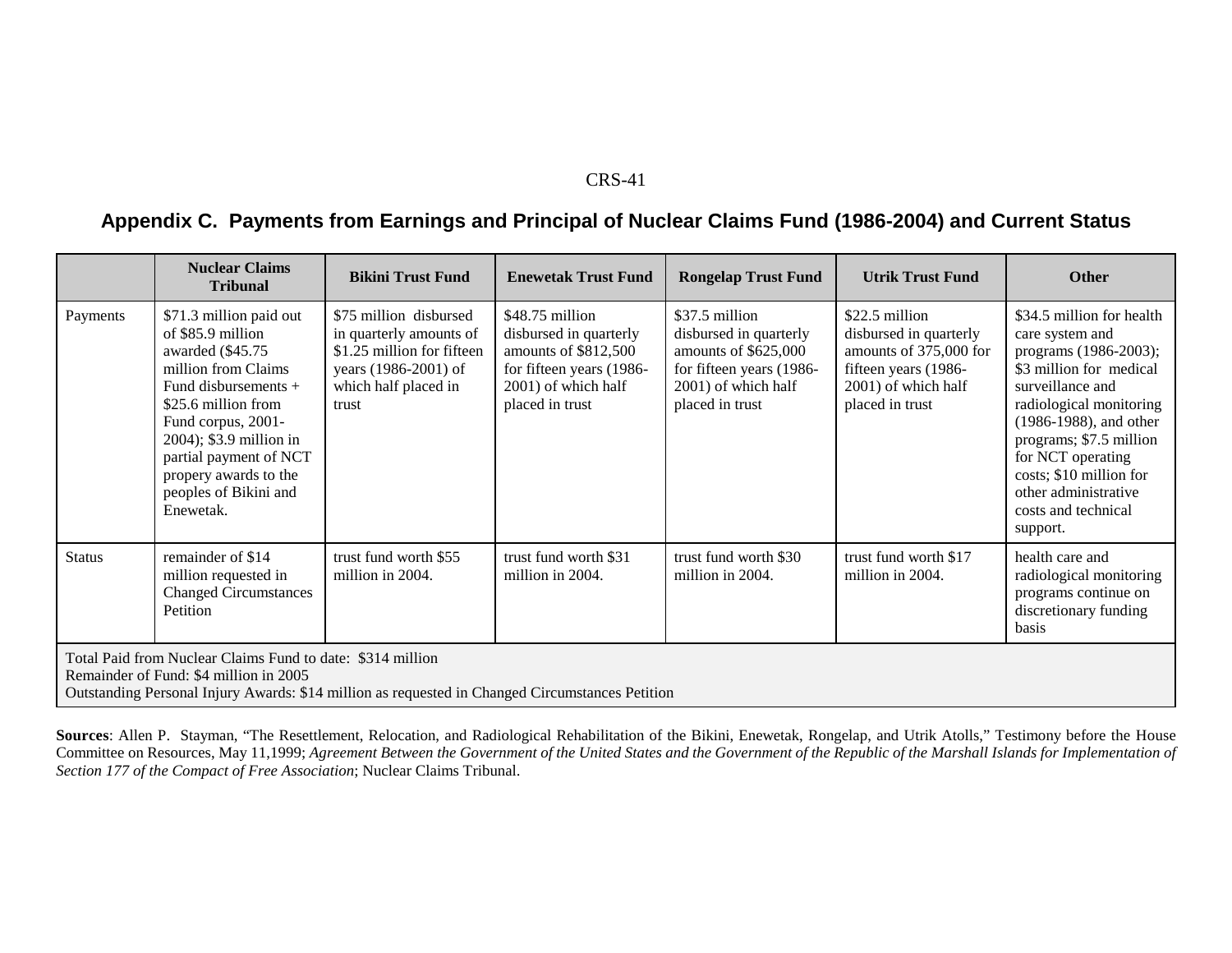## Appendix C. Payments from Earnings and Principal of Nuclear Claims Fund (1986-2004) and Current Status

| | Nuclear Claims Tribunal | Bikini Trust Fund | Enewetak Trust Fund | Rongelap Trust Fund | Utrik Trust Fund | Other |
|---|---|---|---|---|---|---|
| Payments | $71.3 million paid out of $85.9 million awarded ($45.75 million from Claims Fund disbursements + $25.6 million from Fund corpus, 2001-2004); $3.9 million in partial payment of NCT propery awards to the peoples of Bikini and Enewetak. | $75 million disbursed in quarterly amounts of $1.25 million for fifteen years (1986-2001) of which half placed in trust | $48.75 million disbursed in quarterly amounts of $812,500 for fifteen years (1986-2001) of which half placed in trust | $37.5 million disbursed in quarterly amounts of $625,000 for fifteen years (1986-2001) of which half placed in trust | $22.5 million disbursed in quarterly amounts of 375,000 for fifteen years (1986-2001) of which half placed in trust | $34.5 million for health care system and programs (1986-2003); $3 million for medical surveillance and radiological monitoring (1986-1988), and other programs; $7.5 million for NCT operating costs; $10 million for other administrative costs and technical support. |
| Status | remainder of $14 million requested in Changed Circumstances Petition | trust fund worth $55 million in 2004. | trust fund worth $31 million in 2004. | trust fund worth $30 million in 2004. | trust fund worth $17 million in 2004. | health care and radiological monitoring programs continue on discretionary funding basis |
| Total Paid from Nuclear Claims Fund to date: $314 million<br>Remainder of Fund: $4 million in 2005<br>Outstanding Personal Injury Awards: $14 million as requested in Changed Circumstances Petition | | | | | | |

**Sources**: Allen P. Stayman, "The Resettlement, Relocation, and Radiological Rehabilitation of the Bikini, Enewetak, Rongelap, and Utrik Atolls," Testimony before the House Committee on Resources, May 11,1999; *Agreement Between the Government of the United States and the Government of the Republic of the Marshall Islands for Implementation of Section 177 of the Compact of Free Association*; Nuclear Claims Tribunal.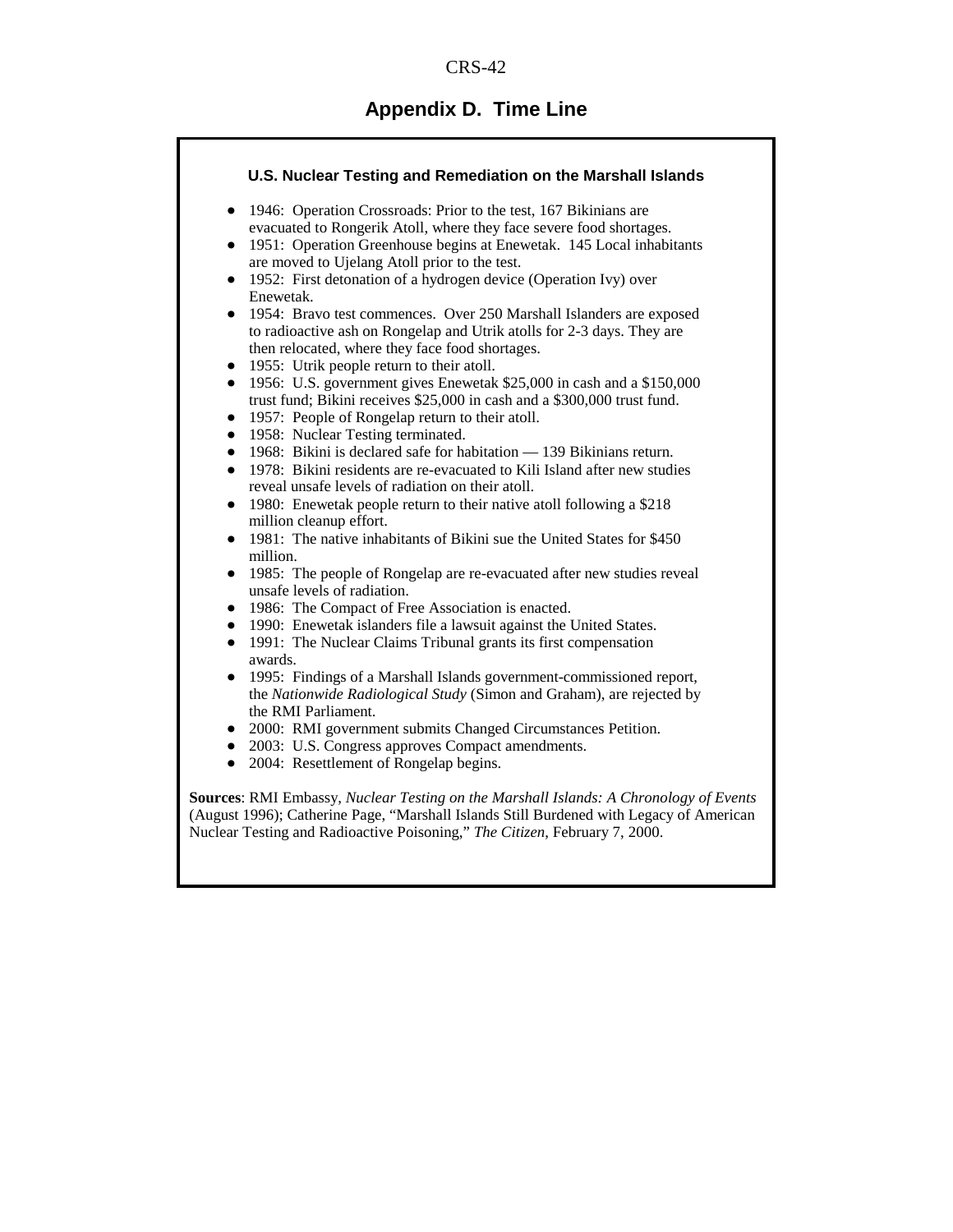## Appendix D. Time Line

### U.S. Nuclear Testing and Remediation on the Marshall Islands

- 1946: Operation Crossroads: Prior to the test, 167 Bikinians are evacuated to Rongerik Atoll, where they face severe food shortages.
- 1951: Operation Greenhouse begins at Enewetak. 145 Local inhabitants are moved to Ujelang Atoll prior to the test.
- 1952: First detonation of a hydrogen device (Operation Ivy) over Enewetak.
- 1954: Bravo test commences. Over 250 Marshall Islanders are exposed to radioactive ash on Rongelap and Utrik atolls for 2-3 days. They are then relocated, where they face food shortages.
- 1955: Utrik people return to their atoll.
- 1956: U.S. government gives Enewetak $25,000 in cash and a $150,000 trust fund; Bikini receives $25,000 in cash and a $300,000 trust fund.
- 1957: People of Rongelap return to their atoll.
- 1958: Nuclear Testing terminated.
- 1968: Bikini is declared safe for habitation — 139 Bikinians return.
- 1978: Bikini residents are re-evacuated to Kili Island after new studies reveal unsafe levels of radiation on their atoll.
- 1980: Enewetak people return to their native atoll following a $218 million cleanup effort.
- 1981: The native inhabitants of Bikini sue the United States for $450 million.
- 1985: The people of Rongelap are re-evacuated after new studies reveal unsafe levels of radiation.
- 1986: The Compact of Free Association is enacted.
- 1990: Enewetak islanders file a lawsuit against the United States.
- 1991: The Nuclear Claims Tribunal grants its first compensation awards.
- 1995: Findings of a Marshall Islands government-commissioned report, the *Nationwide Radiological Study* (Simon and Graham), are rejected by the RMI Parliament.
- 2000: RMI government submits Changed Circumstances Petition.
- 2003: U.S. Congress approves Compact amendments.
- 2004: Resettlement of Rongelap begins.

**Sources**: RMI Embassy, *Nuclear Testing on the Marshall Islands: A Chronology of Events* (August 1996); Catherine Page, "Marshall Islands Still Burdened with Legacy of American Nuclear Testing and Radioactive Poisoning," *The Citizen*, February 7, 2000.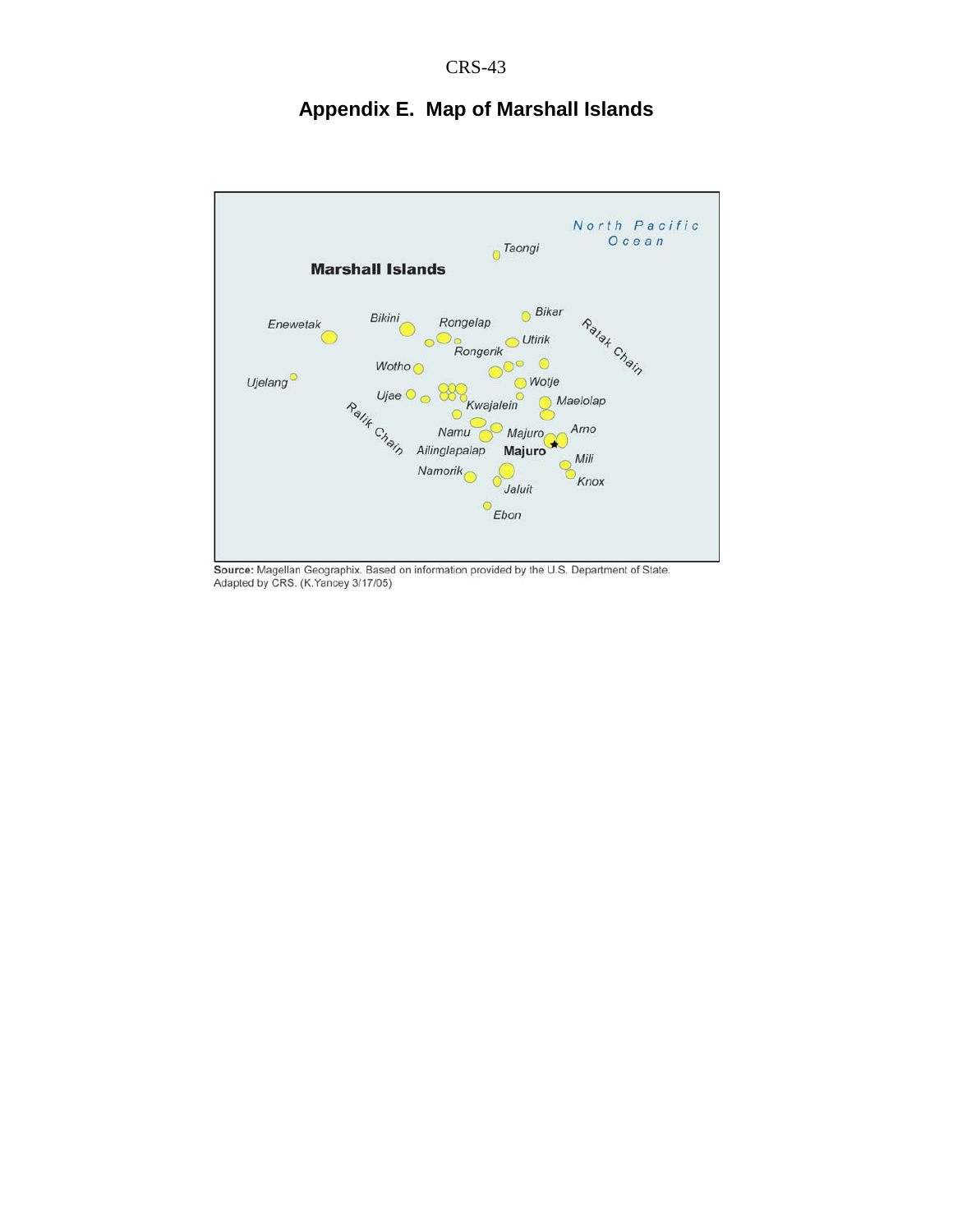## Appendix E. Map of Marshall Islands

North Pacific Ocean

Marshall Islands

Taongi

Bikar

Enewetak

Bikini

Rongelap

Ratak Chain

Utirik

Rongerik

Wotho

Ujelang

Wotje

Ujae

Kwajalein

Maelolap

Ralik Chain

Namu

Majuro

Arno

Ailinglapalap

Majuro

Mili

Namorik

Knox

Jaluit

Ebon

**Source:** Magellan Geographix. Based on information provided by the U.S. Department of State. Adapted by CRS. (K.Yancey 3/17/05)